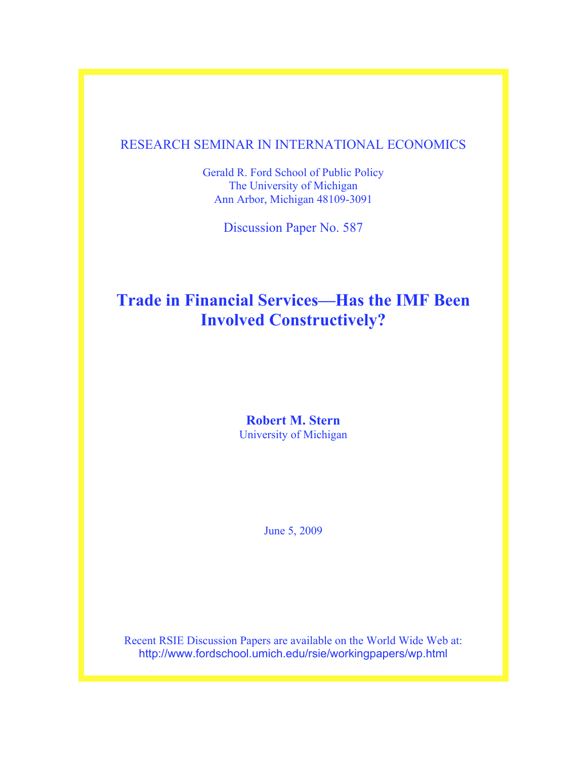RESEARCH SEMINAR IN INTERNATIONAL ECONOMICS

Gerald R. Ford School of Public Policy
The University of Michigan
Ann Arbor, Michigan 48109-3091

Discussion Paper No. 587

# Trade in Financial Services—Has the IMF Been Involved Constructively?

**Robert M. Stern**
University of Michigan

June 5, 2009

Recent RSIE Discussion Papers are available on the World Wide Web at:
http://www.fordschool.umich.edu/rsie/workingpapers/wp.html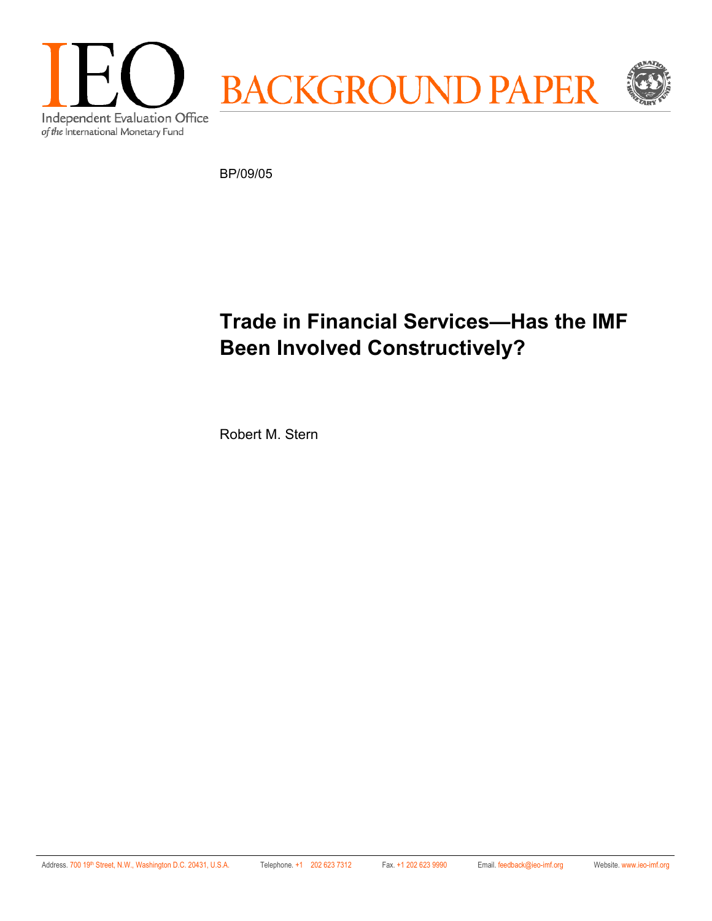IEO

Independent Evaluation Office of the International Monetary Fund

# BACKGROUND PAPER

BP/09/05

# Trade in Financial Services—Has the IMF Been Involved Constructively?

Robert M. Stern

Address. 700 19th Street, N.W., Washington D.C. 20431, U.S.A. Telephone. +1 202 623 7312 Fax. +1 202 623 9990 Email. feedback@ieo-imf.org Website. www.ieo-imf.org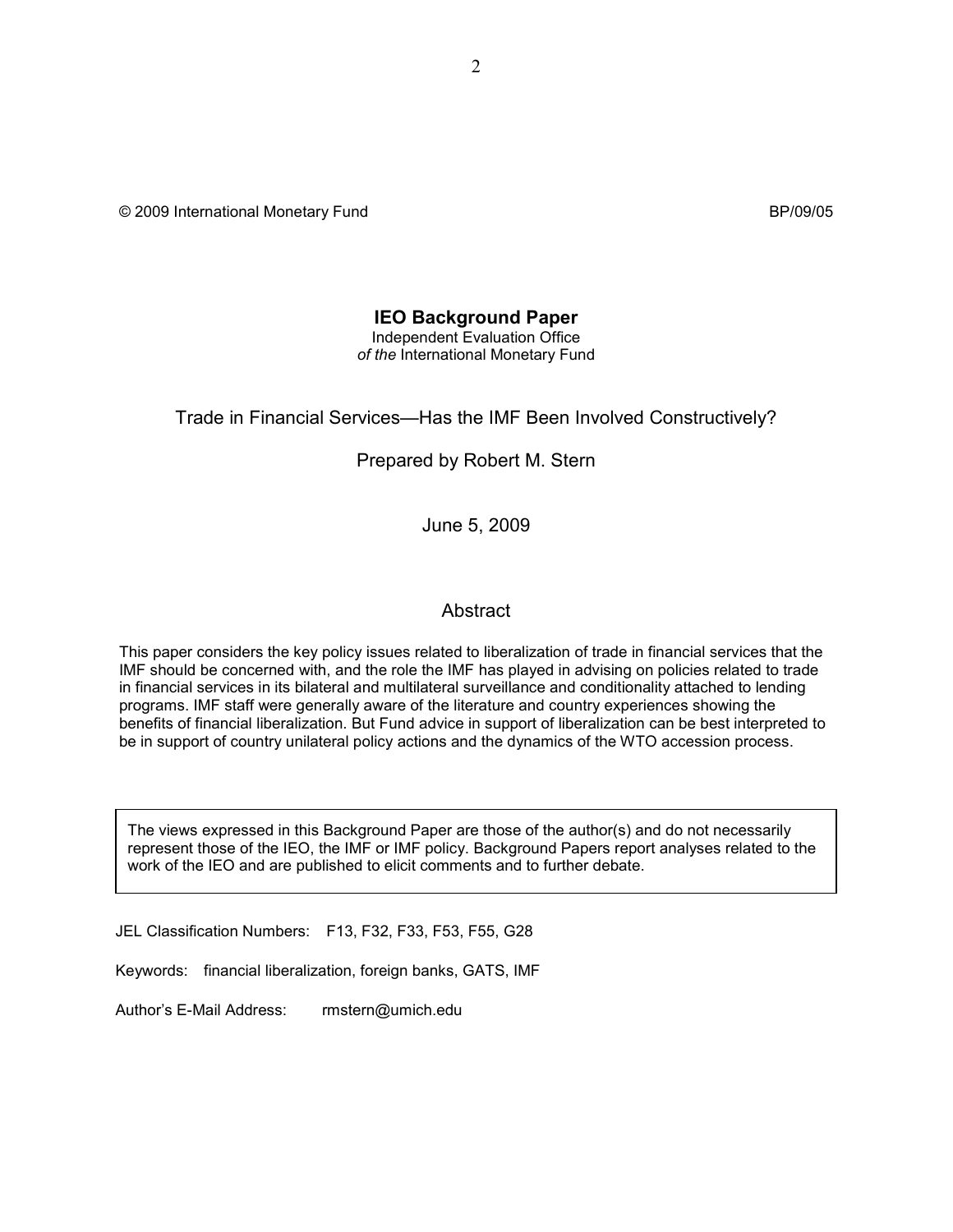© 2009 International Monetary Fund BP/09/05

**IEO Background Paper**
Independent Evaluation Office
*of the* International Monetary Fund

Trade in Financial Services—Has the IMF Been Involved Constructively?

Prepared by Robert M. Stern

June 5, 2009

## Abstract

This paper considers the key policy issues related to liberalization of trade in financial services that the IMF should be concerned with, and the role the IMF has played in advising on policies related to trade in financial services in its bilateral and multilateral surveillance and conditionality attached to lending programs. IMF staff were generally aware of the literature and country experiences showing the benefits of financial liberalization. But Fund advice in support of liberalization can be best interpreted to be in support of country unilateral policy actions and the dynamics of the WTO accession process.

The views expressed in this Background Paper are those of the author(s) and do not necessarily represent those of the IEO, the IMF or IMF policy. Background Papers report analyses related to the work of the IEO and are published to elicit comments and to further debate.

JEL Classification Numbers: F13, F32, F33, F53, F55, G28

Keywords: financial liberalization, foreign banks, GATS, IMF

Author's E-Mail Address: rmstern@umich.edu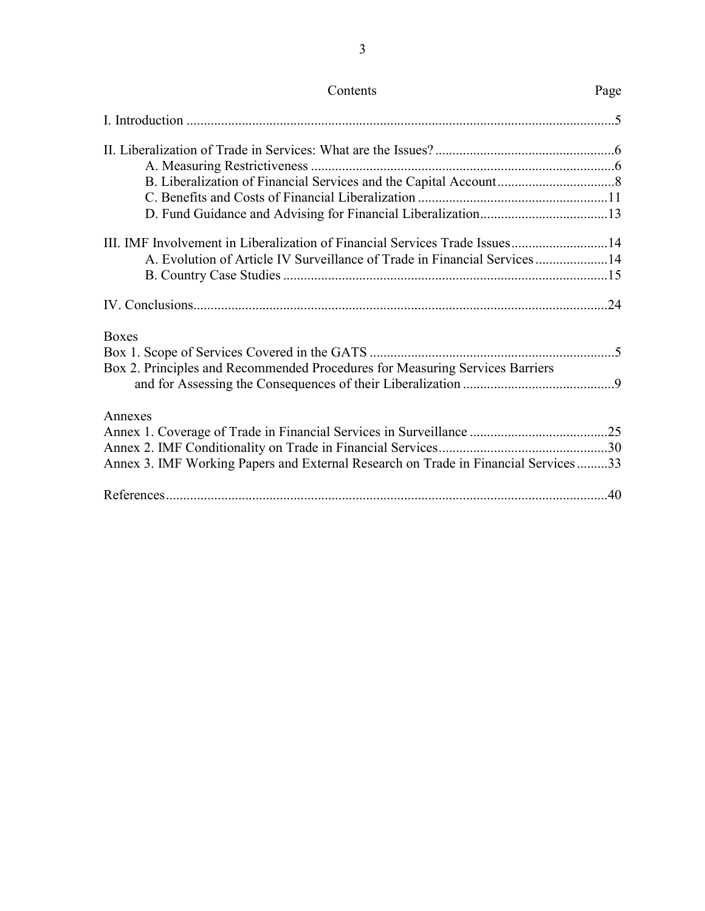# Contents

| | Page |
|---|---|
| I. Introduction | 5 |
| II. Liberalization of Trade in Services: What are the Issues? | 6 |
| A. Measuring Restrictiveness | 6 |
| B. Liberalization of Financial Services and the Capital Account | 8 |
| C. Benefits and Costs of Financial Liberalization | 11 |
| D. Fund Guidance and Advising for Financial Liberalization | 13 |
| III. IMF Involvement in Liberalization of Financial Services Trade Issues | 14 |
| A. Evolution of Article IV Surveillance of Trade in Financial Services | 14 |
| B. Country Case Studies | 15 |
| IV. Conclusions | 24 |
| **Boxes** | |
| Box 1. Scope of Services Covered in the GATS | 5 |
| Box 2. Principles and Recommended Procedures for Measuring Services Barriers and for Assessing the Consequences of their Liberalization | 9 |
| **Annexes** | |
| Annex 1. Coverage of Trade in Financial Services in Surveillance | 25 |
| Annex 2. IMF Conditionality on Trade in Financial Services | 30 |
| Annex 3. IMF Working Papers and External Research on Trade in Financial Services | 33 |
| References | 40 |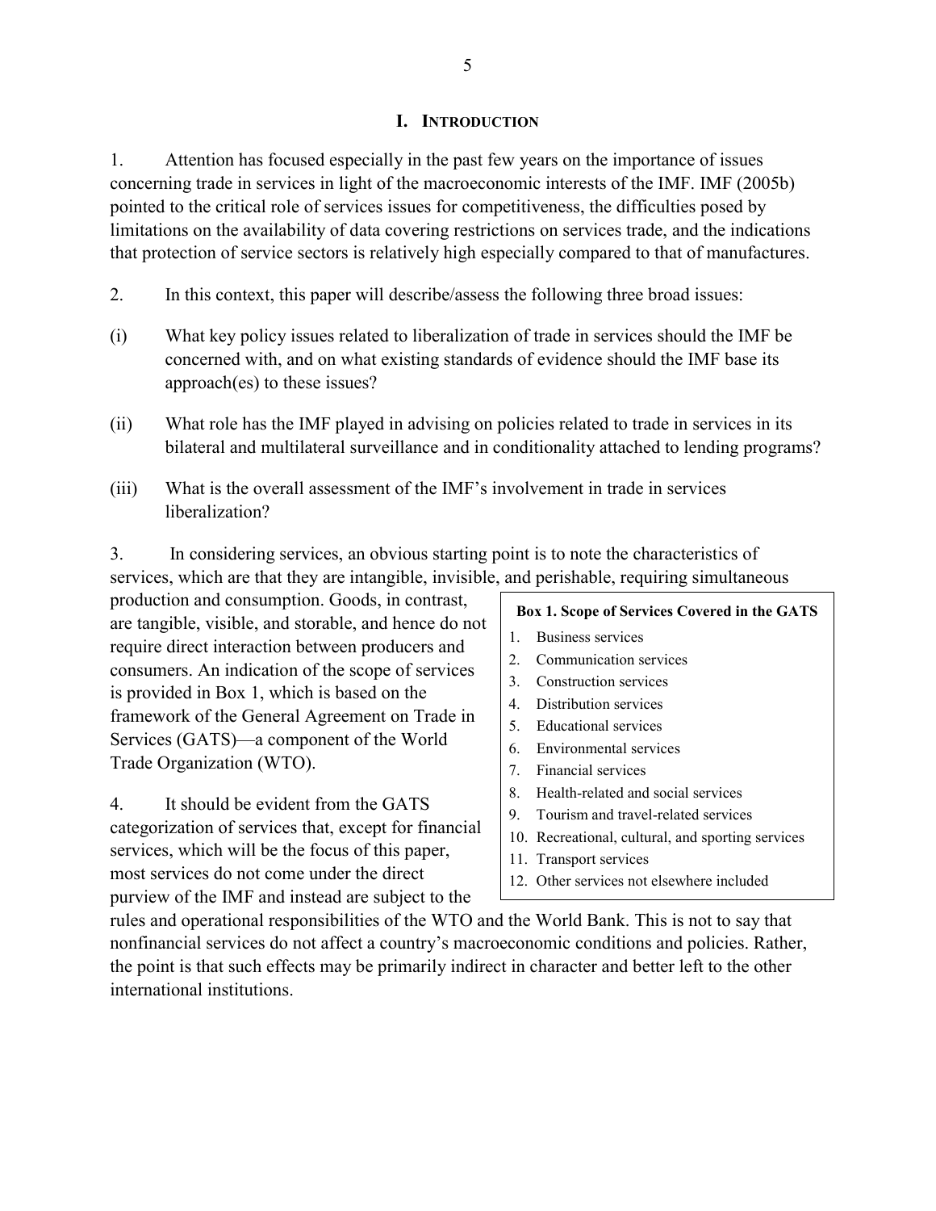# I. Introduction

1. Attention has focused especially in the past few years on the importance of issues concerning trade in services in light of the macroeconomic interests of the IMF. IMF (2005b) pointed to the critical role of services issues for competitiveness, the difficulties posed by limitations on the availability of data covering restrictions on services trade, and the indications that protection of service sectors is relatively high especially compared to that of manufactures.

2. In this context, this paper will describe/assess the following three broad issues:

(i) What key policy issues related to liberalization of trade in services should the IMF be concerned with, and on what existing standards of evidence should the IMF base its approach(es) to these issues?

(ii) What role has the IMF played in advising on policies related to trade in services in its bilateral and multilateral surveillance and in conditionality attached to lending programs?

(iii) What is the overall assessment of the IMF's involvement in trade in services liberalization?

3. In considering services, an obvious starting point is to note the characteristics of services, which are that they are intangible, invisible, and perishable, requiring simultaneous production and consumption. Goods, in contrast, are tangible, visible, and storable, and hence do not require direct interaction between producers and consumers. An indication of the scope of services is provided in Box 1, which is based on the framework of the General Agreement on Trade in Services (GATS)—a component of the World Trade Organization (WTO).

**Box 1. Scope of Services Covered in the GATS**

1. Business services
2. Communication services
3. Construction services
4. Distribution services
5. Educational services
6. Environmental services
7. Financial services
8. Health-related and social services
9. Tourism and travel-related services
10. Recreational, cultural, and sporting services
11. Transport services
12. Other services not elsewhere included

4. It should be evident from the GATS categorization of services that, except for financial services, which will be the focus of this paper, most services do not come under the direct purview of the IMF and instead are subject to the rules and operational responsibilities of the WTO and the World Bank. This is not to say that nonfinancial services do not affect a country's macroeconomic conditions and policies. Rather, the point is that such effects may be primarily indirect in character and better left to the other international institutions.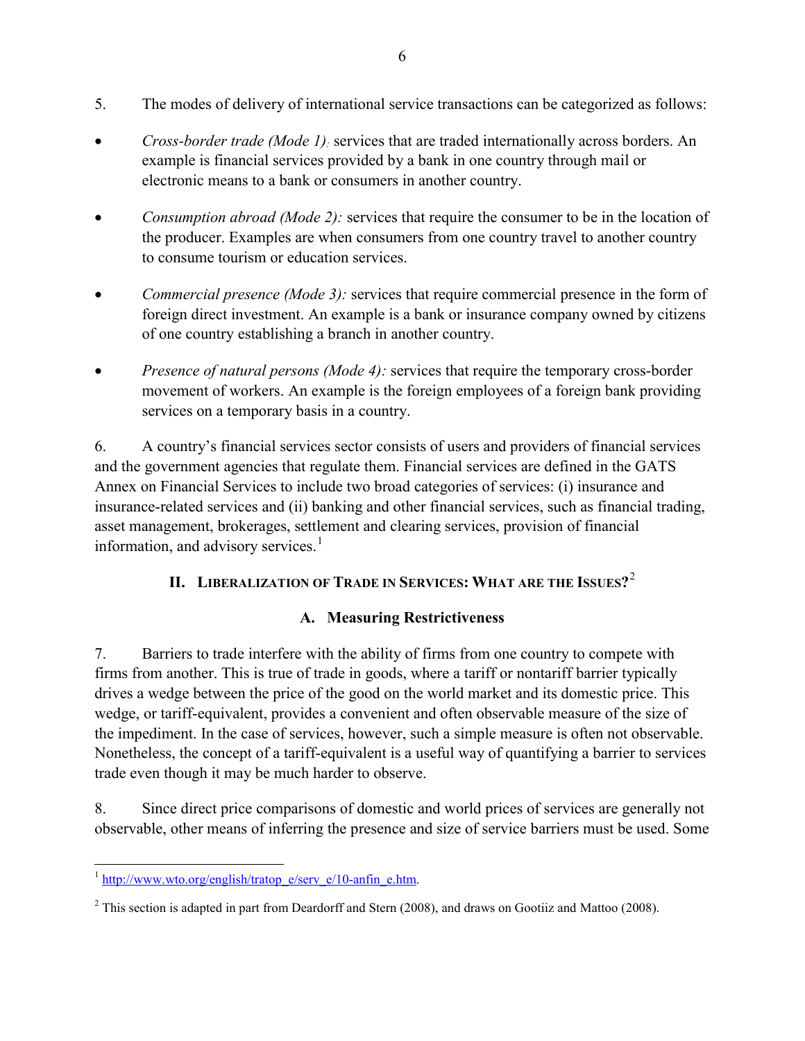5. The modes of delivery of international service transactions can be categorized as follows:

- *Cross-border trade (Mode 1):* services that are traded internationally across borders. An example is financial services provided by a bank in one country through mail or electronic means to a bank or consumers in another country.
- *Consumption abroad (Mode 2):* services that require the consumer to be in the location of the producer. Examples are when consumers from one country travel to another country to consume tourism or education services.
- *Commercial presence (Mode 3):* services that require commercial presence in the form of foreign direct investment. An example is a bank or insurance company owned by citizens of one country establishing a branch in another country.
- *Presence of natural persons (Mode 4):* services that require the temporary cross-border movement of workers. An example is the foreign employees of a foreign bank providing services on a temporary basis in a country.

6. A country's financial services sector consists of users and providers of financial services and the government agencies that regulate them. Financial services are defined in the GATS Annex on Financial Services to include two broad categories of services: (i) insurance and insurance-related services and (ii) banking and other financial services, such as financial trading, asset management, brokerages, settlement and clearing services, provision of financial information, and advisory services.[1]

## II. Liberalization of Trade in Services: What are the Issues?[2]

### A. Measuring Restrictiveness

7. Barriers to trade interfere with the ability of firms from one country to compete with firms from another. This is true of trade in goods, where a tariff or nontariff barrier typically drives a wedge between the price of the good on the world market and its domestic price. This wedge, or tariff-equivalent, provides a convenient and often observable measure of the size of the impediment. In the case of services, however, such a simple measure is often not observable. Nonetheless, the concept of a tariff-equivalent is a useful way of quantifying a barrier to services trade even though it may be much harder to observe.

8. Since direct price comparisons of domestic and world prices of services are generally not observable, other means of inferring the presence and size of service barriers must be used. Some

---

[1] http://www.wto.org/english/tratop_e/serv_e/10-anfin_e.htm.

[2] This section is adapted in part from Deardorff and Stern (2008), and draws on Gootiiz and Mattoo (2008).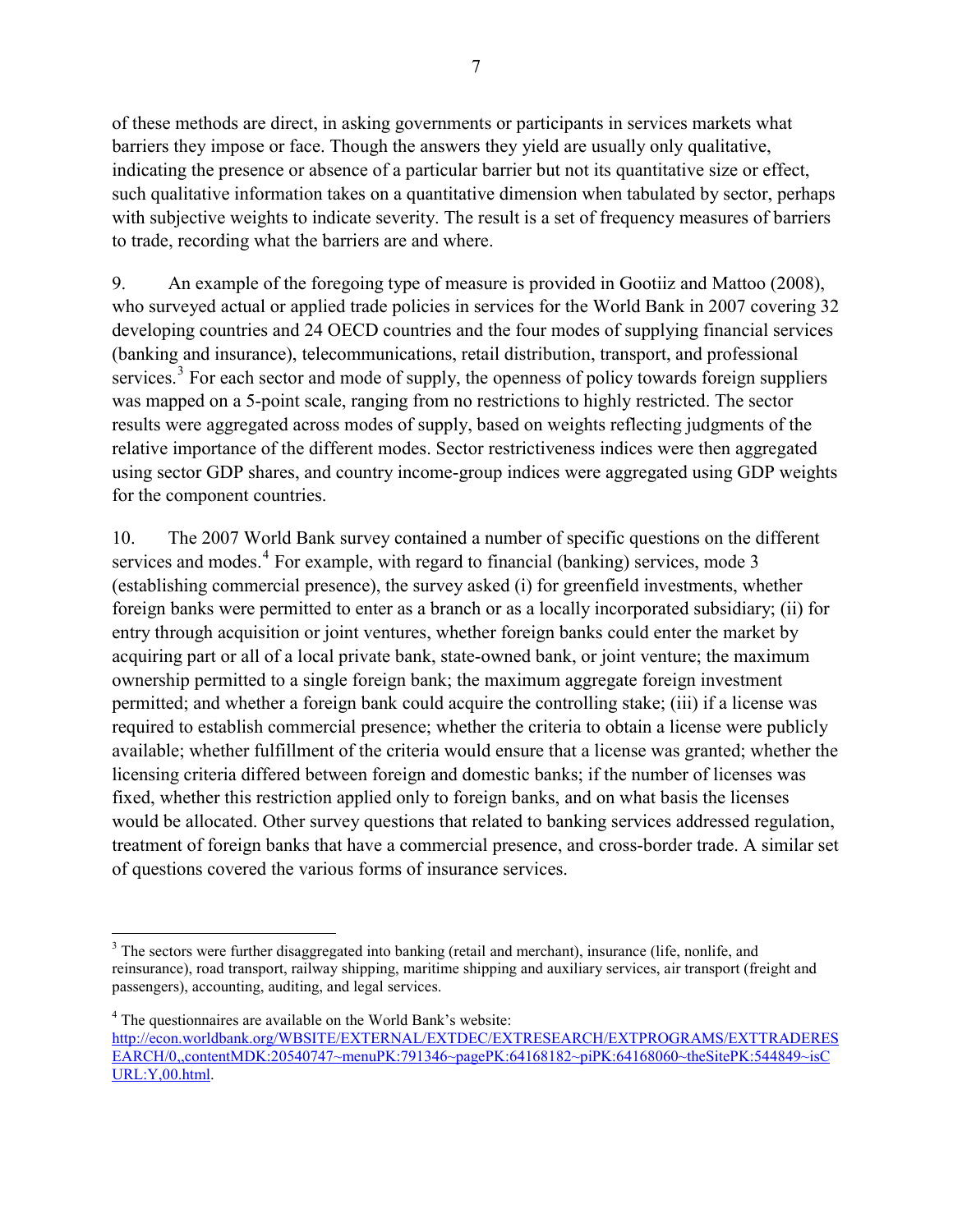of these methods are direct, in asking governments or participants in services markets what barriers they impose or face. Though the answers they yield are usually only qualitative, indicating the presence or absence of a particular barrier but not its quantitative size or effect, such qualitative information takes on a quantitative dimension when tabulated by sector, perhaps with subjective weights to indicate severity. The result is a set of frequency measures of barriers to trade, recording what the barriers are and where.

9. An example of the foregoing type of measure is provided in Gootiiz and Mattoo (2008), who surveyed actual or applied trade policies in services for the World Bank in 2007 covering 32 developing countries and 24 OECD countries and the four modes of supplying financial services (banking and insurance), telecommunications, retail distribution, transport, and professional services.[3] For each sector and mode of supply, the openness of policy towards foreign suppliers was mapped on a 5-point scale, ranging from no restrictions to highly restricted. The sector results were aggregated across modes of supply, based on weights reflecting judgments of the relative importance of the different modes. Sector restrictiveness indices were then aggregated using sector GDP shares, and country income-group indices were aggregated using GDP weights for the component countries.

10. The 2007 World Bank survey contained a number of specific questions on the different services and modes.[4] For example, with regard to financial (banking) services, mode 3 (establishing commercial presence), the survey asked (i) for greenfield investments, whether foreign banks were permitted to enter as a branch or as a locally incorporated subsidiary; (ii) for entry through acquisition or joint ventures, whether foreign banks could enter the market by acquiring part or all of a local private bank, state-owned bank, or joint venture; the maximum ownership permitted to a single foreign bank; the maximum aggregate foreign investment permitted; and whether a foreign bank could acquire the controlling stake; (iii) if a license was required to establish commercial presence; whether the criteria to obtain a license were publicly available; whether fulfillment of the criteria would ensure that a license was granted; whether the licensing criteria differed between foreign and domestic banks; if the number of licenses was fixed, whether this restriction applied only to foreign banks, and on what basis the licenses would be allocated. Other survey questions that related to banking services addressed regulation, treatment of foreign banks that have a commercial presence, and cross-border trade. A similar set of questions covered the various forms of insurance services.

---

[3] The sectors were further disaggregated into banking (retail and merchant), insurance (life, nonlife, and reinsurance), road transport, railway shipping, maritime shipping and auxiliary services, air transport (freight and passengers), accounting, auditing, and legal services.

[4] The questionnaires are available on the World Bank's website: http://econ.worldbank.org/WBSITE/EXTERNAL/EXTDEC/EXTRESEARCH/EXTPROGRAMS/EXTTRADERESEARCH/0,,contentMDK:20540747~menuPK:791346~pagePK:64168182~piPK:64168060~theSitePK:544849~isCURL:Y,00.html.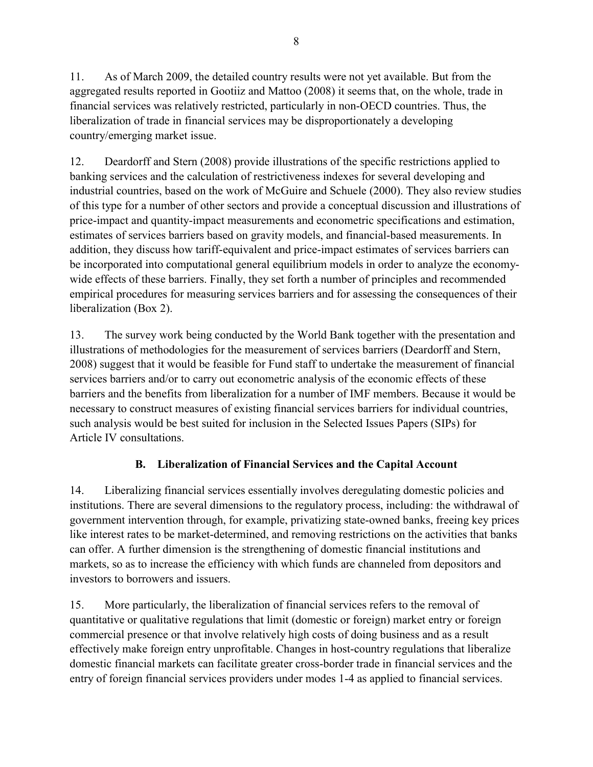11. As of March 2009, the detailed country results were not yet available. But from the aggregated results reported in Gootiiz and Mattoo (2008) it seems that, on the whole, trade in financial services was relatively restricted, particularly in non-OECD countries. Thus, the liberalization of trade in financial services may be disproportionately a developing country/emerging market issue.

12. Deardorff and Stern (2008) provide illustrations of the specific restrictions applied to banking services and the calculation of restrictiveness indexes for several developing and industrial countries, based on the work of McGuire and Schuele (2000). They also review studies of this type for a number of other sectors and provide a conceptual discussion and illustrations of price-impact and quantity-impact measurements and econometric specifications and estimation, estimates of services barriers based on gravity models, and financial-based measurements. In addition, they discuss how tariff-equivalent and price-impact estimates of services barriers can be incorporated into computational general equilibrium models in order to analyze the economy-wide effects of these barriers. Finally, they set forth a number of principles and recommended empirical procedures for measuring services barriers and for assessing the consequences of their liberalization (Box 2).

13. The survey work being conducted by the World Bank together with the presentation and illustrations of methodologies for the measurement of services barriers (Deardorff and Stern, 2008) suggest that it would be feasible for Fund staff to undertake the measurement of financial services barriers and/or to carry out econometric analysis of the economic effects of these barriers and the benefits from liberalization for a number of IMF members. Because it would be necessary to construct measures of existing financial services barriers for individual countries, such analysis would be best suited for inclusion in the Selected Issues Papers (SIPs) for Article IV consultations.

## B. Liberalization of Financial Services and the Capital Account

14. Liberalizing financial services essentially involves deregulating domestic policies and institutions. There are several dimensions to the regulatory process, including: the withdrawal of government intervention through, for example, privatizing state-owned banks, freeing key prices like interest rates to be market-determined, and removing restrictions on the activities that banks can offer. A further dimension is the strengthening of domestic financial institutions and markets, so as to increase the efficiency with which funds are channeled from depositors and investors to borrowers and issuers.

15. More particularly, the liberalization of financial services refers to the removal of quantitative or qualitative regulations that limit (domestic or foreign) market entry or foreign commercial presence or that involve relatively high costs of doing business and as a result effectively make foreign entry unprofitable. Changes in host-country regulations that liberalize domestic financial markets can facilitate greater cross-border trade in financial services and the entry of foreign financial services providers under modes 1-4 as applied to financial services.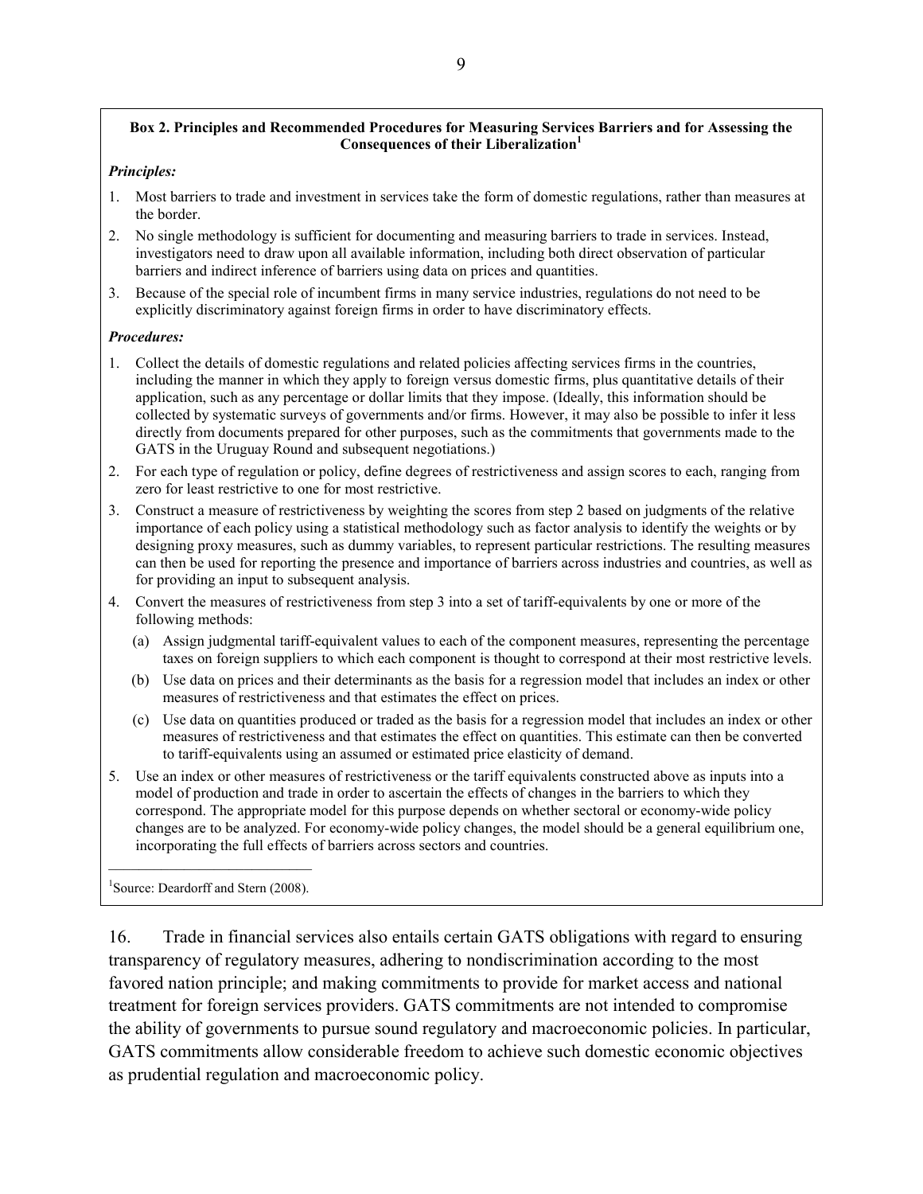**Box 2. Principles and Recommended Procedures for Measuring Services Barriers and for Assessing the Consequences of their Liberalization[1]**

***Principles:***

1. Most barriers to trade and investment in services take the form of domestic regulations, rather than measures at the border.
2. No single methodology is sufficient for documenting and measuring barriers to trade in services. Instead, investigators need to draw upon all available information, including both direct observation of particular barriers and indirect inference of barriers using data on prices and quantities.
3. Because of the special role of incumbent firms in many service industries, regulations do not need to be explicitly discriminatory against foreign firms in order to have discriminatory effects.

***Procedures:***

1. Collect the details of domestic regulations and related policies affecting services firms in the countries, including the manner in which they apply to foreign versus domestic firms, plus quantitative details of their application, such as any percentage or dollar limits that they impose. (Ideally, this information should be collected by systematic surveys of governments and/or firms. However, it may also be possible to infer it less directly from documents prepared for other purposes, such as the commitments that governments made to the GATS in the Uruguay Round and subsequent negotiations.)
2. For each type of regulation or policy, define degrees of restrictiveness and assign scores to each, ranging from zero for least restrictive to one for most restrictive.
3. Construct a measure of restrictiveness by weighting the scores from step 2 based on judgments of the relative importance of each policy using a statistical methodology such as factor analysis to identify the weights or by designing proxy measures, such as dummy variables, to represent particular restrictions. The resulting measures can then be used for reporting the presence and importance of barriers across industries and countries, as well as for providing an input to subsequent analysis.
4. Convert the measures of restrictiveness from step 3 into a set of tariff-equivalents by one or more of the following methods:
   (a) Assign judgmental tariff-equivalent values to each of the component measures, representing the percentage taxes on foreign suppliers to which each component is thought to correspond at their most restrictive levels.
   (b) Use data on prices and their determinants as the basis for a regression model that includes an index or other measures of restrictiveness and that estimates the effect on prices.
   (c) Use data on quantities produced or traded as the basis for a regression model that includes an index or other measures of restrictiveness and that estimates the effect on quantities. This estimate can then be converted to tariff-equivalents using an assumed or estimated price elasticity of demand.
5. Use an index or other measures of restrictiveness or the tariff equivalents constructed above as inputs into a model of production and trade in order to ascertain the effects of changes in the barriers to which they correspond. The appropriate model for this purpose depends on whether sectoral or economy-wide policy changes are to be analyzed. For economy-wide policy changes, the model should be a general equilibrium one, incorporating the full effects of barriers across sectors and countries.

[1] Source: Deardorff and Stern (2008).

16. Trade in financial services also entails certain GATS obligations with regard to ensuring transparency of regulatory measures, adhering to nondiscrimination according to the most favored nation principle; and making commitments to provide for market access and national treatment for foreign services providers. GATS commitments are not intended to compromise the ability of governments to pursue sound regulatory and macroeconomic policies. In particular, GATS commitments allow considerable freedom to achieve such domestic economic objectives as prudential regulation and macroeconomic policy.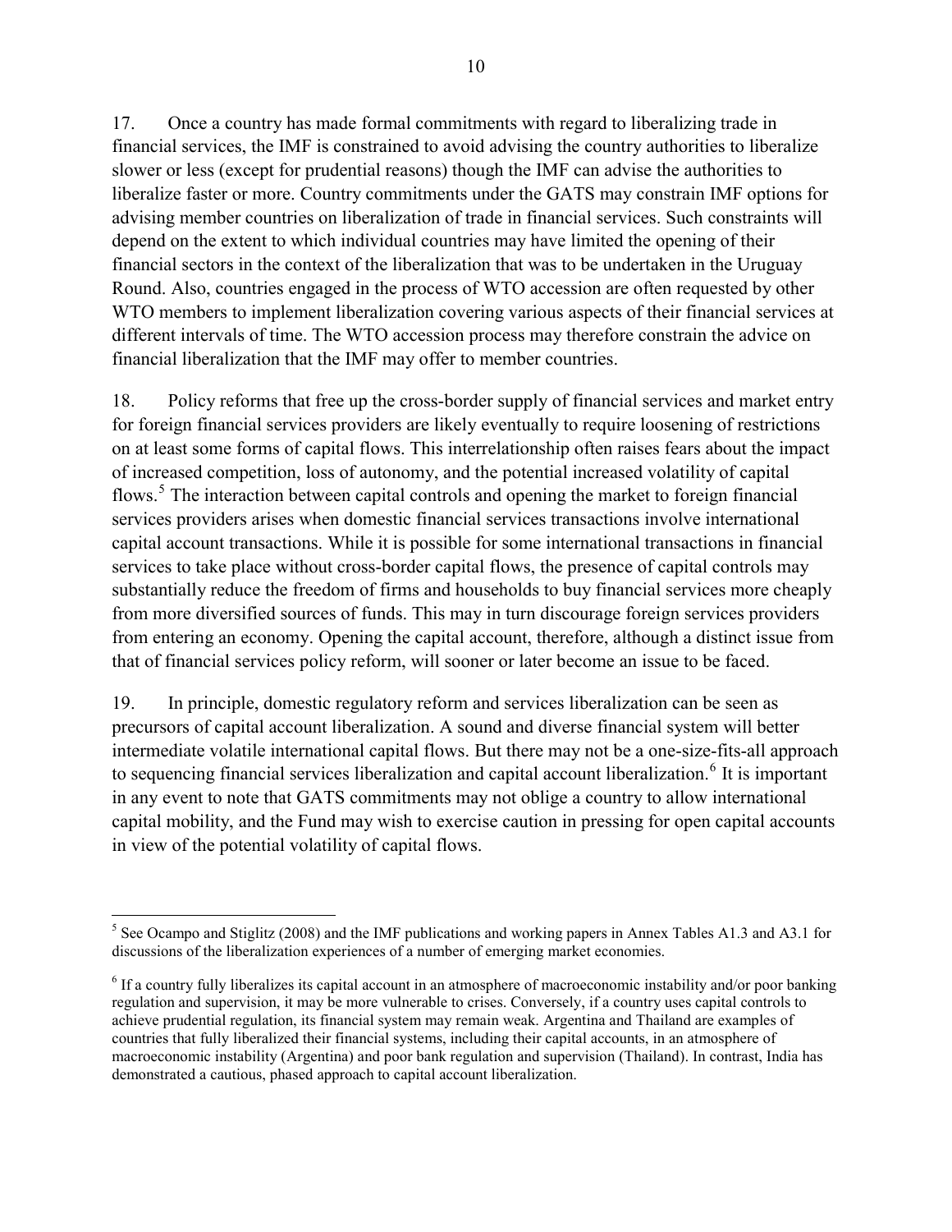17. Once a country has made formal commitments with regard to liberalizing trade in financial services, the IMF is constrained to avoid advising the country authorities to liberalize slower or less (except for prudential reasons) though the IMF can advise the authorities to liberalize faster or more. Country commitments under the GATS may constrain IMF options for advising member countries on liberalization of trade in financial services. Such constraints will depend on the extent to which individual countries may have limited the opening of their financial sectors in the context of the liberalization that was to be undertaken in the Uruguay Round. Also, countries engaged in the process of WTO accession are often requested by other WTO members to implement liberalization covering various aspects of their financial services at different intervals of time. The WTO accession process may therefore constrain the advice on financial liberalization that the IMF may offer to member countries.

18. Policy reforms that free up the cross-border supply of financial services and market entry for foreign financial services providers are likely eventually to require loosening of restrictions on at least some forms of capital flows. This interrelationship often raises fears about the impact of increased competition, loss of autonomy, and the potential increased volatility of capital flows.[5] The interaction between capital controls and opening the market to foreign financial services providers arises when domestic financial services transactions involve international capital account transactions. While it is possible for some international transactions in financial services to take place without cross-border capital flows, the presence of capital controls may substantially reduce the freedom of firms and households to buy financial services more cheaply from more diversified sources of funds. This may in turn discourage foreign services providers from entering an economy. Opening the capital account, therefore, although a distinct issue from that of financial services policy reform, will sooner or later become an issue to be faced.

19. In principle, domestic regulatory reform and services liberalization can be seen as precursors of capital account liberalization. A sound and diverse financial system will better intermediate volatile international capital flows. But there may not be a one-size-fits-all approach to sequencing financial services liberalization and capital account liberalization.[6] It is important in any event to note that GATS commitments may not oblige a country to allow international capital mobility, and the Fund may wish to exercise caution in pressing for open capital accounts in view of the potential volatility of capital flows.

[5] See Ocampo and Stiglitz (2008) and the IMF publications and working papers in Annex Tables A1.3 and A3.1 for discussions of the liberalization experiences of a number of emerging market economies.

[6] If a country fully liberalizes its capital account in an atmosphere of macroeconomic instability and/or poor banking regulation and supervision, it may be more vulnerable to crises. Conversely, if a country uses capital controls to achieve prudential regulation, its financial system may remain weak. Argentina and Thailand are examples of countries that fully liberalized their financial systems, including their capital accounts, in an atmosphere of macroeconomic instability (Argentina) and poor bank regulation and supervision (Thailand). In contrast, India has demonstrated a cautious, phased approach to capital account liberalization.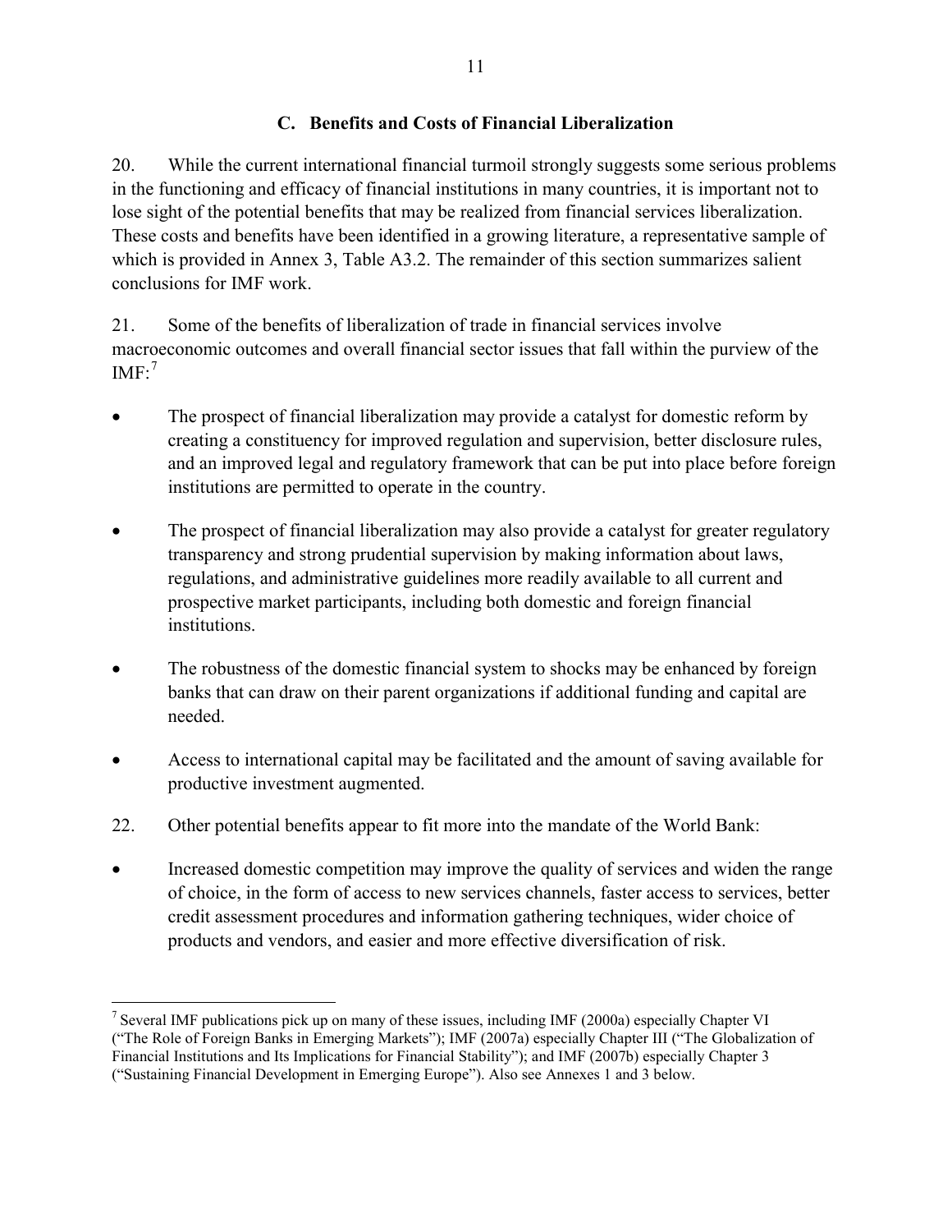### C. Benefits and Costs of Financial Liberalization

20. While the current international financial turmoil strongly suggests some serious problems in the functioning and efficacy of financial institutions in many countries, it is important not to lose sight of the potential benefits that may be realized from financial services liberalization. These costs and benefits have been identified in a growing literature, a representative sample of which is provided in Annex 3, Table A3.2. The remainder of this section summarizes salient conclusions for IMF work.

21. Some of the benefits of liberalization of trade in financial services involve macroeconomic outcomes and overall financial sector issues that fall within the purview of the IMF:[7]

- The prospect of financial liberalization may provide a catalyst for domestic reform by creating a constituency for improved regulation and supervision, better disclosure rules, and an improved legal and regulatory framework that can be put into place before foreign institutions are permitted to operate in the country.
- The prospect of financial liberalization may also provide a catalyst for greater regulatory transparency and strong prudential supervision by making information about laws, regulations, and administrative guidelines more readily available to all current and prospective market participants, including both domestic and foreign financial institutions.
- The robustness of the domestic financial system to shocks may be enhanced by foreign banks that can draw on their parent organizations if additional funding and capital are needed.
- Access to international capital may be facilitated and the amount of saving available for productive investment augmented.

22. Other potential benefits appear to fit more into the mandate of the World Bank:

- Increased domestic competition may improve the quality of services and widen the range of choice, in the form of access to new services channels, faster access to services, better credit assessment procedures and information gathering techniques, wider choice of products and vendors, and easier and more effective diversification of risk.

---

[7] Several IMF publications pick up on many of these issues, including IMF (2000a) especially Chapter VI ("The Role of Foreign Banks in Emerging Markets"); IMF (2007a) especially Chapter III ("The Globalization of Financial Institutions and Its Implications for Financial Stability"); and IMF (2007b) especially Chapter 3 ("Sustaining Financial Development in Emerging Europe"). Also see Annexes 1 and 3 below.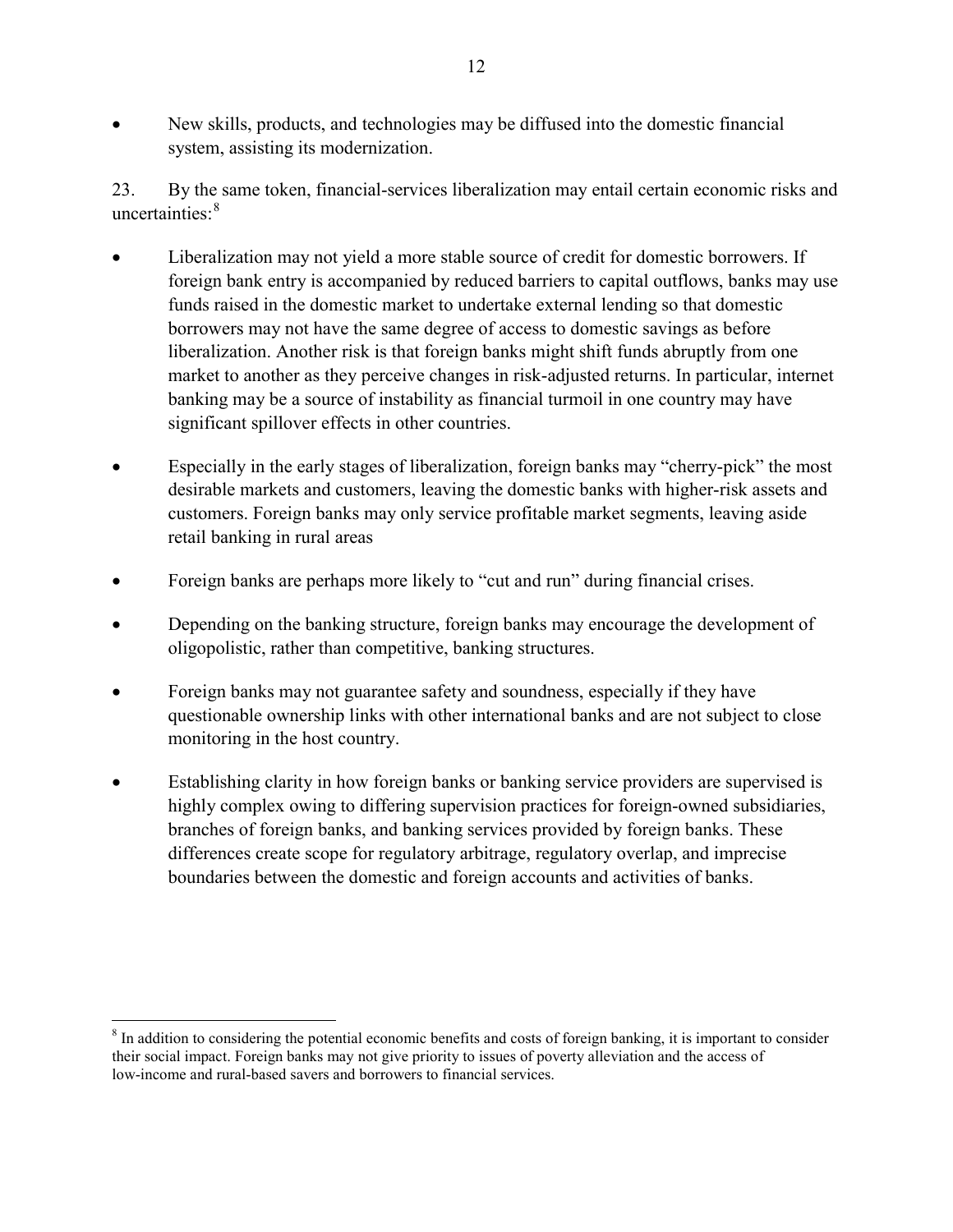- New skills, products, and technologies may be diffused into the domestic financial system, assisting its modernization.

23. By the same token, financial-services liberalization may entail certain economic risks and uncertainties:[8]

- Liberalization may not yield a more stable source of credit for domestic borrowers. If foreign bank entry is accompanied by reduced barriers to capital outflows, banks may use funds raised in the domestic market to undertake external lending so that domestic borrowers may not have the same degree of access to domestic savings as before liberalization. Another risk is that foreign banks might shift funds abruptly from one market to another as they perceive changes in risk-adjusted returns. In particular, internet banking may be a source of instability as financial turmoil in one country may have significant spillover effects in other countries.

- Especially in the early stages of liberalization, foreign banks may "cherry-pick" the most desirable markets and customers, leaving the domestic banks with higher-risk assets and customers. Foreign banks may only service profitable market segments, leaving aside retail banking in rural areas

- Foreign banks are perhaps more likely to "cut and run" during financial crises.

- Depending on the banking structure, foreign banks may encourage the development of oligopolistic, rather than competitive, banking structures.

- Foreign banks may not guarantee safety and soundness, especially if they have questionable ownership links with other international banks and are not subject to close monitoring in the host country.

- Establishing clarity in how foreign banks or banking service providers are supervised is highly complex owing to differing supervision practices for foreign-owned subsidiaries, branches of foreign banks, and banking services provided by foreign banks. These differences create scope for regulatory arbitrage, regulatory overlap, and imprecise boundaries between the domestic and foreign accounts and activities of banks.

[8] In addition to considering the potential economic benefits and costs of foreign banking, it is important to consider their social impact. Foreign banks may not give priority to issues of poverty alleviation and the access of low-income and rural-based savers and borrowers to financial services.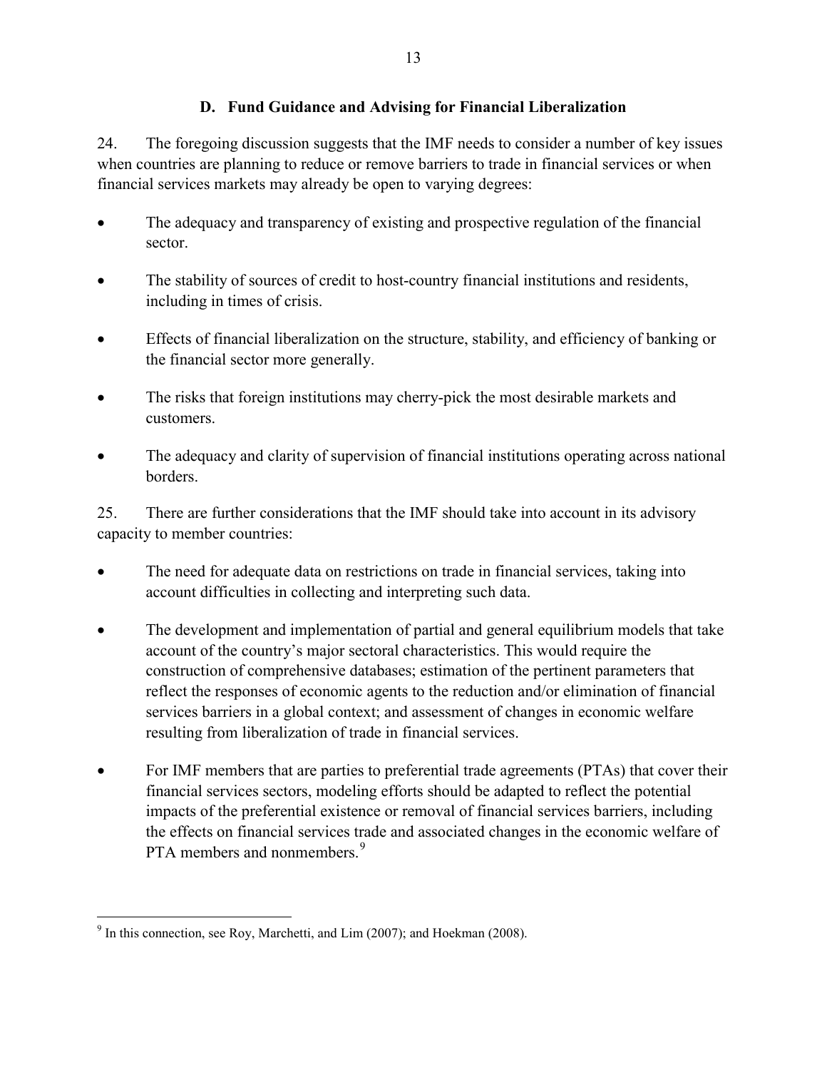### D. Fund Guidance and Advising for Financial Liberalization

24. The foregoing discussion suggests that the IMF needs to consider a number of key issues when countries are planning to reduce or remove barriers to trade in financial services or when financial services markets may already be open to varying degrees:

- The adequacy and transparency of existing and prospective regulation of the financial sector.
- The stability of sources of credit to host-country financial institutions and residents, including in times of crisis.
- Effects of financial liberalization on the structure, stability, and efficiency of banking or the financial sector more generally.
- The risks that foreign institutions may cherry-pick the most desirable markets and customers.
- The adequacy and clarity of supervision of financial institutions operating across national borders.

25. There are further considerations that the IMF should take into account in its advisory capacity to member countries:

- The need for adequate data on restrictions on trade in financial services, taking into account difficulties in collecting and interpreting such data.
- The development and implementation of partial and general equilibrium models that take account of the country's major sectoral characteristics. This would require the construction of comprehensive databases; estimation of the pertinent parameters that reflect the responses of economic agents to the reduction and/or elimination of financial services barriers in a global context; and assessment of changes in economic welfare resulting from liberalization of trade in financial services.
- For IMF members that are parties to preferential trade agreements (PTAs) that cover their financial services sectors, modeling efforts should be adapted to reflect the potential impacts of the preferential existence or removal of financial services barriers, including the effects on financial services trade and associated changes in the economic welfare of PTA members and nonmembers.[9]

---

[9] In this connection, see Roy, Marchetti, and Lim (2007); and Hoekman (2008).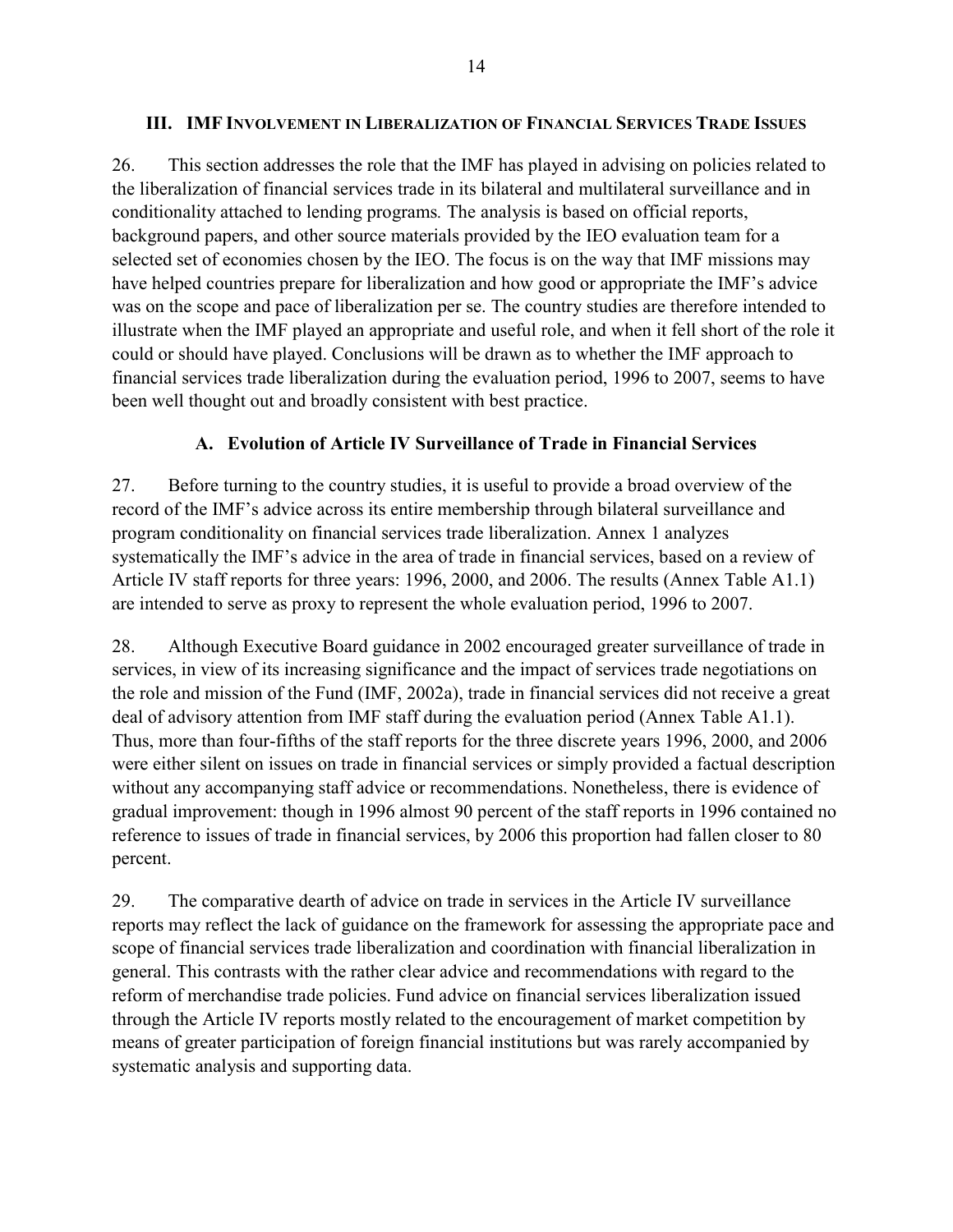## III. IMF Involvement in Liberalization of Financial Services Trade Issues

26. This section addresses the role that the IMF has played in advising on policies related to the liberalization of financial services trade in its bilateral and multilateral surveillance and in conditionality attached to lending programs. The analysis is based on official reports, background papers, and other source materials provided by the IEO evaluation team for a selected set of economies chosen by the IEO. The focus is on the way that IMF missions may have helped countries prepare for liberalization and how good or appropriate the IMF's advice was on the scope and pace of liberalization per se. The country studies are therefore intended to illustrate when the IMF played an appropriate and useful role, and when it fell short of the role it could or should have played. Conclusions will be drawn as to whether the IMF approach to financial services trade liberalization during the evaluation period, 1996 to 2007, seems to have been well thought out and broadly consistent with best practice.

### A. Evolution of Article IV Surveillance of Trade in Financial Services

27. Before turning to the country studies, it is useful to provide a broad overview of the record of the IMF's advice across its entire membership through bilateral surveillance and program conditionality on financial services trade liberalization. Annex 1 analyzes systematically the IMF's advice in the area of trade in financial services, based on a review of Article IV staff reports for three years: 1996, 2000, and 2006. The results (Annex Table A1.1) are intended to serve as proxy to represent the whole evaluation period, 1996 to 2007.

28. Although Executive Board guidance in 2002 encouraged greater surveillance of trade in services, in view of its increasing significance and the impact of services trade negotiations on the role and mission of the Fund (IMF, 2002a), trade in financial services did not receive a great deal of advisory attention from IMF staff during the evaluation period (Annex Table A1.1). Thus, more than four-fifths of the staff reports for the three discrete years 1996, 2000, and 2006 were either silent on issues on trade in financial services or simply provided a factual description without any accompanying staff advice or recommendations. Nonetheless, there is evidence of gradual improvement: though in 1996 almost 90 percent of the staff reports in 1996 contained no reference to issues of trade in financial services, by 2006 this proportion had fallen closer to 80 percent.

29. The comparative dearth of advice on trade in services in the Article IV surveillance reports may reflect the lack of guidance on the framework for assessing the appropriate pace and scope of financial services trade liberalization and coordination with financial liberalization in general. This contrasts with the rather clear advice and recommendations with regard to the reform of merchandise trade policies. Fund advice on financial services liberalization issued through the Article IV reports mostly related to the encouragement of market competition by means of greater participation of foreign financial institutions but was rarely accompanied by systematic analysis and supporting data.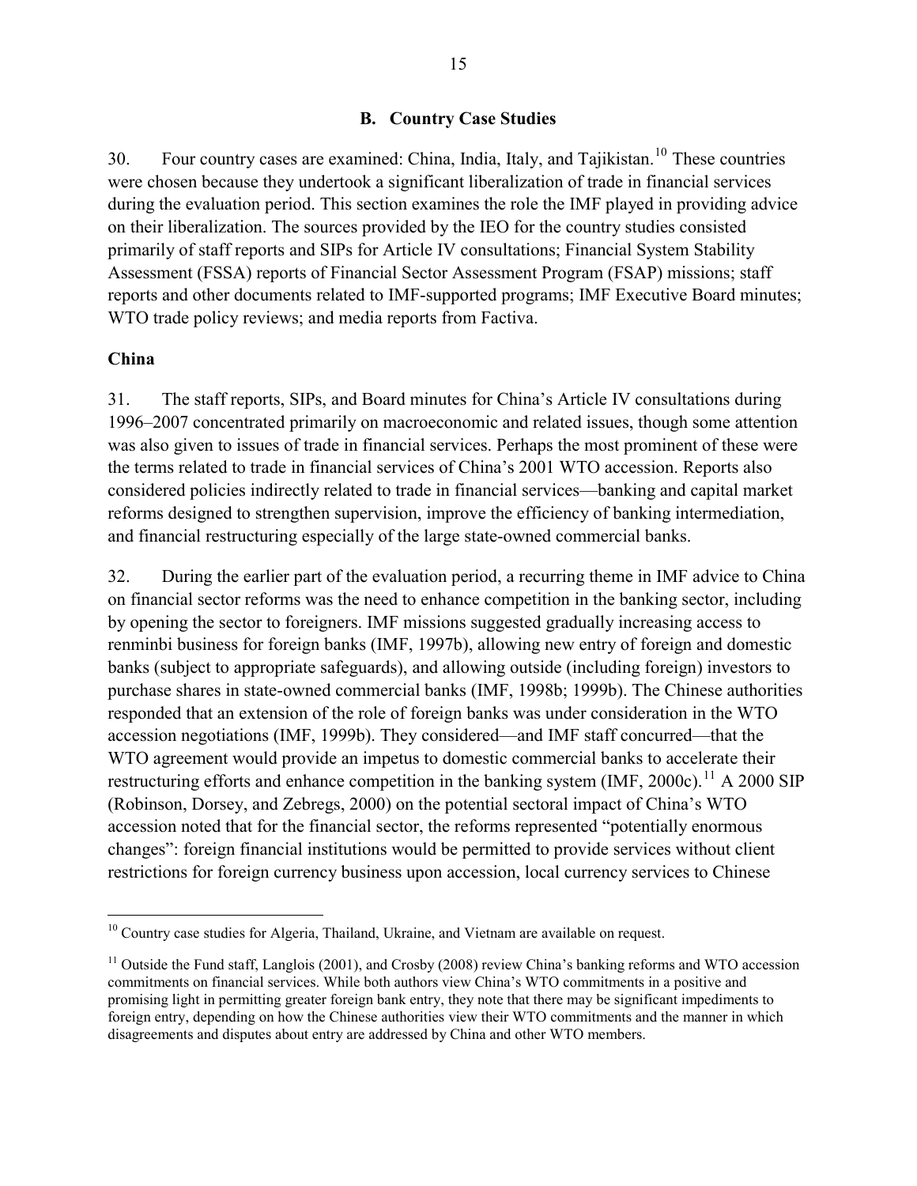### B. Country Case Studies

30. Four country cases are examined: China, India, Italy, and Tajikistan.[10] These countries were chosen because they undertook a significant liberalization of trade in financial services during the evaluation period. This section examines the role the IMF played in providing advice on their liberalization. The sources provided by the IEO for the country studies consisted primarily of staff reports and SIPs for Article IV consultations; Financial System Stability Assessment (FSSA) reports of Financial Sector Assessment Program (FSAP) missions; staff reports and other documents related to IMF-supported programs; IMF Executive Board minutes; WTO trade policy reviews; and media reports from Factiva.

**China**

31. The staff reports, SIPs, and Board minutes for China's Article IV consultations during 1996–2007 concentrated primarily on macroeconomic and related issues, though some attention was also given to issues of trade in financial services. Perhaps the most prominent of these were the terms related to trade in financial services of China's 2001 WTO accession. Reports also considered policies indirectly related to trade in financial services—banking and capital market reforms designed to strengthen supervision, improve the efficiency of banking intermediation, and financial restructuring especially of the large state-owned commercial banks.

32. During the earlier part of the evaluation period, a recurring theme in IMF advice to China on financial sector reforms was the need to enhance competition in the banking sector, including by opening the sector to foreigners. IMF missions suggested gradually increasing access to renminbi business for foreign banks (IMF, 1997b), allowing new entry of foreign and domestic banks (subject to appropriate safeguards), and allowing outside (including foreign) investors to purchase shares in state-owned commercial banks (IMF, 1998b; 1999b). The Chinese authorities responded that an extension of the role of foreign banks was under consideration in the WTO accession negotiations (IMF, 1999b). They considered—and IMF staff concurred—that the WTO agreement would provide an impetus to domestic commercial banks to accelerate their restructuring efforts and enhance competition in the banking system (IMF, 2000c).[11] A 2000 SIP (Robinson, Dorsey, and Zebregs, 2000) on the potential sectoral impact of China's WTO accession noted that for the financial sector, the reforms represented "potentially enormous changes": foreign financial institutions would be permitted to provide services without client restrictions for foreign currency business upon accession, local currency services to Chinese

---

[10] Country case studies for Algeria, Thailand, Ukraine, and Vietnam are available on request.

[11] Outside the Fund staff, Langlois (2001), and Crosby (2008) review China's banking reforms and WTO accession commitments on financial services. While both authors view China's WTO commitments in a positive and promising light in permitting greater foreign bank entry, they note that there may be significant impediments to foreign entry, depending on how the Chinese authorities view their WTO commitments and the manner in which disagreements and disputes about entry are addressed by China and other WTO members.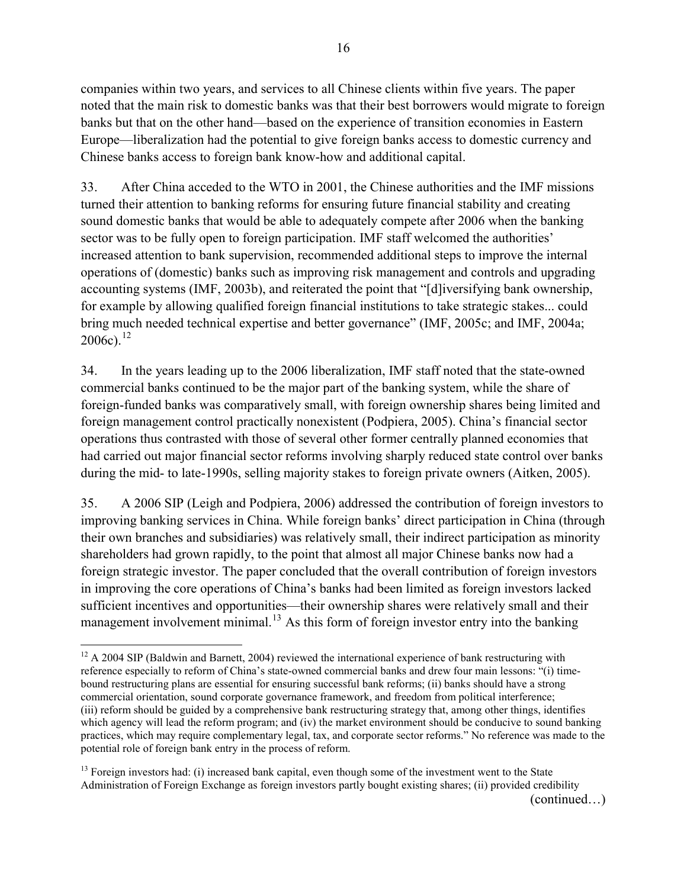companies within two years, and services to all Chinese clients within five years. The paper noted that the main risk to domestic banks was that their best borrowers would migrate to foreign banks but that on the other hand—based on the experience of transition economies in Eastern Europe—liberalization had the potential to give foreign banks access to domestic currency and Chinese banks access to foreign bank know-how and additional capital.

33. After China acceded to the WTO in 2001, the Chinese authorities and the IMF missions turned their attention to banking reforms for ensuring future financial stability and creating sound domestic banks that would be able to adequately compete after 2006 when the banking sector was to be fully open to foreign participation. IMF staff welcomed the authorities' increased attention to bank supervision, recommended additional steps to improve the internal operations of (domestic) banks such as improving risk management and controls and upgrading accounting systems (IMF, 2003b), and reiterated the point that "[d]iversifying bank ownership, for example by allowing qualified foreign financial institutions to take strategic stakes... could bring much needed technical expertise and better governance" (IMF, 2005c; and IMF, 2004a; 2006c).[12]

34. In the years leading up to the 2006 liberalization, IMF staff noted that the state-owned commercial banks continued to be the major part of the banking system, while the share of foreign-funded banks was comparatively small, with foreign ownership shares being limited and foreign management control practically nonexistent (Podpiera, 2005). China's financial sector operations thus contrasted with those of several other former centrally planned economies that had carried out major financial sector reforms involving sharply reduced state control over banks during the mid- to late-1990s, selling majority stakes to foreign private owners (Aitken, 2005).

35. A 2006 SIP (Leigh and Podpiera, 2006) addressed the contribution of foreign investors to improving banking services in China. While foreign banks' direct participation in China (through their own branches and subsidiaries) was relatively small, their indirect participation as minority shareholders had grown rapidly, to the point that almost all major Chinese banks now had a foreign strategic investor. The paper concluded that the overall contribution of foreign investors in improving the core operations of China's banks had been limited as foreign investors lacked sufficient incentives and opportunities—their ownership shares were relatively small and their management involvement minimal.[13] As this form of foreign investor entry into the banking

[12] A 2004 SIP (Baldwin and Barnett, 2004) reviewed the international experience of bank restructuring with reference especially to reform of China's state-owned commercial banks and drew four main lessons: "(i) time-bound restructuring plans are essential for ensuring successful bank reforms; (ii) banks should have a strong commercial orientation, sound corporate governance framework, and freedom from political interference; (iii) reform should be guided by a comprehensive bank restructuring strategy that, among other things, identifies which agency will lead the reform program; and (iv) the market environment should be conducive to sound banking practices, which may require complementary legal, tax, and corporate sector reforms." No reference was made to the potential role of foreign bank entry in the process of reform.

[13] Foreign investors had: (i) increased bank capital, even though some of the investment went to the State Administration of Foreign Exchange as foreign investors partly bought existing shares; (ii) provided credibility

(continued…)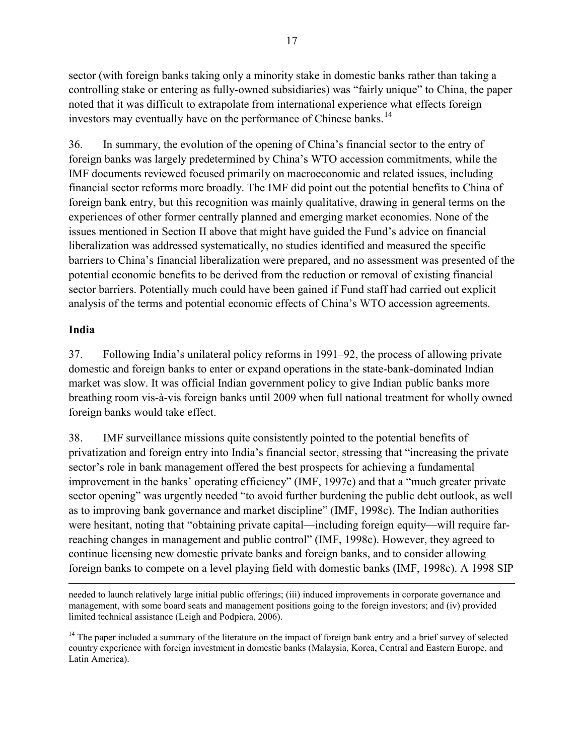sector (with foreign banks taking only a minority stake in domestic banks rather than taking a controlling stake or entering as fully-owned subsidiaries) was "fairly unique" to China, the paper noted that it was difficult to extrapolate from international experience what effects foreign investors may eventually have on the performance of Chinese banks.[14]

36. In summary, the evolution of the opening of China's financial sector to the entry of foreign banks was largely predetermined by China's WTO accession commitments, while the IMF documents reviewed focused primarily on macroeconomic and related issues, including financial sector reforms more broadly. The IMF did point out the potential benefits to China of foreign bank entry, but this recognition was mainly qualitative, drawing in general terms on the experiences of other former centrally planned and emerging market economies. None of the issues mentioned in Section II above that might have guided the Fund's advice on financial liberalization was addressed systematically, no studies identified and measured the specific barriers to China's financial liberalization were prepared, and no assessment was presented of the potential economic benefits to be derived from the reduction or removal of existing financial sector barriers. Potentially much could have been gained if Fund staff had carried out explicit analysis of the terms and potential economic effects of China's WTO accession agreements.

## India

37. Following India's unilateral policy reforms in 1991–92, the process of allowing private domestic and foreign banks to enter or expand operations in the state-bank-dominated Indian market was slow. It was official Indian government policy to give Indian public banks more breathing room vis-à-vis foreign banks until 2009 when full national treatment for wholly owned foreign banks would take effect.

38. IMF surveillance missions quite consistently pointed to the potential benefits of privatization and foreign entry into India's financial sector, stressing that "increasing the private sector's role in bank management offered the best prospects for achieving a fundamental improvement in the banks' operating efficiency" (IMF, 1997c) and that a "much greater private sector opening" was urgently needed "to avoid further burdening the public debt outlook, as well as to improving bank governance and market discipline" (IMF, 1998c). The Indian authorities were hesitant, noting that "obtaining private capital—including foreign equity—will require far-reaching changes in management and public control" (IMF, 1998c). However, they agreed to continue licensing new domestic private banks and foreign banks, and to consider allowing foreign banks to compete on a level playing field with domestic banks (IMF, 1998c). A 1998 SIP

---

needed to launch relatively large initial public offerings; (iii) induced improvements in corporate governance and management, with some board seats and management positions going to the foreign investors; and (iv) provided limited technical assistance (Leigh and Podpiera, 2006).

[14] The paper included a summary of the literature on the impact of foreign bank entry and a brief survey of selected country experience with foreign investment in domestic banks (Malaysia, Korea, Central and Eastern Europe, and Latin America).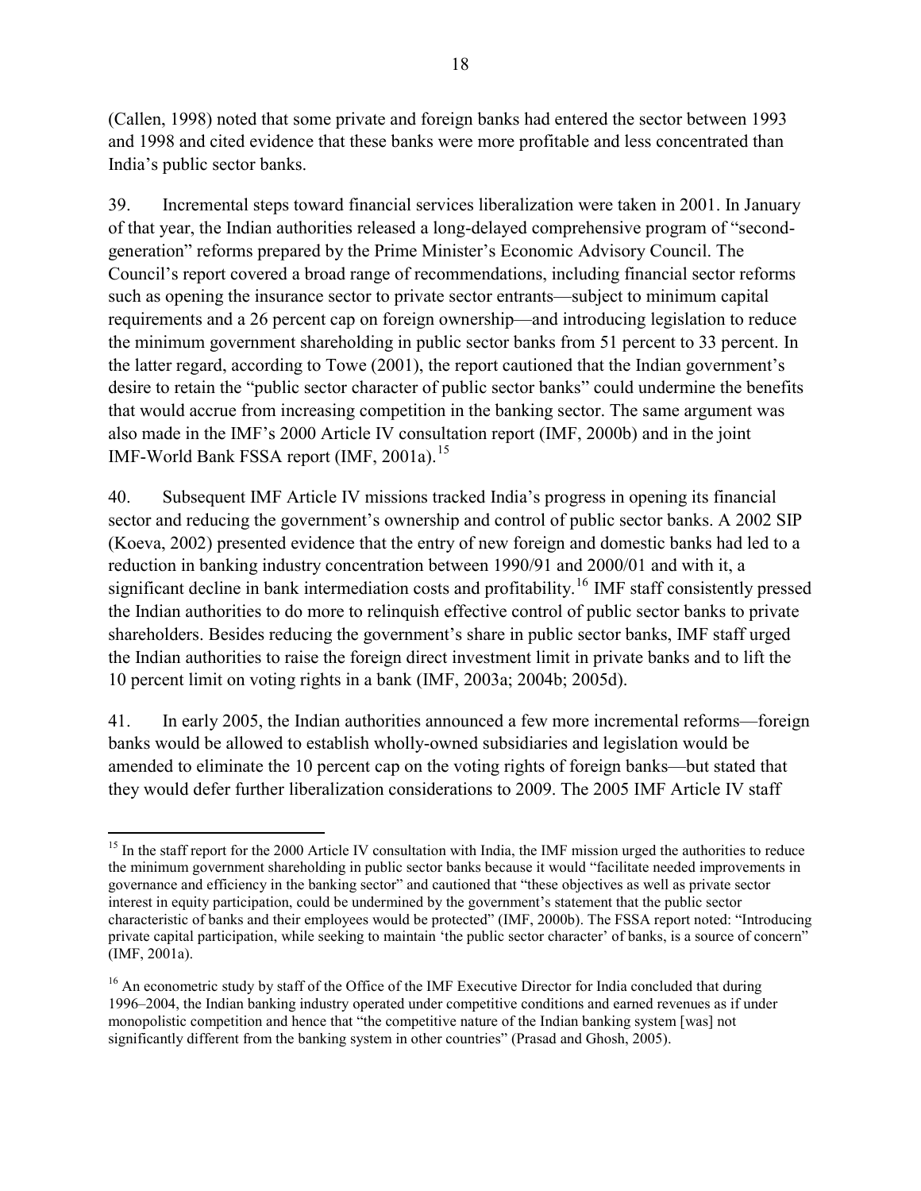(Callen, 1998) noted that some private and foreign banks had entered the sector between 1993 and 1998 and cited evidence that these banks were more profitable and less concentrated than India's public sector banks.

39. Incremental steps toward financial services liberalization were taken in 2001. In January of that year, the Indian authorities released a long-delayed comprehensive program of "second-generation" reforms prepared by the Prime Minister's Economic Advisory Council. The Council's report covered a broad range of recommendations, including financial sector reforms such as opening the insurance sector to private sector entrants—subject to minimum capital requirements and a 26 percent cap on foreign ownership—and introducing legislation to reduce the minimum government shareholding in public sector banks from 51 percent to 33 percent. In the latter regard, according to Towe (2001), the report cautioned that the Indian government's desire to retain the "public sector character of public sector banks" could undermine the benefits that would accrue from increasing competition in the banking sector. The same argument was also made in the IMF's 2000 Article IV consultation report (IMF, 2000b) and in the joint IMF-World Bank FSSA report (IMF, 2001a).[15]

40. Subsequent IMF Article IV missions tracked India's progress in opening its financial sector and reducing the government's ownership and control of public sector banks. A 2002 SIP (Koeva, 2002) presented evidence that the entry of new foreign and domestic banks had led to a reduction in banking industry concentration between 1990/91 and 2000/01 and with it, a significant decline in bank intermediation costs and profitability.[16] IMF staff consistently pressed the Indian authorities to do more to relinquish effective control of public sector banks to private shareholders. Besides reducing the government's share in public sector banks, IMF staff urged the Indian authorities to raise the foreign direct investment limit in private banks and to lift the 10 percent limit on voting rights in a bank (IMF, 2003a; 2004b; 2005d).

41. In early 2005, the Indian authorities announced a few more incremental reforms—foreign banks would be allowed to establish wholly-owned subsidiaries and legislation would be amended to eliminate the 10 percent cap on the voting rights of foreign banks—but stated that they would defer further liberalization considerations to 2009. The 2005 IMF Article IV staff

[15] In the staff report for the 2000 Article IV consultation with India, the IMF mission urged the authorities to reduce the minimum government shareholding in public sector banks because it would "facilitate needed improvements in governance and efficiency in the banking sector" and cautioned that "these objectives as well as private sector interest in equity participation, could be undermined by the government's statement that the public sector characteristic of banks and their employees would be protected" (IMF, 2000b). The FSSA report noted: "Introducing private capital participation, while seeking to maintain 'the public sector character' of banks, is a source of concern" (IMF, 2001a).

[16] An econometric study by staff of the Office of the IMF Executive Director for India concluded that during 1996–2004, the Indian banking industry operated under competitive conditions and earned revenues as if under monopolistic competition and hence that "the competitive nature of the Indian banking system [was] not significantly different from the banking system in other countries" (Prasad and Ghosh, 2005).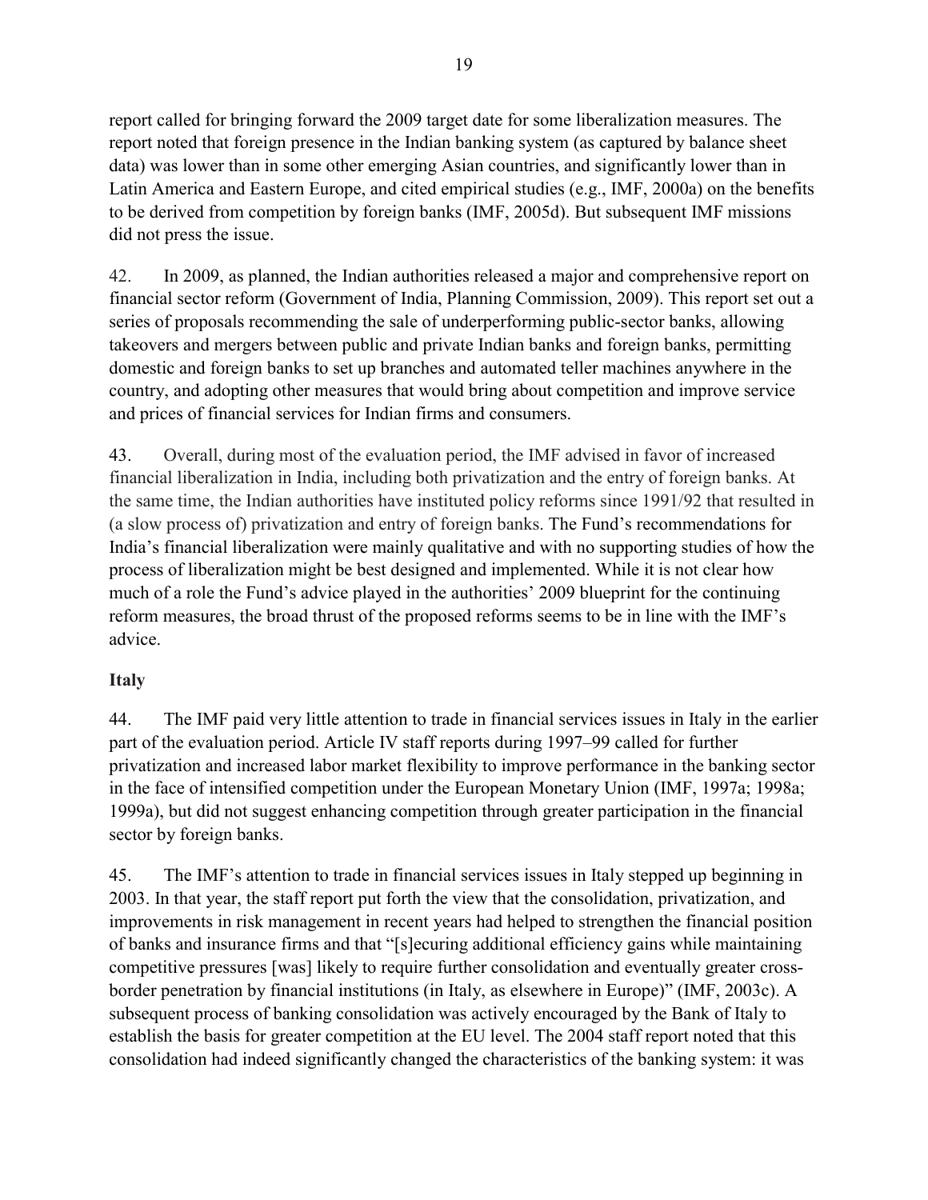report called for bringing forward the 2009 target date for some liberalization measures. The report noted that foreign presence in the Indian banking system (as captured by balance sheet data) was lower than in some other emerging Asian countries, and significantly lower than in Latin America and Eastern Europe, and cited empirical studies (e.g., IMF, 2000a) on the benefits to be derived from competition by foreign banks (IMF, 2005d). But subsequent IMF missions did not press the issue.

42. In 2009, as planned, the Indian authorities released a major and comprehensive report on financial sector reform (Government of India, Planning Commission, 2009). This report set out a series of proposals recommending the sale of underperforming public-sector banks, allowing takeovers and mergers between public and private Indian banks and foreign banks, permitting domestic and foreign banks to set up branches and automated teller machines anywhere in the country, and adopting other measures that would bring about competition and improve service and prices of financial services for Indian firms and consumers.

43. Overall, during most of the evaluation period, the IMF advised in favor of increased financial liberalization in India, including both privatization and the entry of foreign banks. At the same time, the Indian authorities have instituted policy reforms since 1991/92 that resulted in (a slow process of) privatization and entry of foreign banks. The Fund's recommendations for India's financial liberalization were mainly qualitative and with no supporting studies of how the process of liberalization might be best designed and implemented. While it is not clear how much of a role the Fund's advice played in the authorities' 2009 blueprint for the continuing reform measures, the broad thrust of the proposed reforms seems to be in line with the IMF's advice.

**Italy**

44. The IMF paid very little attention to trade in financial services issues in Italy in the earlier part of the evaluation period. Article IV staff reports during 1997–99 called for further privatization and increased labor market flexibility to improve performance in the banking sector in the face of intensified competition under the European Monetary Union (IMF, 1997a; 1998a; 1999a), but did not suggest enhancing competition through greater participation in the financial sector by foreign banks.

45. The IMF's attention to trade in financial services issues in Italy stepped up beginning in 2003. In that year, the staff report put forth the view that the consolidation, privatization, and improvements in risk management in recent years had helped to strengthen the financial position of banks and insurance firms and that "[s]ecuring additional efficiency gains while maintaining competitive pressures [was] likely to require further consolidation and eventually greater cross-border penetration by financial institutions (in Italy, as elsewhere in Europe)" (IMF, 2003c). A subsequent process of banking consolidation was actively encouraged by the Bank of Italy to establish the basis for greater competition at the EU level. The 2004 staff report noted that this consolidation had indeed significantly changed the characteristics of the banking system: it was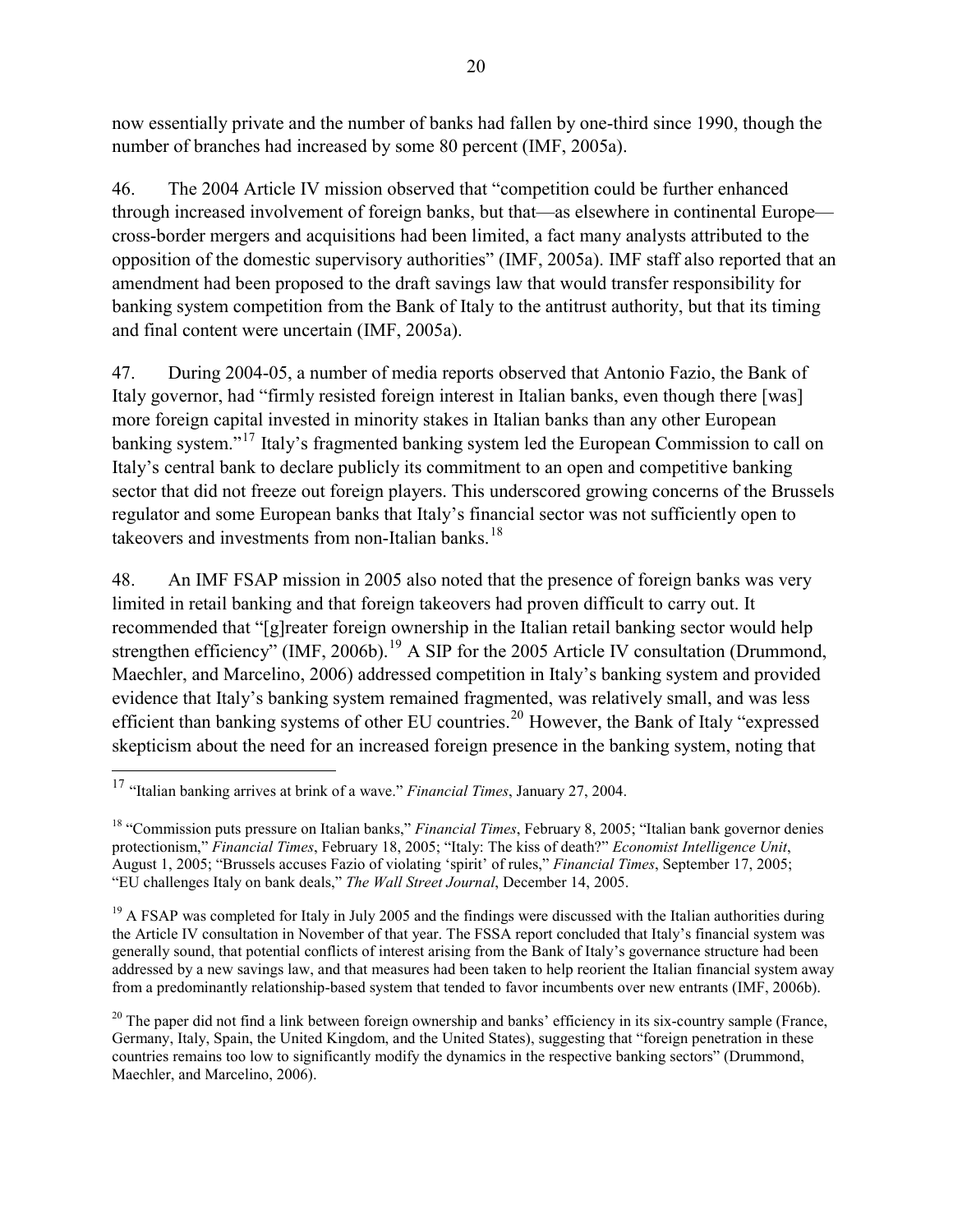now essentially private and the number of banks had fallen by one-third since 1990, though the number of branches had increased by some 80 percent (IMF, 2005a).

46. The 2004 Article IV mission observed that "competition could be further enhanced through increased involvement of foreign banks, but that—as elsewhere in continental Europe—cross-border mergers and acquisitions had been limited, a fact many analysts attributed to the opposition of the domestic supervisory authorities" (IMF, 2005a). IMF staff also reported that an amendment had been proposed to the draft savings law that would transfer responsibility for banking system competition from the Bank of Italy to the antitrust authority, but that its timing and final content were uncertain (IMF, 2005a).

47. During 2004-05, a number of media reports observed that Antonio Fazio, the Bank of Italy governor, had "firmly resisted foreign interest in Italian banks, even though there [was] more foreign capital invested in minority stakes in Italian banks than any other European banking system."[17] Italy's fragmented banking system led the European Commission to call on Italy's central bank to declare publicly its commitment to an open and competitive banking sector that did not freeze out foreign players. This underscored growing concerns of the Brussels regulator and some European banks that Italy's financial sector was not sufficiently open to takeovers and investments from non-Italian banks.[18]

48. An IMF FSAP mission in 2005 also noted that the presence of foreign banks was very limited in retail banking and that foreign takeovers had proven difficult to carry out. It recommended that "[g]reater foreign ownership in the Italian retail banking sector would help strengthen efficiency" (IMF, 2006b).[19] A SIP for the 2005 Article IV consultation (Drummond, Maechler, and Marcelino, 2006) addressed competition in Italy's banking system and provided evidence that Italy's banking system remained fragmented, was relatively small, and was less efficient than banking systems of other EU countries.[20] However, the Bank of Italy "expressed skepticism about the need for an increased foreign presence in the banking system, noting that

---

[17] "Italian banking arrives at brink of a wave." *Financial Times*, January 27, 2004.

[18] "Commission puts pressure on Italian banks," *Financial Times*, February 8, 2005; "Italian bank governor denies protectionism," *Financial Times*, February 18, 2005; "Italy: The kiss of death?" *Economist Intelligence Unit*, August 1, 2005; "Brussels accuses Fazio of violating 'spirit' of rules," *Financial Times*, September 17, 2005; "EU challenges Italy on bank deals," *The Wall Street Journal*, December 14, 2005.

[19] A FSAP was completed for Italy in July 2005 and the findings were discussed with the Italian authorities during the Article IV consultation in November of that year. The FSSA report concluded that Italy's financial system was generally sound, that potential conflicts of interest arising from the Bank of Italy's governance structure had been addressed by a new savings law, and that measures had been taken to help reorient the Italian financial system away from a predominantly relationship-based system that tended to favor incumbents over new entrants (IMF, 2006b).

[20] The paper did not find a link between foreign ownership and banks' efficiency in its six-country sample (France, Germany, Italy, Spain, the United Kingdom, and the United States), suggesting that "foreign penetration in these countries remains too low to significantly modify the dynamics in the respective banking sectors" (Drummond, Maechler, and Marcelino, 2006).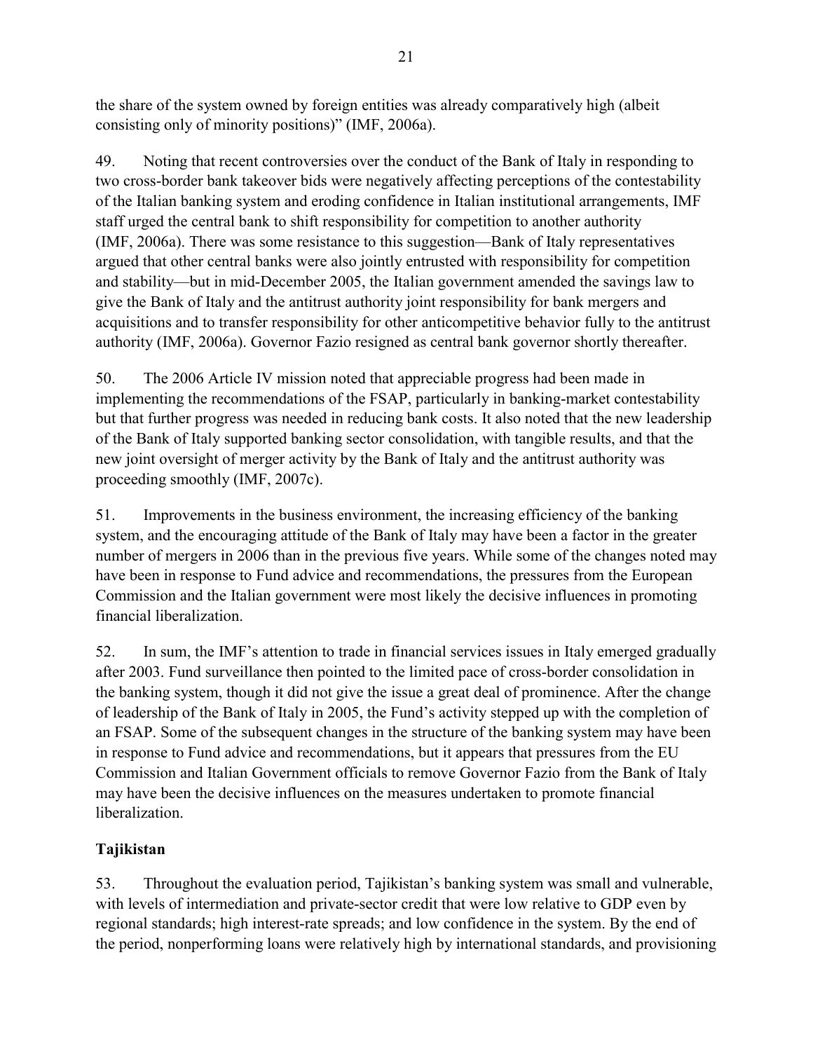the share of the system owned by foreign entities was already comparatively high (albeit consisting only of minority positions)" (IMF, 2006a).

49. Noting that recent controversies over the conduct of the Bank of Italy in responding to two cross-border bank takeover bids were negatively affecting perceptions of the contestability of the Italian banking system and eroding confidence in Italian institutional arrangements, IMF staff urged the central bank to shift responsibility for competition to another authority (IMF, 2006a). There was some resistance to this suggestion—Bank of Italy representatives argued that other central banks were also jointly entrusted with responsibility for competition and stability—but in mid-December 2005, the Italian government amended the savings law to give the Bank of Italy and the antitrust authority joint responsibility for bank mergers and acquisitions and to transfer responsibility for other anticompetitive behavior fully to the antitrust authority (IMF, 2006a). Governor Fazio resigned as central bank governor shortly thereafter.

50. The 2006 Article IV mission noted that appreciable progress had been made in implementing the recommendations of the FSAP, particularly in banking-market contestability but that further progress was needed in reducing bank costs. It also noted that the new leadership of the Bank of Italy supported banking sector consolidation, with tangible results, and that the new joint oversight of merger activity by the Bank of Italy and the antitrust authority was proceeding smoothly (IMF, 2007c).

51. Improvements in the business environment, the increasing efficiency of the banking system, and the encouraging attitude of the Bank of Italy may have been a factor in the greater number of mergers in 2006 than in the previous five years. While some of the changes noted may have been in response to Fund advice and recommendations, the pressures from the European Commission and the Italian government were most likely the decisive influences in promoting financial liberalization.

52. In sum, the IMF's attention to trade in financial services issues in Italy emerged gradually after 2003. Fund surveillance then pointed to the limited pace of cross-border consolidation in the banking system, though it did not give the issue a great deal of prominence. After the change of leadership of the Bank of Italy in 2005, the Fund's activity stepped up with the completion of an FSAP. Some of the subsequent changes in the structure of the banking system may have been in response to Fund advice and recommendations, but it appears that pressures from the EU Commission and Italian Government officials to remove Governor Fazio from the Bank of Italy may have been the decisive influences on the measures undertaken to promote financial liberalization.

**Tajikistan**

53. Throughout the evaluation period, Tajikistan's banking system was small and vulnerable, with levels of intermediation and private-sector credit that were low relative to GDP even by regional standards; high interest-rate spreads; and low confidence in the system. By the end of the period, nonperforming loans were relatively high by international standards, and provisioning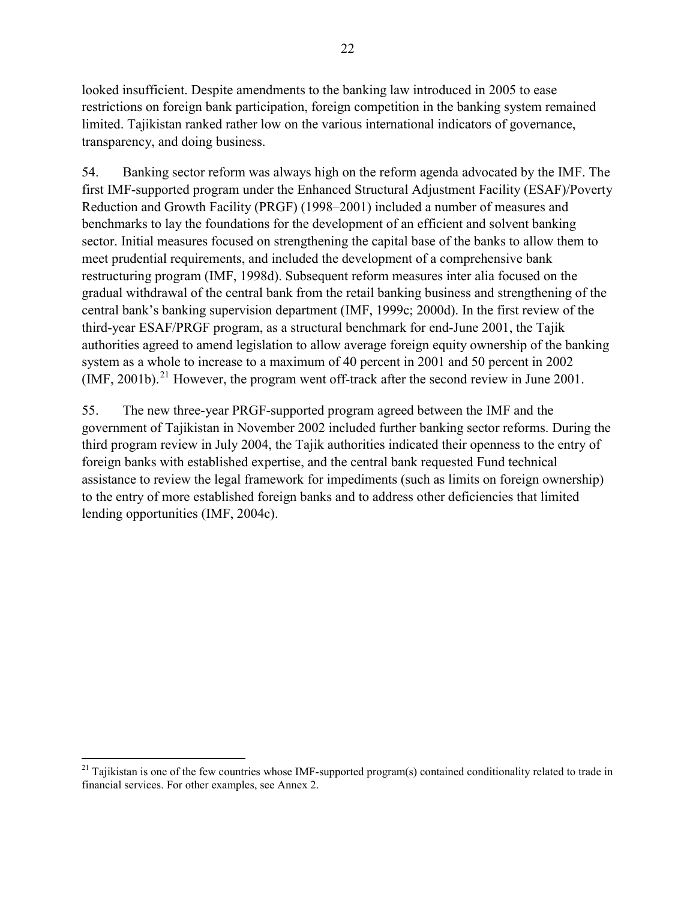looked insufficient. Despite amendments to the banking law introduced in 2005 to ease restrictions on foreign bank participation, foreign competition in the banking system remained limited. Tajikistan ranked rather low on the various international indicators of governance, transparency, and doing business.

54. Banking sector reform was always high on the reform agenda advocated by the IMF. The first IMF-supported program under the Enhanced Structural Adjustment Facility (ESAF)/Poverty Reduction and Growth Facility (PRGF) (1998–2001) included a number of measures and benchmarks to lay the foundations for the development of an efficient and solvent banking sector. Initial measures focused on strengthening the capital base of the banks to allow them to meet prudential requirements, and included the development of a comprehensive bank restructuring program (IMF, 1998d). Subsequent reform measures inter alia focused on the gradual withdrawal of the central bank from the retail banking business and strengthening of the central bank's banking supervision department (IMF, 1999c; 2000d). In the first review of the third-year ESAF/PRGF program, as a structural benchmark for end-June 2001, the Tajik authorities agreed to amend legislation to allow average foreign equity ownership of the banking system as a whole to increase to a maximum of 40 percent in 2001 and 50 percent in 2002 (IMF, 2001b).[21] However, the program went off-track after the second review in June 2001.

55. The new three-year PRGF-supported program agreed between the IMF and the government of Tajikistan in November 2002 included further banking sector reforms. During the third program review in July 2004, the Tajik authorities indicated their openness to the entry of foreign banks with established expertise, and the central bank requested Fund technical assistance to review the legal framework for impediments (such as limits on foreign ownership) to the entry of more established foreign banks and to address other deficiencies that limited lending opportunities (IMF, 2004c).

[21] Tajikistan is one of the few countries whose IMF-supported program(s) contained conditionality related to trade in financial services. For other examples, see Annex 2.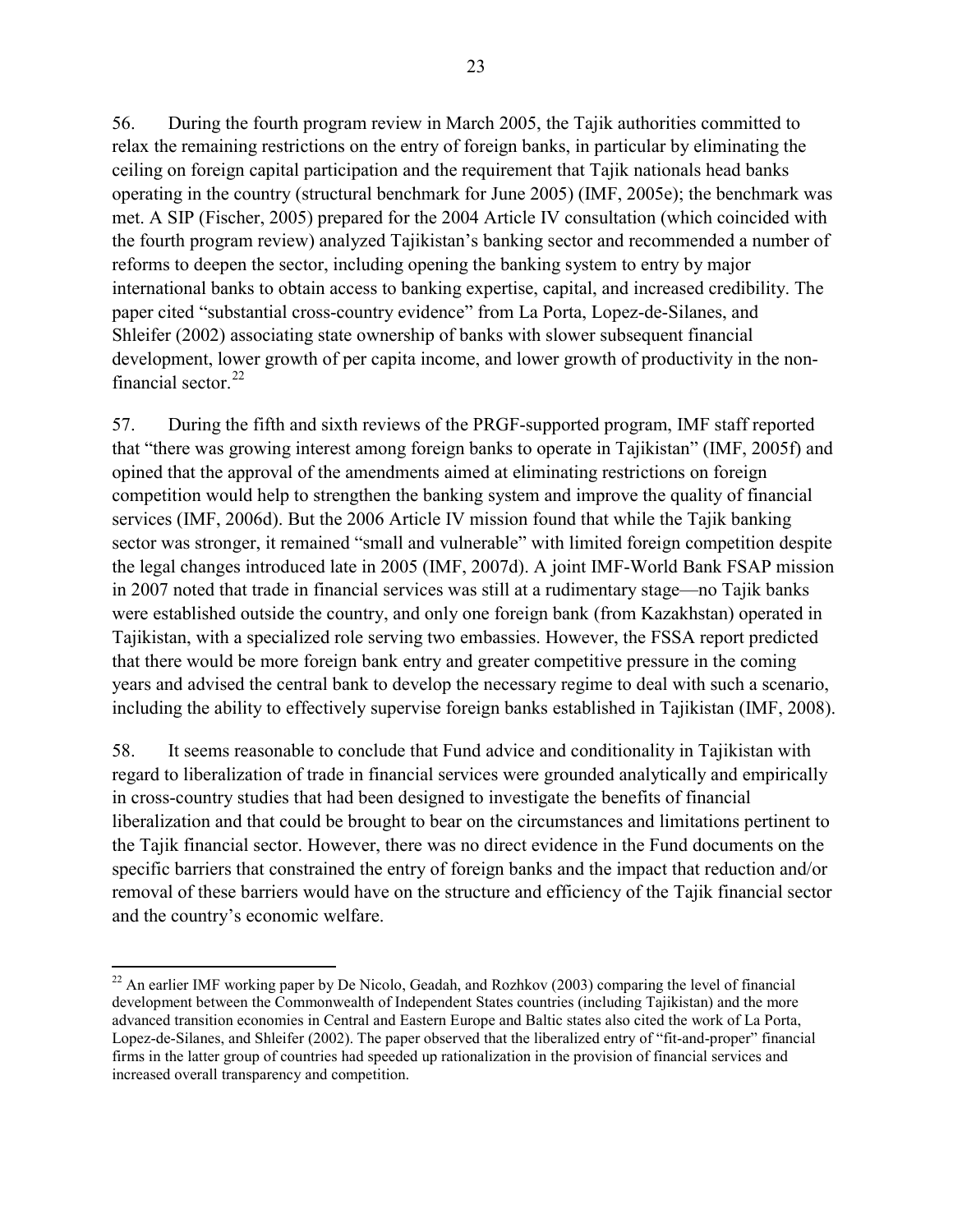56. During the fourth program review in March 2005, the Tajik authorities committed to relax the remaining restrictions on the entry of foreign banks, in particular by eliminating the ceiling on foreign capital participation and the requirement that Tajik nationals head banks operating in the country (structural benchmark for June 2005) (IMF, 2005e); the benchmark was met. A SIP (Fischer, 2005) prepared for the 2004 Article IV consultation (which coincided with the fourth program review) analyzed Tajikistan's banking sector and recommended a number of reforms to deepen the sector, including opening the banking system to entry by major international banks to obtain access to banking expertise, capital, and increased credibility. The paper cited "substantial cross-country evidence" from La Porta, Lopez-de-Silanes, and Shleifer (2002) associating state ownership of banks with slower subsequent financial development, lower growth of per capita income, and lower growth of productivity in the non-financial sector.[22]

57. During the fifth and sixth reviews of the PRGF-supported program, IMF staff reported that "there was growing interest among foreign banks to operate in Tajikistan" (IMF, 2005f) and opined that the approval of the amendments aimed at eliminating restrictions on foreign competition would help to strengthen the banking system and improve the quality of financial services (IMF, 2006d). But the 2006 Article IV mission found that while the Tajik banking sector was stronger, it remained "small and vulnerable" with limited foreign competition despite the legal changes introduced late in 2005 (IMF, 2007d). A joint IMF-World Bank FSAP mission in 2007 noted that trade in financial services was still at a rudimentary stage—no Tajik banks were established outside the country, and only one foreign bank (from Kazakhstan) operated in Tajikistan, with a specialized role serving two embassies. However, the FSSA report predicted that there would be more foreign bank entry and greater competitive pressure in the coming years and advised the central bank to develop the necessary regime to deal with such a scenario, including the ability to effectively supervise foreign banks established in Tajikistan (IMF, 2008).

58. It seems reasonable to conclude that Fund advice and conditionality in Tajikistan with regard to liberalization of trade in financial services were grounded analytically and empirically in cross-country studies that had been designed to investigate the benefits of financial liberalization and that could be brought to bear on the circumstances and limitations pertinent to the Tajik financial sector. However, there was no direct evidence in the Fund documents on the specific barriers that constrained the entry of foreign banks and the impact that reduction and/or removal of these barriers would have on the structure and efficiency of the Tajik financial sector and the country's economic welfare.

[22] An earlier IMF working paper by De Nicolo, Geadah, and Rozhkov (2003) comparing the level of financial development between the Commonwealth of Independent States countries (including Tajikistan) and the more advanced transition economies in Central and Eastern Europe and Baltic states also cited the work of La Porta, Lopez-de-Silanes, and Shleifer (2002). The paper observed that the liberalized entry of "fit-and-proper" financial firms in the latter group of countries had speeded up rationalization in the provision of financial services and increased overall transparency and competition.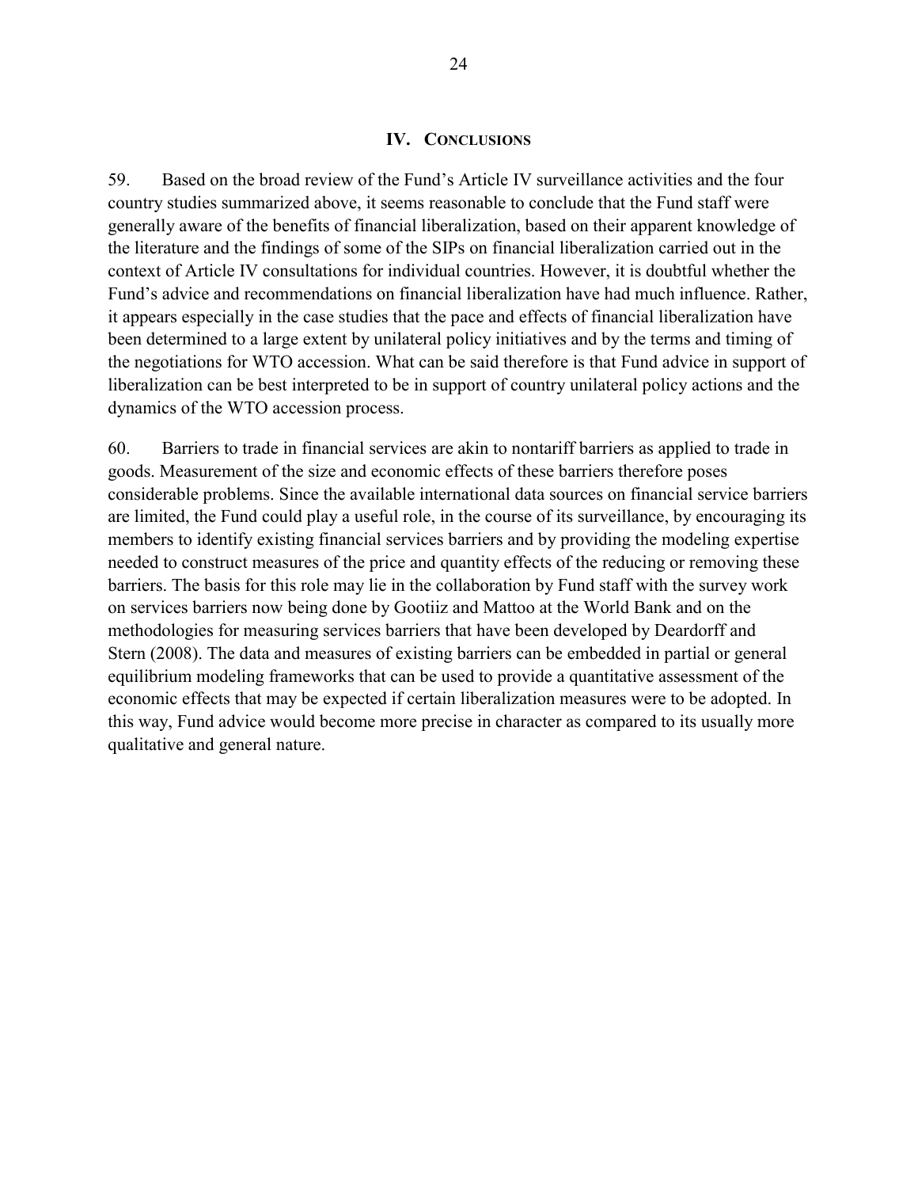## IV. CONCLUSIONS

59. Based on the broad review of the Fund's Article IV surveillance activities and the four country studies summarized above, it seems reasonable to conclude that the Fund staff were generally aware of the benefits of financial liberalization, based on their apparent knowledge of the literature and the findings of some of the SIPs on financial liberalization carried out in the context of Article IV consultations for individual countries. However, it is doubtful whether the Fund's advice and recommendations on financial liberalization have had much influence. Rather, it appears especially in the case studies that the pace and effects of financial liberalization have been determined to a large extent by unilateral policy initiatives and by the terms and timing of the negotiations for WTO accession. What can be said therefore is that Fund advice in support of liberalization can be best interpreted to be in support of country unilateral policy actions and the dynamics of the WTO accession process.

60. Barriers to trade in financial services are akin to nontariff barriers as applied to trade in goods. Measurement of the size and economic effects of these barriers therefore poses considerable problems. Since the available international data sources on financial service barriers are limited, the Fund could play a useful role, in the course of its surveillance, by encouraging its members to identify existing financial services barriers and by providing the modeling expertise needed to construct measures of the price and quantity effects of the reducing or removing these barriers. The basis for this role may lie in the collaboration by Fund staff with the survey work on services barriers now being done by Gootiiz and Mattoo at the World Bank and on the methodologies for measuring services barriers that have been developed by Deardorff and Stern (2008). The data and measures of existing barriers can be embedded in partial or general equilibrium modeling frameworks that can be used to provide a quantitative assessment of the economic effects that may be expected if certain liberalization measures were to be adopted. In this way, Fund advice would become more precise in character as compared to its usually more qualitative and general nature.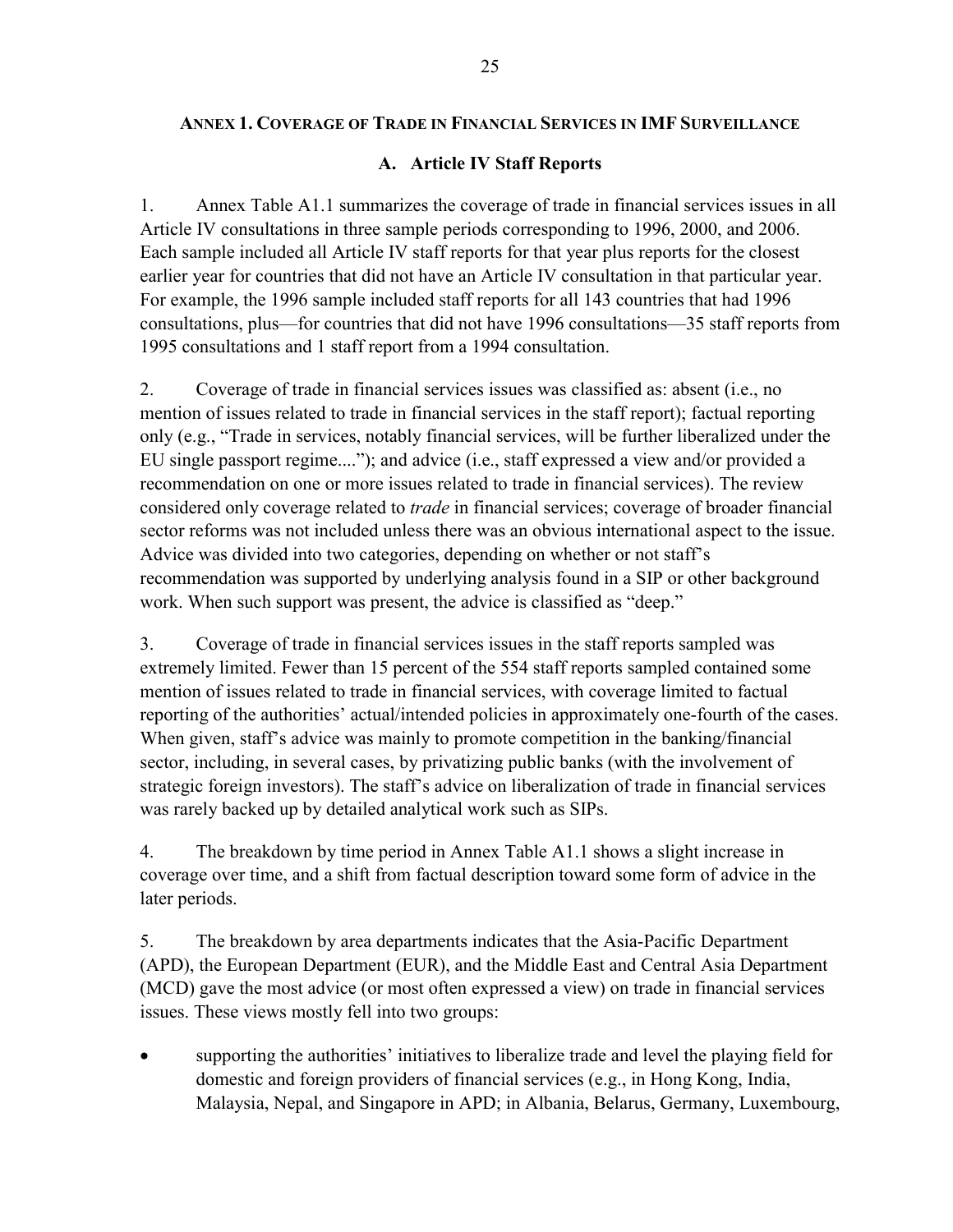## ANNEX 1. COVERAGE OF TRADE IN FINANCIAL SERVICES IN IMF SURVEILLANCE

### A. Article IV Staff Reports

1. Annex Table A1.1 summarizes the coverage of trade in financial services issues in all Article IV consultations in three sample periods corresponding to 1996, 2000, and 2006. Each sample included all Article IV staff reports for that year plus reports for the closest earlier year for countries that did not have an Article IV consultation in that particular year. For example, the 1996 sample included staff reports for all 143 countries that had 1996 consultations, plus—for countries that did not have 1996 consultations—35 staff reports from 1995 consultations and 1 staff report from a 1994 consultation.

2. Coverage of trade in financial services issues was classified as: absent (i.e., no mention of issues related to trade in financial services in the staff report); factual reporting only (e.g., "Trade in services, notably financial services, will be further liberalized under the EU single passport regime...."); and advice (i.e., staff expressed a view and/or provided a recommendation on one or more issues related to trade in financial services). The review considered only coverage related to *trade* in financial services; coverage of broader financial sector reforms was not included unless there was an obvious international aspect to the issue. Advice was divided into two categories, depending on whether or not staff's recommendation was supported by underlying analysis found in a SIP or other background work. When such support was present, the advice is classified as "deep."

3. Coverage of trade in financial services issues in the staff reports sampled was extremely limited. Fewer than 15 percent of the 554 staff reports sampled contained some mention of issues related to trade in financial services, with coverage limited to factual reporting of the authorities' actual/intended policies in approximately one-fourth of the cases. When given, staff's advice was mainly to promote competition in the banking/financial sector, including, in several cases, by privatizing public banks (with the involvement of strategic foreign investors). The staff's advice on liberalization of trade in financial services was rarely backed up by detailed analytical work such as SIPs.

4. The breakdown by time period in Annex Table A1.1 shows a slight increase in coverage over time, and a shift from factual description toward some form of advice in the later periods.

5. The breakdown by area departments indicates that the Asia-Pacific Department (APD), the European Department (EUR), and the Middle East and Central Asia Department (MCD) gave the most advice (or most often expressed a view) on trade in financial services issues. These views mostly fell into two groups:

- supporting the authorities' initiatives to liberalize trade and level the playing field for domestic and foreign providers of financial services (e.g., in Hong Kong, India, Malaysia, Nepal, and Singapore in APD; in Albania, Belarus, Germany, Luxembourg,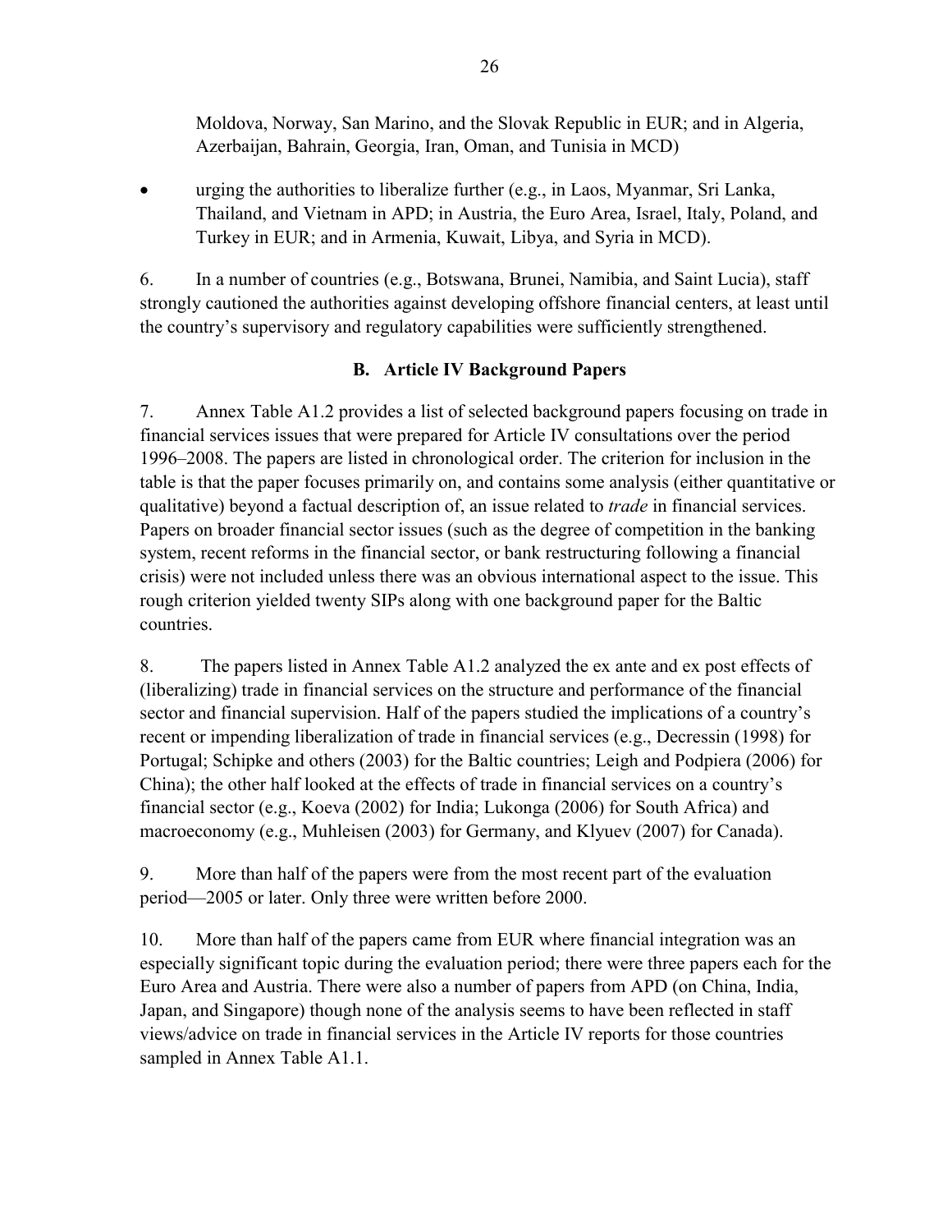Moldova, Norway, San Marino, and the Slovak Republic in EUR; and in Algeria, Azerbaijan, Bahrain, Georgia, Iran, Oman, and Tunisia in MCD)

- urging the authorities to liberalize further (e.g., in Laos, Myanmar, Sri Lanka, Thailand, and Vietnam in APD; in Austria, the Euro Area, Israel, Italy, Poland, and Turkey in EUR; and in Armenia, Kuwait, Libya, and Syria in MCD).

6. In a number of countries (e.g., Botswana, Brunei, Namibia, and Saint Lucia), staff strongly cautioned the authorities against developing offshore financial centers, at least until the country's supervisory and regulatory capabilities were sufficiently strengthened.

## B. Article IV Background Papers

7. Annex Table A1.2 provides a list of selected background papers focusing on trade in financial services issues that were prepared for Article IV consultations over the period 1996–2008. The papers are listed in chronological order. The criterion for inclusion in the table is that the paper focuses primarily on, and contains some analysis (either quantitative or qualitative) beyond a factual description of, an issue related to *trade* in financial services. Papers on broader financial sector issues (such as the degree of competition in the banking system, recent reforms in the financial sector, or bank restructuring following a financial crisis) were not included unless there was an obvious international aspect to the issue. This rough criterion yielded twenty SIPs along with one background paper for the Baltic countries.

8. The papers listed in Annex Table A1.2 analyzed the ex ante and ex post effects of (liberalizing) trade in financial services on the structure and performance of the financial sector and financial supervision. Half of the papers studied the implications of a country's recent or impending liberalization of trade in financial services (e.g., Decressin (1998) for Portugal; Schipke and others (2003) for the Baltic countries; Leigh and Podpiera (2006) for China); the other half looked at the effects of trade in financial services on a country's financial sector (e.g., Koeva (2002) for India; Lukonga (2006) for South Africa) and macroeconomy (e.g., Muhleisen (2003) for Germany, and Klyuev (2007) for Canada).

9. More than half of the papers were from the most recent part of the evaluation period—2005 or later. Only three were written before 2000.

10. More than half of the papers came from EUR where financial integration was an especially significant topic during the evaluation period; there were three papers each for the Euro Area and Austria. There were also a number of papers from APD (on China, India, Japan, and Singapore) though none of the analysis seems to have been reflected in staff views/advice on trade in financial services in the Article IV reports for those countries sampled in Annex Table A1.1.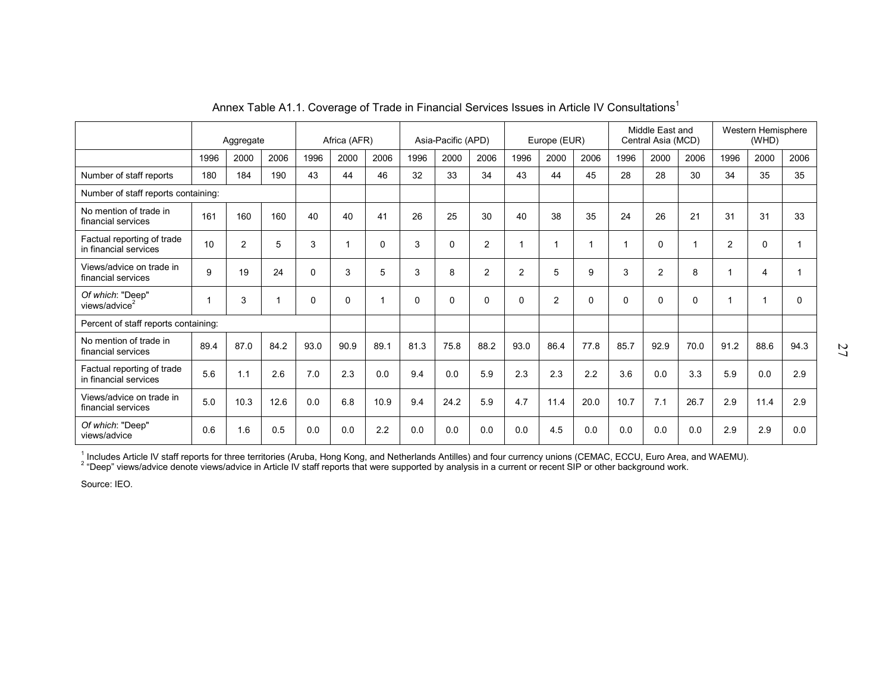Annex Table A1.1. Coverage of Trade in Financial Services Issues in Article IV Consultations[1]

| | Aggregate | | | Africa (AFR) | | | Asia-Pacific (APD) | | | Europe (EUR) | | | Middle East and Central Asia (MCD) | | | Western Hemisphere (WHD) | | |
|---|---|---|---|---|---|---|---|---|---|---|---|---|---|---|---|---|---|---|
| | 1996 | 2000 | 2006 | 1996 | 2000 | 2006 | 1996 | 2000 | 2006 | 1996 | 2000 | 2006 | 1996 | 2000 | 2006 | 1996 | 2000 | 2006 |
| Number of staff reports | 180 | 184 | 190 | 43 | 44 | 46 | 32 | 33 | 34 | 43 | 44 | 45 | 28 | 28 | 30 | 34 | 35 | 35 |
| Number of staff reports containing: | | | | | | | | | | | | | | | | | | |
| No mention of trade in financial services | 161 | 160 | 160 | 40 | 40 | 41 | 26 | 25 | 30 | 40 | 38 | 35 | 24 | 26 | 21 | 31 | 31 | 33 |
| Factual reporting of trade in financial services | 10 | 2 | 5 | 3 | 1 | 0 | 3 | 0 | 2 | 1 | 1 | 1 | 1 | 0 | 1 | 2 | 0 | 1 |
| Views/advice on trade in financial services | 9 | 19 | 24 | 0 | 3 | 5 | 3 | 8 | 2 | 2 | 5 | 9 | 3 | 2 | 8 | 1 | 4 | 1 |
| *Of which*: "Deep" views/advice[2] | 1 | 3 | 1 | 0 | 0 | 1 | 0 | 0 | 0 | 0 | 2 | 0 | 0 | 0 | 0 | 1 | 1 | 0 |
| Percent of staff reports containing: | | | | | | | | | | | | | | | | | | |
| No mention of trade in financial services | 89.4 | 87.0 | 84.2 | 93.0 | 90.9 | 89.1 | 81.3 | 75.8 | 88.2 | 93.0 | 86.4 | 77.8 | 85.7 | 92.9 | 70.0 | 91.2 | 88.6 | 94.3 |
| Factual reporting of trade in financial services | 5.6 | 1.1 | 2.6 | 7.0 | 2.3 | 0.0 | 9.4 | 0.0 | 5.9 | 2.3 | 2.3 | 2.2 | 3.6 | 0.0 | 3.3 | 5.9 | 0.0 | 2.9 |
| Views/advice on trade in financial services | 5.0 | 10.3 | 12.6 | 0.0 | 6.8 | 10.9 | 9.4 | 24.2 | 5.9 | 4.7 | 11.4 | 20.0 | 10.7 | 7.1 | 26.7 | 2.9 | 11.4 | 2.9 |
| *Of which*: "Deep" views/advice | 0.6 | 1.6 | 0.5 | 0.0 | 0.0 | 2.2 | 0.0 | 0.0 | 0.0 | 0.0 | 4.5 | 0.0 | 0.0 | 0.0 | 0.0 | 2.9 | 2.9 | 0.0 |

[1] Includes Article IV staff reports for three territories (Aruba, Hong Kong, and Netherlands Antilles) and four currency unions (CEMAC, ECCU, Euro Area, and WAEMU).
[2] "Deep" views/advice denote views/advice in Article IV staff reports that were supported by analysis in a current or recent SIP or other background work.

Source: IEO.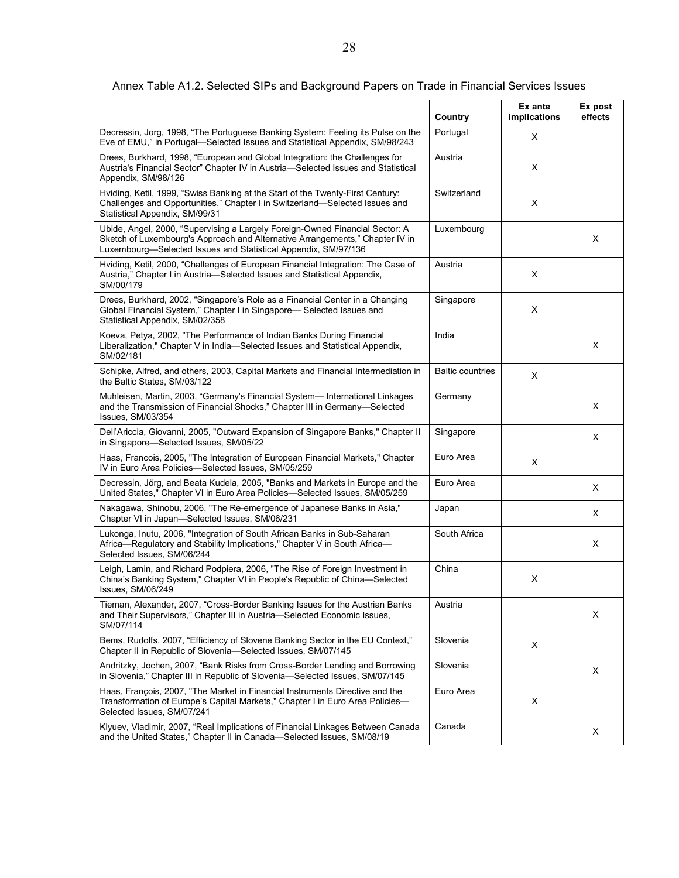Annex Table A1.2. Selected SIPs and Background Papers on Trade in Financial Services Issues

| | Country | Ex ante implications | Ex post effects |
|---|---|---|---|
| Decressin, Jorg, 1998, "The Portuguese Banking System: Feeling its Pulse on the Eve of EMU," in Portugal—Selected Issues and Statistical Appendix, SM/98/243 | Portugal | X | |
| Drees, Burkhard, 1998, "European and Global Integration: the Challenges for Austria's Financial Sector" Chapter IV in Austria—Selected Issues and Statistical Appendix, SM/98/126 | Austria | X | |
| Hviding, Ketil, 1999, "Swiss Banking at the Start of the Twenty-First Century: Challenges and Opportunities," Chapter I in Switzerland—Selected Issues and Statistical Appendix, SM/99/31 | Switzerland | X | |
| Ubide, Angel, 2000, "Supervising a Largely Foreign-Owned Financial Sector: A Sketch of Luxembourg's Approach and Alternative Arrangements," Chapter IV in Luxembourg—Selected Issues and Statistical Appendix, SM/97/136 | Luxembourg | | X |
| Hviding, Ketil, 2000, "Challenges of European Financial Integration: The Case of Austria," Chapter I in Austria—Selected Issues and Statistical Appendix, SM/00/179 | Austria | X | |
| Drees, Burkhard, 2002, "Singapore's Role as a Financial Center in a Changing Global Financial System," Chapter I in Singapore— Selected Issues and Statistical Appendix, SM/02/358 | Singapore | X | |
| Koeva, Petya, 2002, "The Performance of Indian Banks During Financial Liberalization," Chapter V in India—Selected Issues and Statistical Appendix, SM/02/181 | India | | X |
| Schipke, Alfred, and others, 2003, Capital Markets and Financial Intermediation in the Baltic States, SM/03/122 | Baltic countries | X | |
| Muhleisen, Martin, 2003, "Germany's Financial System— International Linkages and the Transmission of Financial Shocks," Chapter III in Germany—Selected Issues, SM/03/354 | Germany | | X |
| Dell'Ariccia, Giovanni, 2005, "Outward Expansion of Singapore Banks," Chapter II in Singapore—Selected Issues, SM/05/22 | Singapore | | X |
| Haas, Francois, 2005, "The Integration of European Financial Markets," Chapter IV in Euro Area Policies—Selected Issues, SM/05/259 | Euro Area | X | |
| Decressin, Jörg, and Beata Kudela, 2005, "Banks and Markets in Europe and the United States," Chapter VI in Euro Area Policies—Selected Issues, SM/05/259 | Euro Area | | X |
| Nakagawa, Shinobu, 2006, "The Re-emergence of Japanese Banks in Asia," Chapter VI in Japan—Selected Issues, SM/06/231 | Japan | | X |
| Lukonga, Inutu, 2006, "Integration of South African Banks in Sub-Saharan Africa—Regulatory and Stability Implications," Chapter V in South Africa—Selected Issues, SM/06/244 | South Africa | | X |
| Leigh, Lamin, and Richard Podpiera, 2006, "The Rise of Foreign Investment in China's Banking System," Chapter VI in People's Republic of China—Selected Issues, SM/06/249 | China | X | |
| Tieman, Alexander, 2007, "Cross-Border Banking Issues for the Austrian Banks and Their Supervisors," Chapter III in Austria—Selected Economic Issues, SM/07/114 | Austria | | X |
| Bems, Rudolfs, 2007, "Efficiency of Slovene Banking Sector in the EU Context," Chapter II in Republic of Slovenia—Selected Issues, SM/07/145 | Slovenia | X | |
| Andritzky, Jochen, 2007, "Bank Risks from Cross-Border Lending and Borrowing in Slovenia," Chapter III in Republic of Slovenia—Selected Issues, SM/07/145 | Slovenia | | X |
| Haas, François, 2007, "The Market in Financial Instruments Directive and the Transformation of Europe's Capital Markets," Chapter I in Euro Area Policies—Selected Issues, SM/07/241 | Euro Area | X | |
| Klyuev, Vladimir, 2007, "Real Implications of Financial Linkages Between Canada and the United States," Chapter II in Canada—Selected Issues, SM/08/19 | Canada | | X |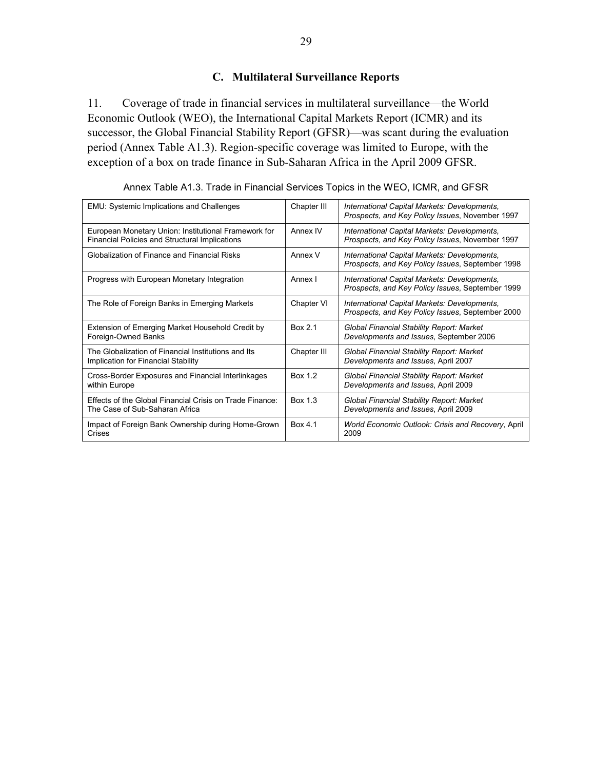## C. Multilateral Surveillance Reports

11. Coverage of trade in financial services in multilateral surveillance—the World Economic Outlook (WEO), the International Capital Markets Report (ICMR) and its successor, the Global Financial Stability Report (GFSR)—was scant during the evaluation period (Annex Table A1.3). Region-specific coverage was limited to Europe, with the exception of a box on trade finance in Sub-Saharan Africa in the April 2009 GFSR.

Annex Table A1.3. Trade in Financial Services Topics in the WEO, ICMR, and GFSR

| | | |
|---|---|---|
| EMU: Systemic Implications and Challenges | Chapter III | *International Capital Markets: Developments, Prospects, and Key Policy Issues*, November 1997 |
| European Monetary Union: Institutional Framework for Financial Policies and Structural Implications | Annex IV | *International Capital Markets: Developments, Prospects, and Key Policy Issues*, November 1997 |
| Globalization of Finance and Financial Risks | Annex V | *International Capital Markets: Developments, Prospects, and Key Policy Issues*, September 1998 |
| Progress with European Monetary Integration | Annex I | *International Capital Markets: Developments, Prospects, and Key Policy Issues*, September 1999 |
| The Role of Foreign Banks in Emerging Markets | Chapter VI | *International Capital Markets: Developments, Prospects, and Key Policy Issues*, September 2000 |
| Extension of Emerging Market Household Credit by Foreign-Owned Banks | Box 2.1 | *Global Financial Stability Report: Market Developments and Issues*, September 2006 |
| The Globalization of Financial Institutions and Its Implication for Financial Stability | Chapter III | *Global Financial Stability Report: Market Developments and Issues*, April 2007 |
| Cross-Border Exposures and Financial Interlinkages within Europe | Box 1.2 | *Global Financial Stability Report: Market Developments and Issues*, April 2009 |
| Effects of the Global Financial Crisis on Trade Finance: The Case of Sub-Saharan Africa | Box 1.3 | *Global Financial Stability Report: Market Developments and Issues*, April 2009 |
| Impact of Foreign Bank Ownership during Home-Grown Crises | Box 4.1 | *World Economic Outlook: Crisis and Recovery*, April 2009 |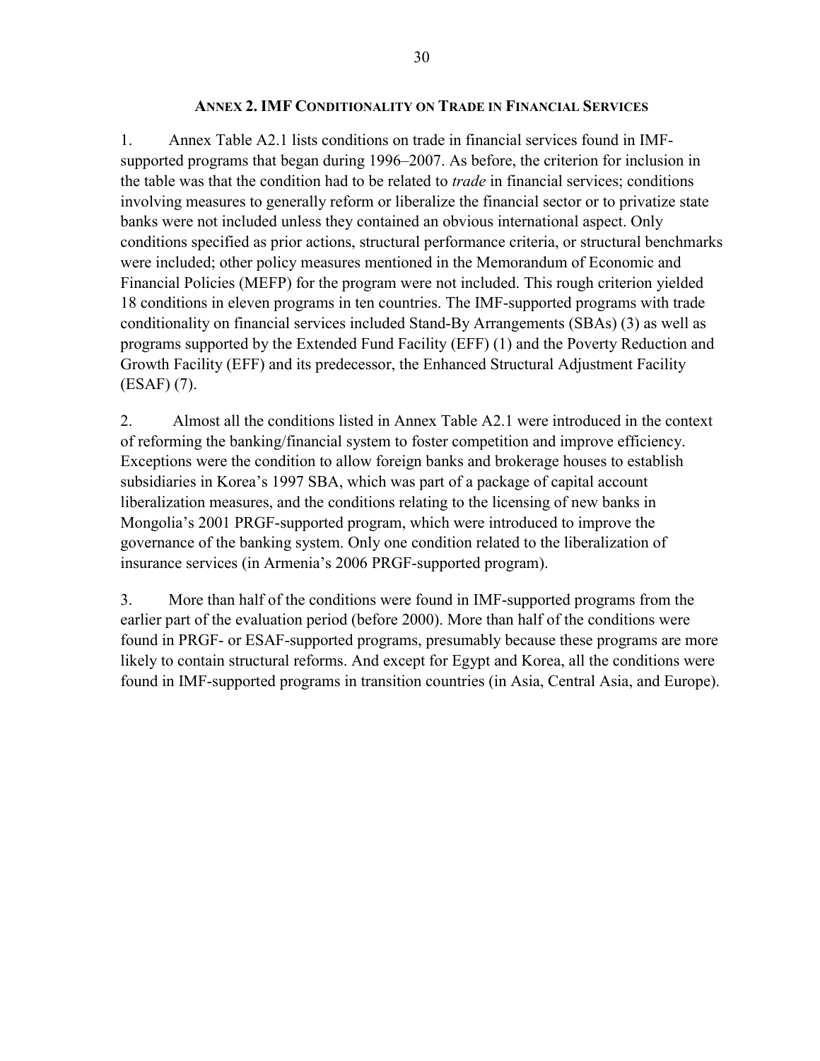## Annex 2. IMF Conditionality on Trade in Financial Services

1. Annex Table A2.1 lists conditions on trade in financial services found in IMF-supported programs that began during 1996–2007. As before, the criterion for inclusion in the table was that the condition had to be related to *trade* in financial services; conditions involving measures to generally reform or liberalize the financial sector or to privatize state banks were not included unless they contained an obvious international aspect. Only conditions specified as prior actions, structural performance criteria, or structural benchmarks were included; other policy measures mentioned in the Memorandum of Economic and Financial Policies (MEFP) for the program were not included. This rough criterion yielded 18 conditions in eleven programs in ten countries. The IMF-supported programs with trade conditionality on financial services included Stand-By Arrangements (SBAs) (3) as well as programs supported by the Extended Fund Facility (EFF) (1) and the Poverty Reduction and Growth Facility (EFF) and its predecessor, the Enhanced Structural Adjustment Facility (ESAF) (7).

2. Almost all the conditions listed in Annex Table A2.1 were introduced in the context of reforming the banking/financial system to foster competition and improve efficiency. Exceptions were the condition to allow foreign banks and brokerage houses to establish subsidiaries in Korea's 1997 SBA, which was part of a package of capital account liberalization measures, and the conditions relating to the licensing of new banks in Mongolia's 2001 PRGF-supported program, which were introduced to improve the governance of the banking system. Only one condition related to the liberalization of insurance services (in Armenia's 2006 PRGF-supported program).

3. More than half of the conditions were found in IMF-supported programs from the earlier part of the evaluation period (before 2000). More than half of the conditions were found in PRGF- or ESAF-supported programs, presumably because these programs are more likely to contain structural reforms. And except for Egypt and Korea, all the conditions were found in IMF-supported programs in transition countries (in Asia, Central Asia, and Europe).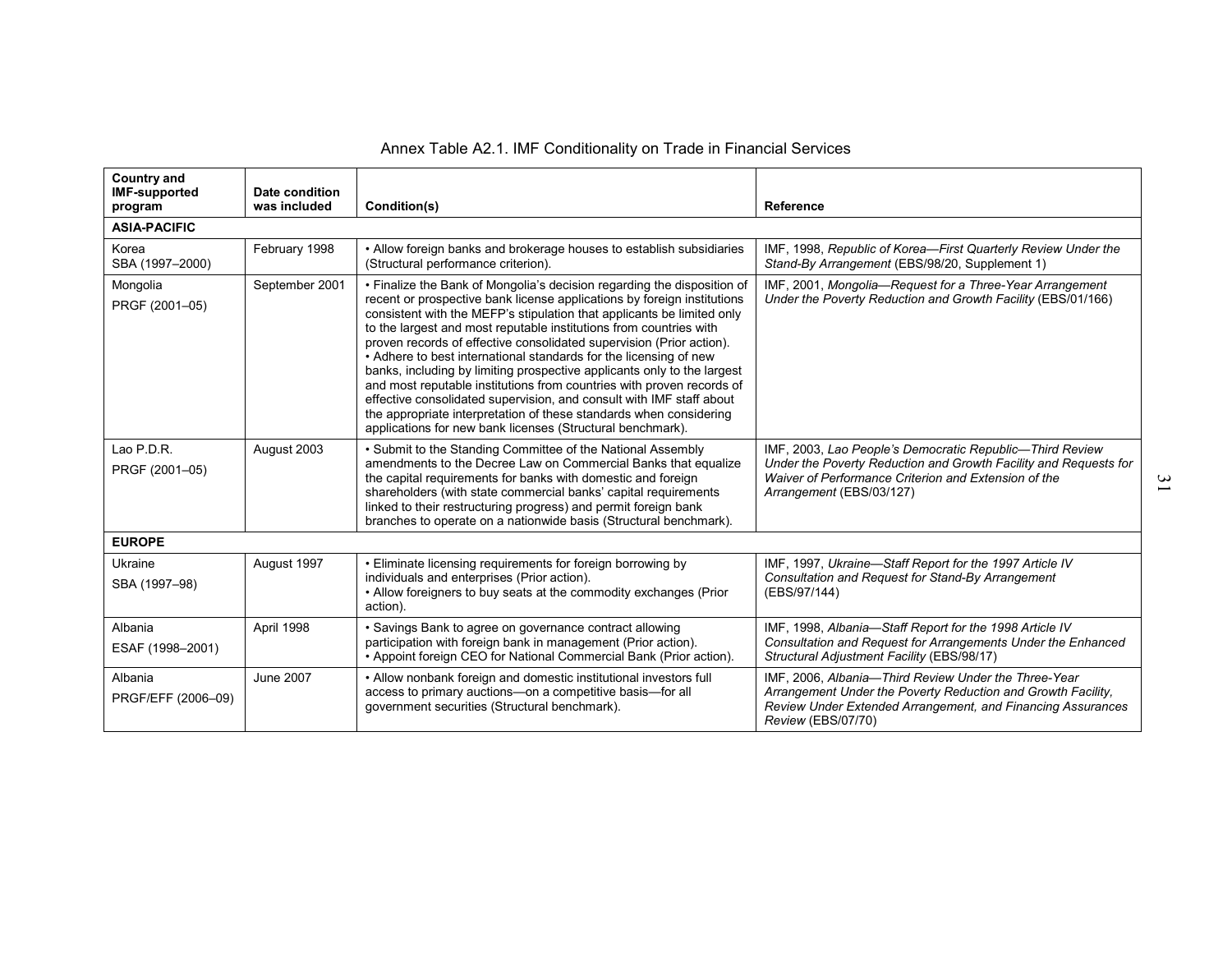Annex Table A2.1. IMF Conditionality on Trade in Financial Services

| Country and IMF-supported program | Date condition was included | Condition(s) | Reference |
|---|---|---|---|
| **ASIA-PACIFIC** | | | |
| Korea SBA (1997–2000) | February 1998 | • Allow foreign banks and brokerage houses to establish subsidiaries (Structural performance criterion). | IMF, 1998, *Republic of Korea—First Quarterly Review Under the Stand-By Arrangement* (EBS/98/20, Supplement 1) |
| Mongolia PRGF (2001–05) | September 2001 | • Finalize the Bank of Mongolia's decision regarding the disposition of recent or prospective bank license applications by foreign institutions consistent with the MEFP's stipulation that applicants be limited only to the largest and most reputable institutions from countries with proven records of effective consolidated supervision (Prior action). • Adhere to best international standards for the licensing of new banks, including by limiting prospective applicants only to the largest and most reputable institutions from countries with proven records of effective consolidated supervision, and consult with IMF staff about the appropriate interpretation of these standards when considering applications for new bank licenses (Structural benchmark). | IMF, 2001, *Mongolia—Request for a Three-Year Arrangement Under the Poverty Reduction and Growth Facility* (EBS/01/166) |
| Lao P.D.R. PRGF (2001–05) | August 2003 | • Submit to the Standing Committee of the National Assembly amendments to the Decree Law on Commercial Banks that equalize the capital requirements for banks with domestic and foreign shareholders (with state commercial banks' capital requirements linked to their restructuring progress) and permit foreign bank branches to operate on a nationwide basis (Structural benchmark). | IMF, 2003, *Lao People's Democratic Republic—Third Review Under the Poverty Reduction and Growth Facility and Requests for Waiver of Performance Criterion and Extension of the Arrangement* (EBS/03/127) |
| **EUROPE** | | | |
| Ukraine SBA (1997–98) | August 1997 | • Eliminate licensing requirements for foreign borrowing by individuals and enterprises (Prior action). • Allow foreigners to buy seats at the commodity exchanges (Prior action). | IMF, 1997, *Ukraine—Staff Report for the 1997 Article IV Consultation and Request for Stand-By Arrangement* (EBS/97/144) |
| Albania ESAF (1998–2001) | April 1998 | • Savings Bank to agree on governance contract allowing participation with foreign bank in management (Prior action). • Appoint foreign CEO for National Commercial Bank (Prior action). | IMF, 1998, *Albania—Staff Report for the 1998 Article IV Consultation and Request for Arrangements Under the Enhanced Structural Adjustment Facility* (EBS/98/17) |
| Albania PRGF/EFF (2006–09) | June 2007 | • Allow nonbank foreign and domestic institutional investors full access to primary auctions—on a competitive basis—for all government securities (Structural benchmark). | IMF, 2006, *Albania—Third Review Under the Three-Year Arrangement Under the Poverty Reduction and Growth Facility, Review Under Extended Arrangement, and Financing Assurances Review* (EBS/07/70) |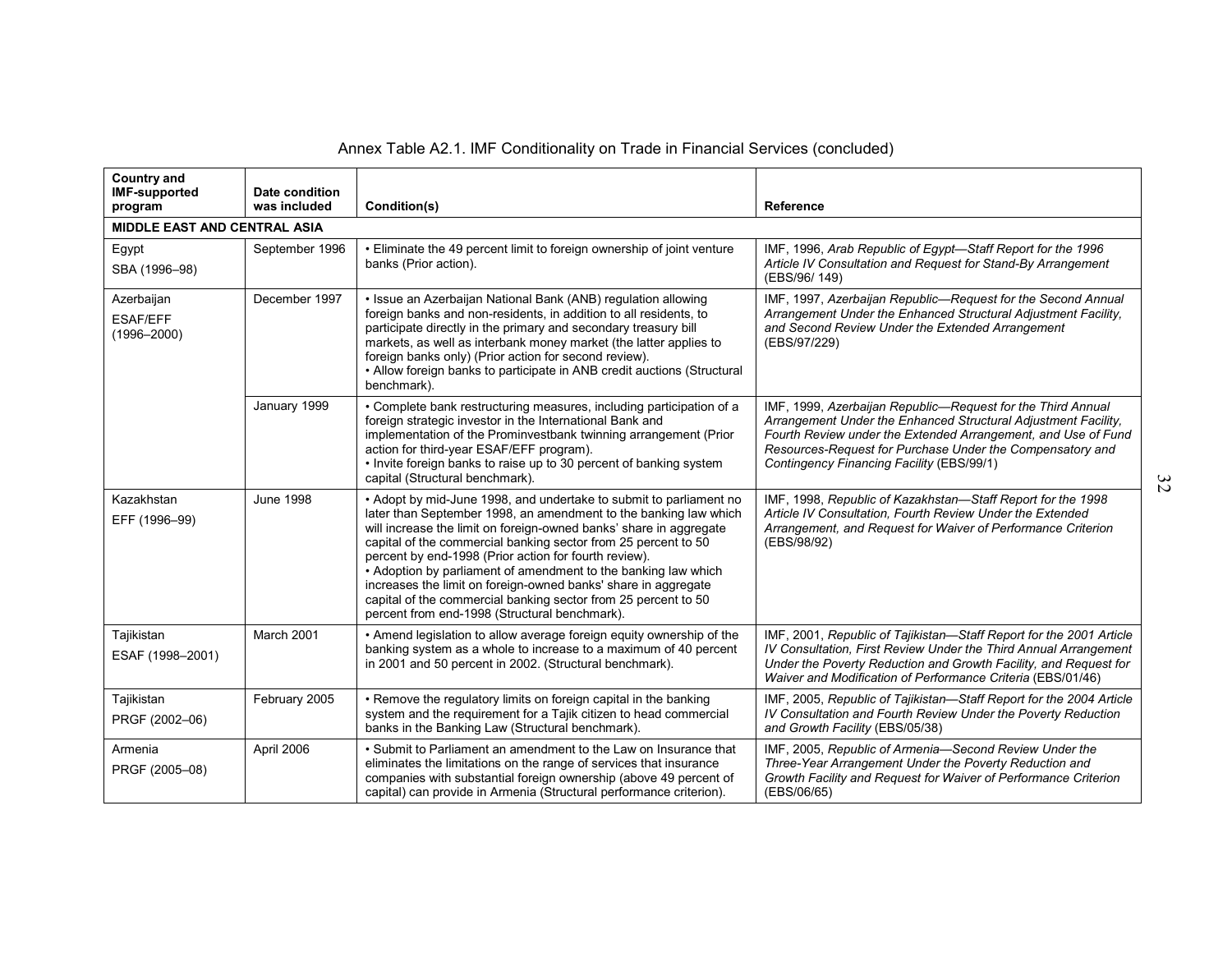Annex Table A2.1. IMF Conditionality on Trade in Financial Services (concluded)

| Country and IMF-supported program | Date condition was included | Condition(s) | Reference |
|---|---|---|---|
| **MIDDLE EAST AND CENTRAL ASIA** | | | |
| Egypt<br>SBA (1996–98) | September 1996 | • Eliminate the 49 percent limit to foreign ownership of joint venture banks (Prior action). | IMF, 1996, *Arab Republic of Egypt—Staff Report for the 1996 Article IV Consultation and Request for Stand-By Arrangement* (EBS/96/ 149) |
| Azerbaijan<br>ESAF/EFF<br>(1996–2000) | December 1997 | • Issue an Azerbaijan National Bank (ANB) regulation allowing foreign banks and non-residents, in addition to all residents, to participate directly in the primary and secondary treasury bill markets, as well as interbank money market (the latter applies to foreign banks only) (Prior action for second review).<br>• Allow foreign banks to participate in ANB credit auctions (Structural benchmark). | IMF, 1997, *Azerbaijan Republic—Request for the Second Annual Arrangement Under the Enhanced Structural Adjustment Facility, and Second Review Under the Extended Arrangement* (EBS/97/229) |
| | January 1999 | • Complete bank restructuring measures, including participation of a foreign strategic investor in the International Bank and implementation of the Prominvestbank twinning arrangement (Prior action for third-year ESAF/EFF program).<br>• Invite foreign banks to raise up to 30 percent of banking system capital (Structural benchmark). | IMF, 1999, *Azerbaijan Republic—Request for the Third Annual Arrangement Under the Enhanced Structural Adjustment Facility, Fourth Review under the Extended Arrangement, and Use of Fund Resources-Request for Purchase Under the Compensatory and Contingency Financing Facility* (EBS/99/1) |
| Kazakhstan<br>EFF (1996–99) | June 1998 | • Adopt by mid-June 1998, and undertake to submit to parliament no later than September 1998, an amendment to the banking law which will increase the limit on foreign-owned banks' share in aggregate capital of the commercial banking sector from 25 percent to 50 percent by end-1998 (Prior action for fourth review).<br>• Adoption by parliament of amendment to the banking law which increases the limit on foreign-owned banks' share in aggregate capital of the commercial banking sector from 25 percent to 50 percent from end-1998 (Structural benchmark). | IMF, 1998, *Republic of Kazakhstan—Staff Report for the 1998 Article IV Consultation, Fourth Review Under the Extended Arrangement, and Request for Waiver of Performance Criterion* (EBS/98/92) |
| Tajikistan<br>ESAF (1998–2001) | March 2001 | • Amend legislation to allow average foreign equity ownership of the banking system as a whole to increase to a maximum of 40 percent in 2001 and 50 percent in 2002. (Structural benchmark). | IMF, 2001, *Republic of Tajikistan—Staff Report for the 2001 Article IV Consultation, First Review Under the Third Annual Arrangement Under the Poverty Reduction and Growth Facility, and Request for Waiver and Modification of Performance Criteria* (EBS/01/46) |
| Tajikistan<br>PRGF (2002–06) | February 2005 | • Remove the regulatory limits on foreign capital in the banking system and the requirement for a Tajik citizen to head commercial banks in the Banking Law (Structural benchmark). | IMF, 2005, *Republic of Tajikistan—Staff Report for the 2004 Article IV Consultation and Fourth Review Under the Poverty Reduction and Growth Facility* (EBS/05/38) |
| Armenia<br>PRGF (2005–08) | April 2006 | • Submit to Parliament an amendment to the Law on Insurance that eliminates the limitations on the range of services that insurance companies with substantial foreign ownership (above 49 percent of capital) can provide in Armenia (Structural performance criterion). | IMF, 2005, *Republic of Armenia—Second Review Under the Three-Year Arrangement Under the Poverty Reduction and Growth Facility and Request for Waiver of Performance Criterion* (EBS/06/65) |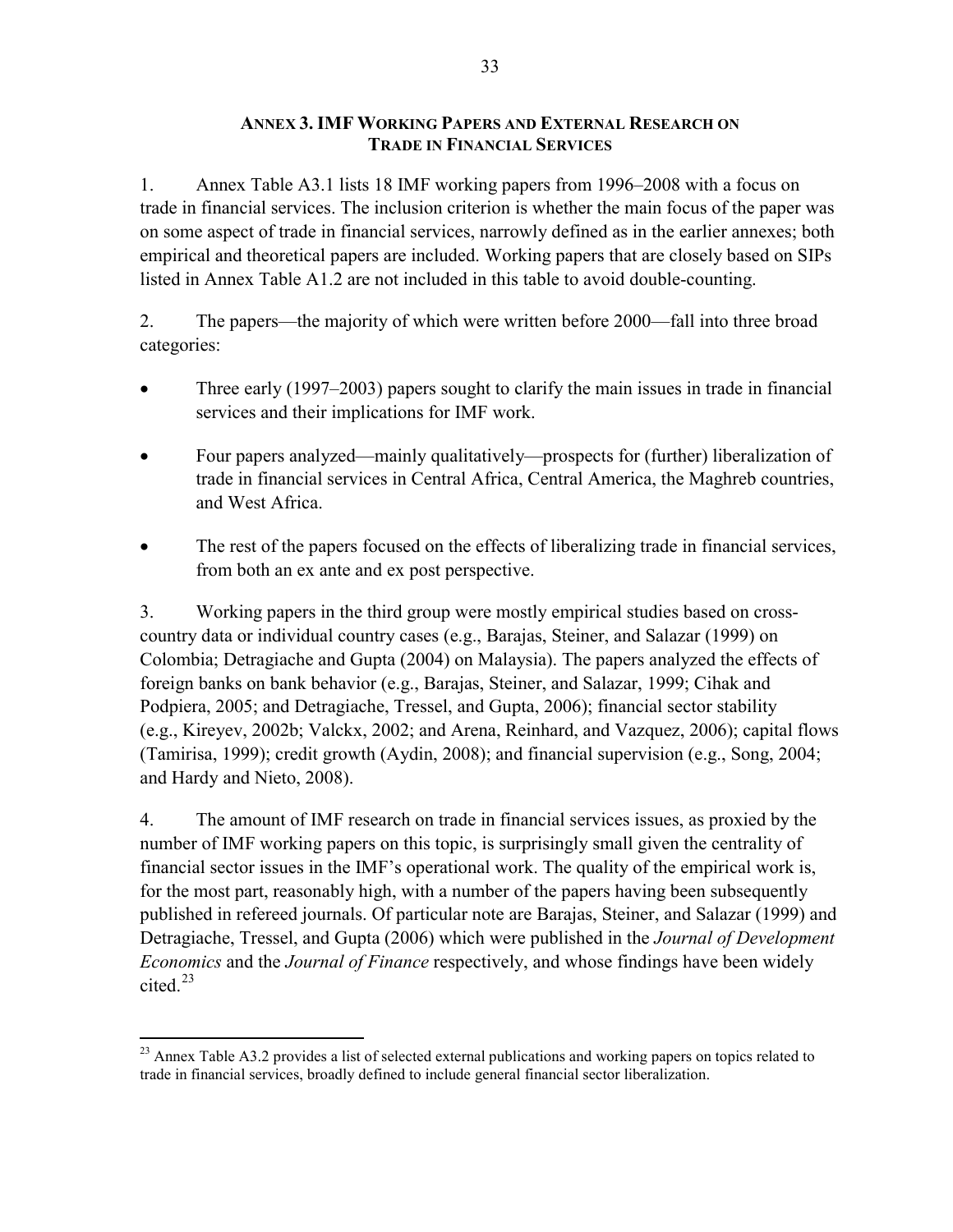## ANNEX 3. IMF WORKING PAPERS AND EXTERNAL RESEARCH ON TRADE IN FINANCIAL SERVICES

1. Annex Table A3.1 lists 18 IMF working papers from 1996–2008 with a focus on trade in financial services. The inclusion criterion is whether the main focus of the paper was on some aspect of trade in financial services, narrowly defined as in the earlier annexes; both empirical and theoretical papers are included. Working papers that are closely based on SIPs listed in Annex Table A1.2 are not included in this table to avoid double-counting.

2. The papers—the majority of which were written before 2000—fall into three broad categories:

- Three early (1997–2003) papers sought to clarify the main issues in trade in financial services and their implications for IMF work.
- Four papers analyzed—mainly qualitatively—prospects for (further) liberalization of trade in financial services in Central Africa, Central America, the Maghreb countries, and West Africa.
- The rest of the papers focused on the effects of liberalizing trade in financial services, from both an ex ante and ex post perspective.

3. Working papers in the third group were mostly empirical studies based on cross-country data or individual country cases (e.g., Barajas, Steiner, and Salazar (1999) on Colombia; Detragiache and Gupta (2004) on Malaysia). The papers analyzed the effects of foreign banks on bank behavior (e.g., Barajas, Steiner, and Salazar, 1999; Cihak and Podpiera, 2005; and Detragiache, Tressel, and Gupta, 2006); financial sector stability (e.g., Kireyev, 2002b; Valckx, 2002; and Arena, Reinhard, and Vazquez, 2006); capital flows (Tamirisa, 1999); credit growth (Aydin, 2008); and financial supervision (e.g., Song, 2004; and Hardy and Nieto, 2008).

4. The amount of IMF research on trade in financial services issues, as proxied by the number of IMF working papers on this topic, is surprisingly small given the centrality of financial sector issues in the IMF's operational work. The quality of the empirical work is, for the most part, reasonably high, with a number of the papers having been subsequently published in refereed journals. Of particular note are Barajas, Steiner, and Salazar (1999) and Detragiache, Tressel, and Gupta (2006) which were published in the *Journal of Development Economics* and the *Journal of Finance* respectively, and whose findings have been widely cited.[23]

[23] Annex Table A3.2 provides a list of selected external publications and working papers on topics related to trade in financial services, broadly defined to include general financial sector liberalization.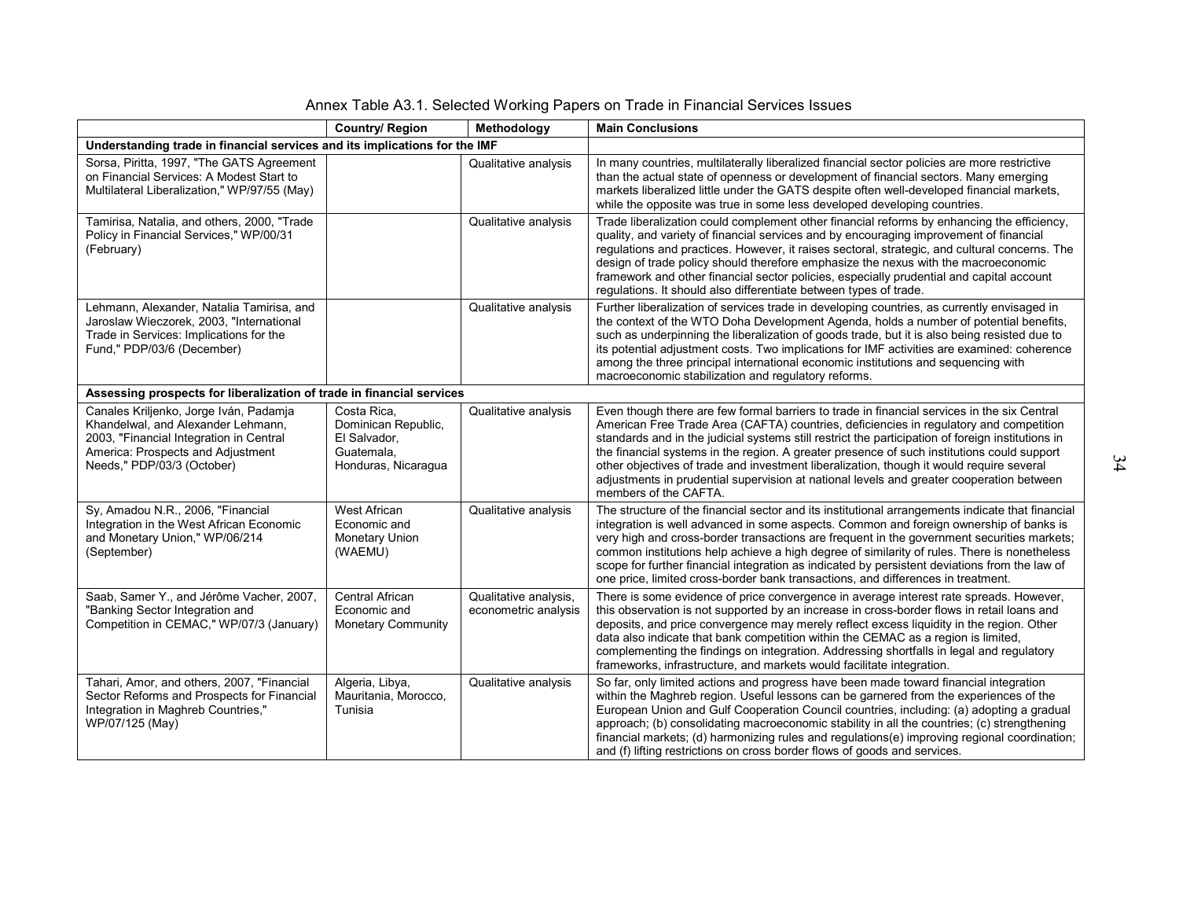Annex Table A3.1. Selected Working Papers on Trade in Financial Services Issues

| | Country/ Region | Methodology | Main Conclusions |
|---|---|---|---|
| **Understanding trade in financial services and its implications for the IMF** | | | |
| Sorsa, Piritta, 1997, "The GATS Agreement on Financial Services: A Modest Start to Multilateral Liberalization," WP/97/55 (May) | | Qualitative analysis | In many countries, multilaterally liberalized financial sector policies are more restrictive than the actual state of openness or development of financial sectors. Many emerging markets liberalized little under the GATS despite often well-developed financial markets, while the opposite was true in some less developed developing countries. |
| Tamirisa, Natalia, and others, 2000, "Trade Policy in Financial Services," WP/00/31 (February) | | Qualitative analysis | Trade liberalization could complement other financial reforms by enhancing the efficiency, quality, and variety of financial services and by encouraging improvement of financial regulations and practices. However, it raises sectoral, strategic, and cultural concerns. The design of trade policy should therefore emphasize the nexus with the macroeconomic framework and other financial sector policies, especially prudential and capital account regulations. It should also differentiate between types of trade. |
| Lehmann, Alexander, Natalia Tamirisa, and Jaroslaw Wieczorek, 2003, "International Trade in Services: Implications for the Fund," PDP/03/6 (December) | | Qualitative analysis | Further liberalization of services trade in developing countries, as currently envisaged in the context of the WTO Doha Development Agenda, holds a number of potential benefits, such as underpinning the liberalization of goods trade, but it is also being resisted due to its potential adjustment costs. Two implications for IMF activities are examined: coherence among the three principal international economic institutions and sequencing with macroeconomic stabilization and regulatory reforms. |
| **Assessing prospects for liberalization of trade in financial services** | | | |
| Canales Kriljenko, Jorge Iván, Padamja Khandelwal, and Alexander Lehmann, 2003, "Financial Integration in Central America: Prospects and Adjustment Needs," PDP/03/3 (October) | Costa Rica, Dominican Republic, El Salvador, Guatemala, Honduras, Nicaragua | Qualitative analysis | Even though there are few formal barriers to trade in financial services in the six Central American Free Trade Area (CAFTA) countries, deficiencies in regulatory and competition standards and in the judicial systems still restrict the participation of foreign institutions in the financial systems in the region. A greater presence of such institutions could support other objectives of trade and investment liberalization, though it would require several adjustments in prudential supervision at national levels and greater cooperation between members of the CAFTA. |
| Sy, Amadou N.R., 2006, "Financial Integration in the West African Economic and Monetary Union," WP/06/214 (September) | West African Economic and Monetary Union (WAEMU) | Qualitative analysis | The structure of the financial sector and its institutional arrangements indicate that financial integration is well advanced in some aspects. Common and foreign ownership of banks is very high and cross-border transactions are frequent in the government securities markets; common institutions help achieve a high degree of similarity of rules. There is nonetheless scope for further financial integration as indicated by persistent deviations from the law of one price, limited cross-border bank transactions, and differences in treatment. |
| Saab, Samer Y., and Jérôme Vacher, 2007, "Banking Sector Integration and Competition in CEMAC," WP/07/3 (January) | Central African Economic and Monetary Community | Qualitative analysis, econometric analysis | There is some evidence of price convergence in average interest rate spreads. However, this observation is not supported by an increase in cross-border flows in retail loans and deposits, and price convergence may merely reflect excess liquidity in the region. Other data also indicate that bank competition within the CEMAC as a region is limited, complementing the findings on integration. Addressing shortfalls in legal and regulatory frameworks, infrastructure, and markets would facilitate integration. |
| Tahari, Amor, and others, 2007, "Financial Sector Reforms and Prospects for Financial Integration in Maghreb Countries," WP/07/125 (May) | Algeria, Libya, Mauritania, Morocco, Tunisia | Qualitative analysis | So far, only limited actions and progress have been made toward financial integration within the Maghreb region. Useful lessons can be garnered from the experiences of the European Union and Gulf Cooperation Council countries, including: (a) adopting a gradual approach; (b) consolidating macroeconomic stability in all the countries; (c) strengthening financial markets; (d) harmonizing rules and regulations(e) improving regional coordination; and (f) lifting restrictions on cross border flows of goods and services. |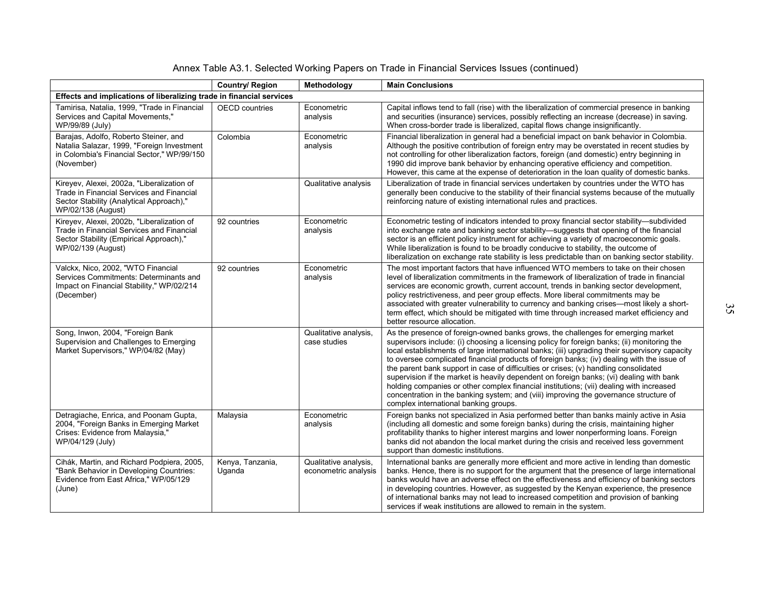Annex Table A3.1. Selected Working Papers on Trade in Financial Services Issues (continued)

| | Country/ Region | Methodology | Main Conclusions |
|---|---|---|---|
| **Effects and implications of liberalizing trade in financial services** | | | |
| Tamirisa, Natalia, 1999, "Trade in Financial Services and Capital Movements," WP/99/89 (July) | OECD countries | Econometric analysis | Capital inflows tend to fall (rise) with the liberalization of commercial presence in banking and securities (insurance) services, possibly reflecting an increase (decrease) in saving. When cross-border trade is liberalized, capital flows change insignificantly. |
| Barajas, Adolfo, Roberto Steiner, and Natalia Salazar, 1999, "Foreign Investment in Colombia's Financial Sector," WP/99/150 (November) | Colombia | Econometric analysis | Financial liberalization in general had a beneficial impact on bank behavior in Colombia. Although the positive contribution of foreign entry may be overstated in recent studies by not controlling for other liberalization factors, foreign (and domestic) entry beginning in 1990 did improve bank behavior by enhancing operative efficiency and competition. However, this came at the expense of deterioration in the loan quality of domestic banks. |
| Kireyev, Alexei, 2002a, "Liberalization of Trade in Financial Services and Financial Sector Stability (Analytical Approach)," WP/02/138 (August) | | Qualitative analysis | Liberalization of trade in financial services undertaken by countries under the WTO has generally been conducive to the stability of their financial systems because of the mutually reinforcing nature of existing international rules and practices. |
| Kireyev, Alexei, 2002b, "Liberalization of Trade in Financial Services and Financial Sector Stability (Empirical Approach)," WP/02/139 (August) | 92 countries | Econometric analysis | Econometric testing of indicators intended to proxy financial sector stability—subdivided into exchange rate and banking sector stability—suggests that opening of the financial sector is an efficient policy instrument for achieving a variety of macroeconomic goals. While liberalization is found to be broadly conducive to stability, the outcome of liberalization on exchange rate stability is less predictable than on banking sector stability. |
| Valckx, Nico, 2002, "WTO Financial Services Commitments: Determinants and Impact on Financial Stability," WP/02/214 (December) | 92 countries | Econometric analysis | The most important factors that have influenced WTO members to take on their chosen level of liberalization commitments in the framework of liberalization of trade in financial services are economic growth, current account, trends in banking sector development, policy restrictiveness, and peer group effects. More liberal commitments may be associated with greater vulnerability to currency and banking crises—most likely a short-term effect, which should be mitigated with time through increased market efficiency and better resource allocation. |
| Song, Inwon, 2004, "Foreign Bank Supervision and Challenges to Emerging Market Supervisors," WP/04/82 (May) | | Qualitative analysis, case studies | As the presence of foreign-owned banks grows, the challenges for emerging market supervisors include: (i) choosing a licensing policy for foreign banks; (ii) monitoring the local establishments of large international banks; (iii) upgrading their supervisory capacity to oversee complicated financial products of foreign banks; (iv) dealing with the issue of the parent bank support in case of difficulties or crises; (v) handling consolidated supervision if the market is heavily dependent on foreign banks; (vi) dealing with bank holding companies or other complex financial institutions; (vii) dealing with increased concentration in the banking system; and (viii) improving the governance structure of complex international banking groups. |
| Detragiache, Enrica, and Poonam Gupta, 2004, "Foreign Banks in Emerging Market Crises: Evidence from Malaysia," WP/04/129 (July) | Malaysia | Econometric analysis | Foreign banks not specialized in Asia performed better than banks mainly active in Asia (including all domestic and some foreign banks) during the crisis, maintaining higher profitability thanks to higher interest margins and lower nonperforming loans. Foreign banks did not abandon the local market during the crisis and received less government support than domestic institutions. |
| Cihák, Martin, and Richard Podpiera, 2005, "Bank Behavior in Developing Countries: Evidence from East Africa," WP/05/129 (June) | Kenya, Tanzania, Uganda | Qualitative analysis, econometric analysis | International banks are generally more efficient and more active in lending than domestic banks. Hence, there is no support for the argument that the presence of large international banks would have an adverse effect on the effectiveness and efficiency of banking sectors in developing countries. However, as suggested by the Kenyan experience, the presence of international banks may not lead to increased competition and provision of banking services if weak institutions are allowed to remain in the system. |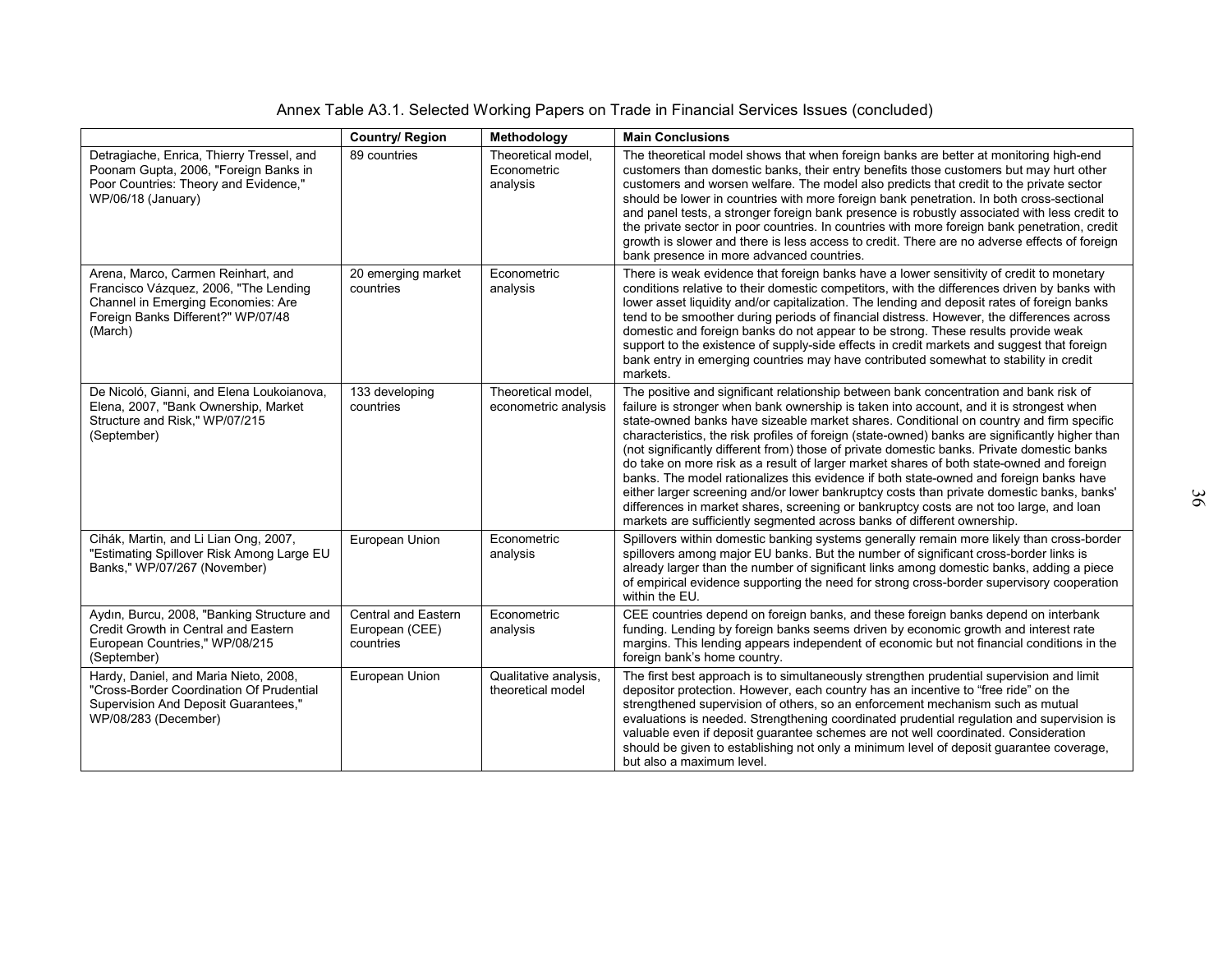Annex Table A3.1. Selected Working Papers on Trade in Financial Services Issues (concluded)

| | Country/ Region | Methodology | Main Conclusions |
|---|---|---|---|
| Detragiache, Enrica, Thierry Tressel, and Poonam Gupta, 2006, "Foreign Banks in Poor Countries: Theory and Evidence," WP/06/18 (January) | 89 countries | Theoretical model, Econometric analysis | The theoretical model shows that when foreign banks are better at monitoring high-end customers than domestic banks, their entry benefits those customers but may hurt other customers and worsen welfare. The model also predicts that credit to the private sector should be lower in countries with more foreign bank penetration. In both cross-sectional and panel tests, a stronger foreign bank presence is robustly associated with less credit to the private sector in poor countries. In countries with more foreign bank penetration, credit growth is slower and there is less access to credit. There are no adverse effects of foreign bank presence in more advanced countries. |
| Arena, Marco, Carmen Reinhart, and Francisco Vázquez, 2006, "The Lending Channel in Emerging Economies: Are Foreign Banks Different?" WP/07/48 (March) | 20 emerging market countries | Econometric analysis | There is weak evidence that foreign banks have a lower sensitivity of credit to monetary conditions relative to their domestic competitors, with the differences driven by banks with lower asset liquidity and/or capitalization. The lending and deposit rates of foreign banks tend to be smoother during periods of financial distress. However, the differences across domestic and foreign banks do not appear to be strong. These results provide weak support to the existence of supply-side effects in credit markets and suggest that foreign bank entry in emerging countries may have contributed somewhat to stability in credit markets. |
| De Nicoló, Gianni, and Elena Loukoianova, Elena, 2007, "Bank Ownership, Market Structure and Risk," WP/07/215 (September) | 133 developing countries | Theoretical model, econometric analysis | The positive and significant relationship between bank concentration and bank risk of failure is stronger when bank ownership is taken into account, and it is strongest when state-owned banks have sizeable market shares. Conditional on country and firm specific characteristics, the risk profiles of foreign (state-owned) banks are significantly higher than (not significantly different from) those of private domestic banks. Private domestic banks do take on more risk as a result of larger market shares of both state-owned and foreign banks. The model rationalizes this evidence if both state-owned and foreign banks have either larger screening and/or lower bankruptcy costs than private domestic banks, banks' differences in market shares, screening or bankruptcy costs are not too large, and loan markets are sufficiently segmented across banks of different ownership. |
| Cihák, Martin, and Li Lian Ong, 2007, "Estimating Spillover Risk Among Large EU Banks," WP/07/267 (November) | European Union | Econometric analysis | Spillovers within domestic banking systems generally remain more likely than cross-border spillovers among major EU banks. But the number of significant cross-border links is already larger than the number of significant links among domestic banks, adding a piece of empirical evidence supporting the need for strong cross-border supervisory cooperation within the EU. |
| Aydın, Burcu, 2008, "Banking Structure and Credit Growth in Central and Eastern European Countries," WP/08/215 (September) | Central and Eastern European (CEE) countries | Econometric analysis | CEE countries depend on foreign banks, and these foreign banks depend on interbank funding. Lending by foreign banks seems driven by economic growth and interest rate margins. This lending appears independent of economic but not financial conditions in the foreign bank's home country. |
| Hardy, Daniel, and Maria Nieto, 2008, "Cross-Border Coordination Of Prudential Supervision And Deposit Guarantees," WP/08/283 (December) | European Union | Qualitative analysis, theoretical model | The first best approach is to simultaneously strengthen prudential supervision and limit depositor protection. However, each country has an incentive to "free ride" on the strengthened supervision of others, so an enforcement mechanism such as mutual evaluations is needed. Strengthening coordinated prudential regulation and supervision is valuable even if deposit guarantee schemes are not well coordinated. Consideration should be given to establishing not only a minimum level of deposit guarantee coverage, but also a maximum level. |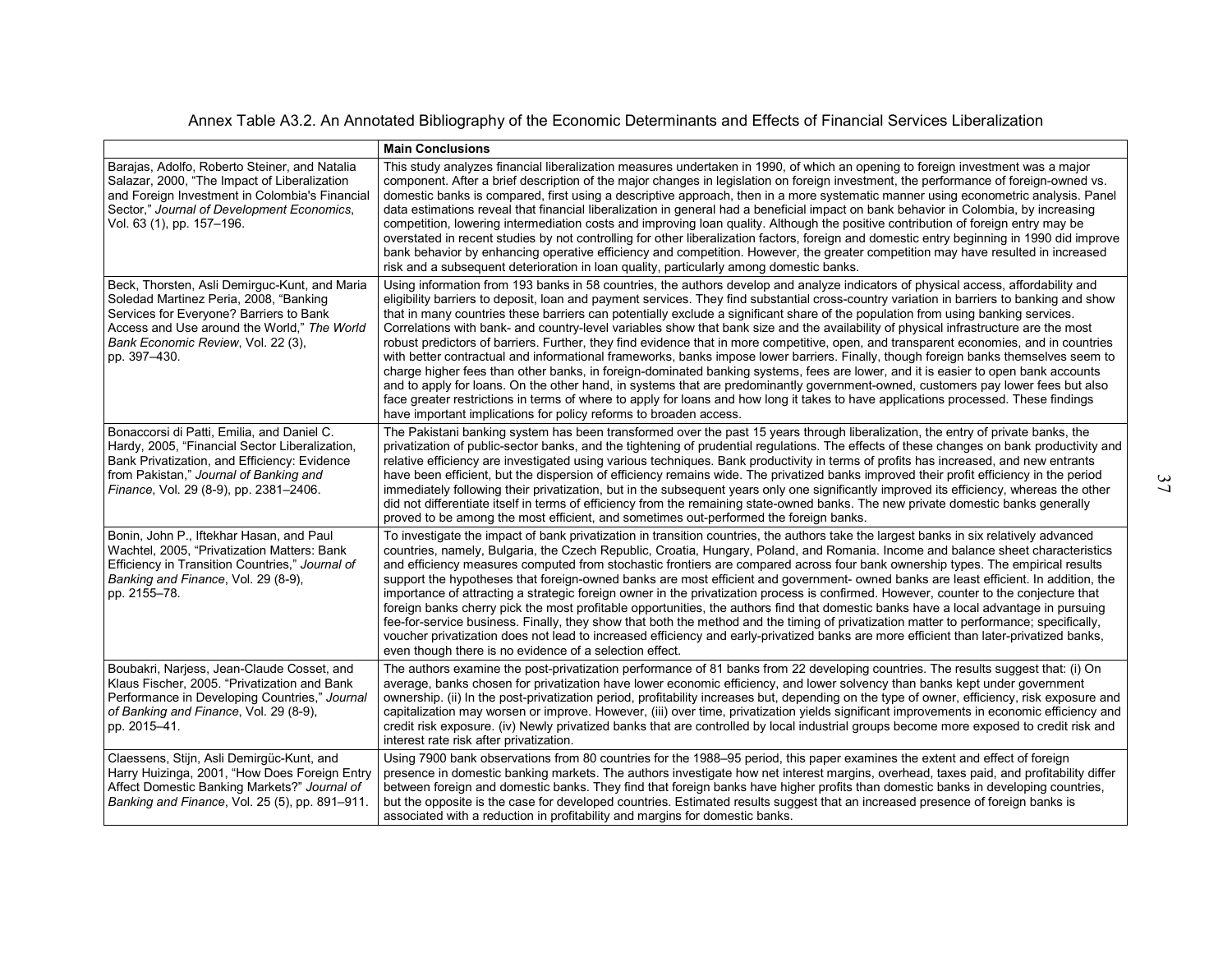Annex Table A3.2. An Annotated Bibliography of the Economic Determinants and Effects of Financial Services Liberalization

| | Main Conclusions |
|---|---|
| Barajas, Adolfo, Roberto Steiner, and Natalia Salazar, 2000, "The Impact of Liberalization and Foreign Investment in Colombia's Financial Sector," *Journal of Development Economics*, Vol. 63 (1), pp. 157–196. | This study analyzes financial liberalization measures undertaken in 1990, of which an opening to foreign investment was a major component. After a brief description of the major changes in legislation on foreign investment, the performance of foreign-owned vs. domestic banks is compared, first using a descriptive approach, then in a more systematic manner using econometric analysis. Panel data estimations reveal that financial liberalization in general had a beneficial impact on bank behavior in Colombia, by increasing competition, lowering intermediation costs and improving loan quality. Although the positive contribution of foreign entry may be overstated in recent studies by not controlling for other liberalization factors, foreign and domestic entry beginning in 1990 did improve bank behavior by enhancing operative efficiency and competition. However, the greater competition may have resulted in increased risk and a subsequent deterioration in loan quality, particularly among domestic banks. |
| Beck, Thorsten, Asli Demirguc-Kunt, and Maria Soledad Martinez Peria, 2008, "Banking Services for Everyone? Barriers to Bank Access and Use around the World," *The World Bank Economic Review*, Vol. 22 (3), pp. 397–430. | Using information from 193 banks in 58 countries, the authors develop and analyze indicators of physical access, affordability and eligibility barriers to deposit, loan and payment services. They find substantial cross-country variation in barriers to banking and show that in many countries these barriers can potentially exclude a significant share of the population from using banking services. Correlations with bank- and country-level variables show that bank size and the availability of physical infrastructure are the most robust predictors of barriers. Further, they find evidence that in more competitive, open, and transparent economies, and in countries with better contractual and informational frameworks, banks impose lower barriers. Finally, though foreign banks themselves seem to charge higher fees than other banks, in foreign-dominated banking systems, fees are lower, and it is easier to open bank accounts and to apply for loans. On the other hand, in systems that are predominantly government-owned, customers pay lower fees but also face greater restrictions in terms of where to apply for loans and how long it takes to have applications processed. These findings have important implications for policy reforms to broaden access. |
| Bonaccorsi di Patti, Emilia, and Daniel C. Hardy, 2005, "Financial Sector Liberalization, Bank Privatization, and Efficiency: Evidence from Pakistan," *Journal of Banking and Finance*, Vol. 29 (8-9), pp. 2381–2406. | The Pakistani banking system has been transformed over the past 15 years through liberalization, the entry of private banks, the privatization of public-sector banks, and the tightening of prudential regulations. The effects of these changes on bank productivity and relative efficiency are investigated using various techniques. Bank productivity in terms of profits has increased, and new entrants have been efficient, but the dispersion of efficiency remains wide. The privatized banks improved their profit efficiency in the period immediately following their privatization, but in the subsequent years only one significantly improved its efficiency, whereas the other did not differentiate itself in terms of efficiency from the remaining state-owned banks. The new private domestic banks generally proved to be among the most efficient, and sometimes out-performed the foreign banks. |
| Bonin, John P., Iftekhar Hasan, and Paul Wachtel, 2005, "Privatization Matters: Bank Efficiency in Transition Countries," *Journal of Banking and Finance*, Vol. 29 (8-9), pp. 2155–78. | To investigate the impact of bank privatization in transition countries, the authors take the largest banks in six relatively advanced countries, namely, Bulgaria, the Czech Republic, Croatia, Hungary, Poland, and Romania. Income and balance sheet characteristics and efficiency measures computed from stochastic frontiers are compared across four bank ownership types. The empirical results support the hypotheses that foreign-owned banks are most efficient and government- owned banks are least efficient. In addition, the importance of attracting a strategic foreign owner in the privatization process is confirmed. However, counter to the conjecture that foreign banks cherry pick the most profitable opportunities, the authors find that domestic banks have a local advantage in pursuing fee-for-service business. Finally, they show that both the method and the timing of privatization matter to performance; specifically, voucher privatization does not lead to increased efficiency and early-privatized banks are more efficient than later-privatized banks, even though there is no evidence of a selection effect. |
| Boubakri, Narjess, Jean-Claude Cosset, and Klaus Fischer, 2005. "Privatization and Bank Performance in Developing Countries," *Journal of Banking and Finance*, Vol. 29 (8-9), pp. 2015–41. | The authors examine the post-privatization performance of 81 banks from 22 developing countries. The results suggest that: (i) On average, banks chosen for privatization have lower economic efficiency, and lower solvency than banks kept under government ownership. (ii) In the post-privatization period, profitability increases but, depending on the type of owner, efficiency, risk exposure and capitalization may worsen or improve. However, (iii) over time, privatization yields significant improvements in economic efficiency and credit risk exposure. (iv) Newly privatized banks that are controlled by local industrial groups become more exposed to credit risk and interest rate risk after privatization. |
| Claessens, Stijn, Asli Demirgüc-Kunt, and Harry Huizinga, 2001, "How Does Foreign Entry Affect Domestic Banking Markets?" *Journal of Banking and Finance*, Vol. 25 (5), pp. 891–911. | Using 7900 bank observations from 80 countries for the 1988–95 period, this paper examines the extent and effect of foreign presence in domestic banking markets. The authors investigate how net interest margins, overhead, taxes paid, and profitability differ between foreign and domestic banks. They find that foreign banks have higher profits than domestic banks in developing countries, but the opposite is the case for developed countries. Estimated results suggest that an increased presence of foreign banks is associated with a reduction in profitability and margins for domestic banks. |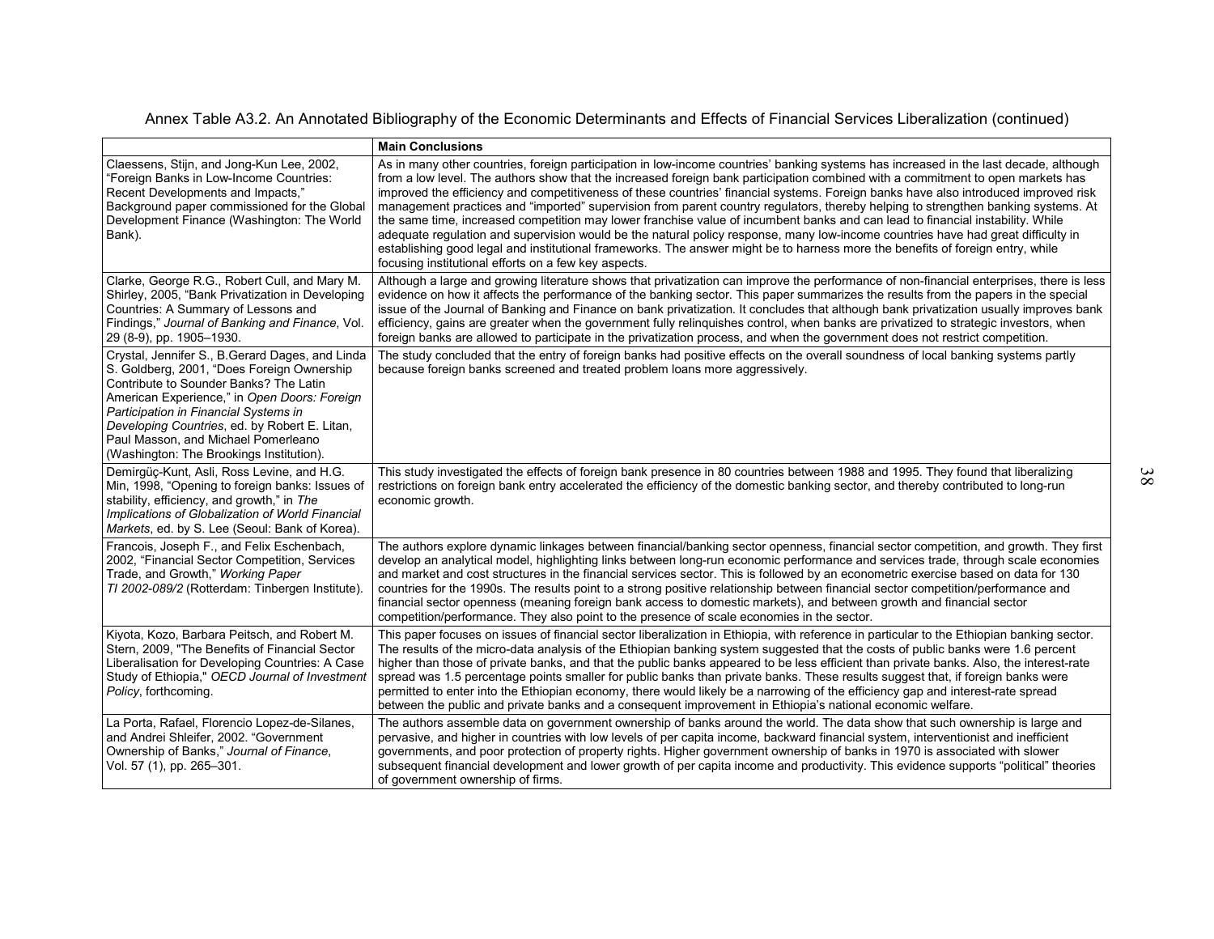Annex Table A3.2. An Annotated Bibliography of the Economic Determinants and Effects of Financial Services Liberalization (continued)

| | **Main Conclusions** |
|---|---|
| Claessens, Stijn, and Jong-Kun Lee, 2002, "Foreign Banks in Low-Income Countries: Recent Developments and Impacts," Background paper commissioned for the Global Development Finance (Washington: The World Bank). | As in many other countries, foreign participation in low-income countries' banking systems has increased in the last decade, although from a low level. The authors show that the increased foreign bank participation combined with a commitment to open markets has improved the efficiency and competitiveness of these countries' financial systems. Foreign banks have also introduced improved risk management practices and "imported" supervision from parent country regulators, thereby helping to strengthen banking systems. At the same time, increased competition may lower franchise value of incumbent banks and can lead to financial instability. While adequate regulation and supervision would be the natural policy response, many low-income countries have had great difficulty in establishing good legal and institutional frameworks. The answer might be to harness more the benefits of foreign entry, while focusing institutional efforts on a few key aspects. |
| Clarke, George R.G., Robert Cull, and Mary M. Shirley, 2005, "Bank Privatization in Developing Countries: A Summary of Lessons and Findings," *Journal of Banking and Finance*, Vol. 29 (8-9), pp. 1905–1930. | Although a large and growing literature shows that privatization can improve the performance of non-financial enterprises, there is less evidence on how it affects the performance of the banking sector. This paper summarizes the results from the papers in the special issue of the Journal of Banking and Finance on bank privatization. It concludes that although bank privatization usually improves bank efficiency, gains are greater when the government fully relinquishes control, when banks are privatized to strategic investors, when foreign banks are allowed to participate in the privatization process, and when the government does not restrict competition. |
| Crystal, Jennifer S., B.Gerard Dages, and Linda S. Goldberg, 2001, "Does Foreign Ownership Contribute to Sounder Banks? The Latin American Experience," in *Open Doors: Foreign Participation in Financial Systems in Developing Countries*, ed. by Robert E. Litan, Paul Masson, and Michael Pomerleano (Washington: The Brookings Institution). | The study concluded that the entry of foreign banks had positive effects on the overall soundness of local banking systems partly because foreign banks screened and treated problem loans more aggressively. |
| Demirgüç-Kunt, Asli, Ross Levine, and H.G. Min, 1998, "Opening to foreign banks: Issues of stability, efficiency, and growth," in *The Implications of Globalization of World Financial Markets*, ed. by S. Lee (Seoul: Bank of Korea). | This study investigated the effects of foreign bank presence in 80 countries between 1988 and 1995. They found that liberalizing restrictions on foreign bank entry accelerated the efficiency of the domestic banking sector, and thereby contributed to long-run economic growth. |
| Francois, Joseph F., and Felix Eschenbach, 2002, "Financial Sector Competition, Services Trade, and Growth," *Working Paper TI 2002-089/2* (Rotterdam: Tinbergen Institute). | The authors explore dynamic linkages between financial/banking sector openness, financial sector competition, and growth. They first develop an analytical model, highlighting links between long-run economic performance and services trade, through scale economies and market and cost structures in the financial services sector. This is followed by an econometric exercise based on data for 130 countries for the 1990s. The results point to a strong positive relationship between financial sector competition/performance and financial sector openness (meaning foreign bank access to domestic markets), and between growth and financial sector competition/performance. They also point to the presence of scale economies in the sector. |
| Kiyota, Kozo, Barbara Peitsch, and Robert M. Stern, 2009, "The Benefits of Financial Sector Liberalisation for Developing Countries: A Case Study of Ethiopia," *OECD Journal of Investment Policy*, forthcoming. | This paper focuses on issues of financial sector liberalization in Ethiopia, with reference in particular to the Ethiopian banking sector. The results of the micro-data analysis of the Ethiopian banking system suggested that the costs of public banks were 1.6 percent higher than those of private banks, and that the public banks appeared to be less efficient than private banks. Also, the interest-rate spread was 1.5 percentage points smaller for public banks than private banks. These results suggest that, if foreign banks were permitted to enter into the Ethiopian economy, there would likely be a narrowing of the efficiency gap and interest-rate spread between the public and private banks and a consequent improvement in Ethiopia's national economic welfare. |
| La Porta, Rafael, Florencio Lopez-de-Silanes, and Andrei Shleifer, 2002. "Government Ownership of Banks," *Journal of Finance*, Vol. 57 (1), pp. 265–301. | The authors assemble data on government ownership of banks around the world. The data show that such ownership is large and pervasive, and higher in countries with low levels of per capita income, backward financial system, interventionist and inefficient governments, and poor protection of property rights. Higher government ownership of banks in 1970 is associated with slower subsequent financial development and lower growth of per capita income and productivity. This evidence supports "political" theories of government ownership of firms. |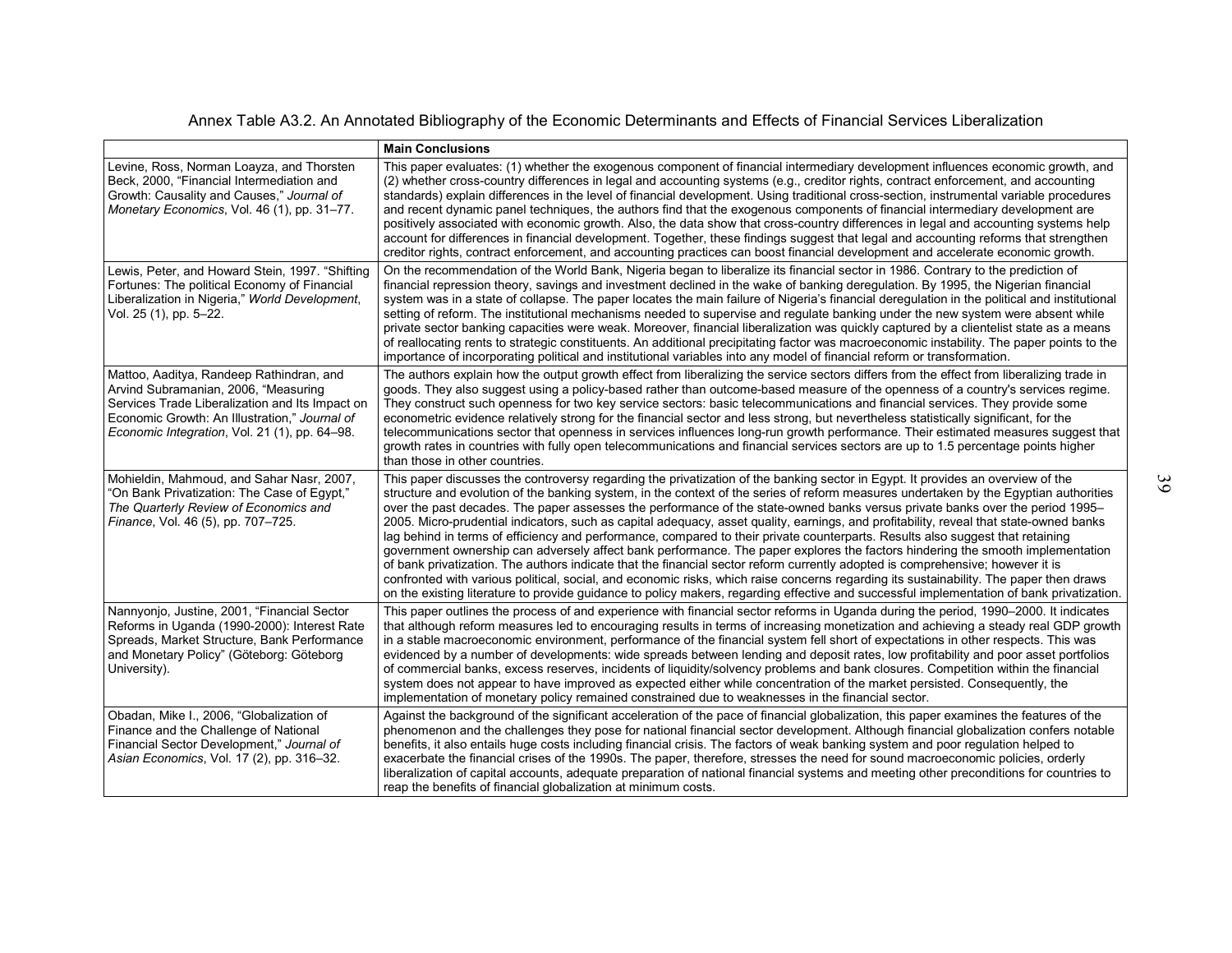Annex Table A3.2. An Annotated Bibliography of the Economic Determinants and Effects of Financial Services Liberalization

| | **Main Conclusions** |
|---|---|
| Levine, Ross, Norman Loayza, and Thorsten Beck, 2000, "Financial Intermediation and Growth: Causality and Causes," *Journal of Monetary Economics*, Vol. 46 (1), pp. 31–77. | This paper evaluates: (1) whether the exogenous component of financial intermediary development influences economic growth, and (2) whether cross-country differences in legal and accounting systems (e.g., creditor rights, contract enforcement, and accounting standards) explain differences in the level of financial development. Using traditional cross-section, instrumental variable procedures and recent dynamic panel techniques, the authors find that the exogenous components of financial intermediary development are positively associated with economic growth. Also, the data show that cross-country differences in legal and accounting systems help account for differences in financial development. Together, these findings suggest that legal and accounting reforms that strengthen creditor rights, contract enforcement, and accounting practices can boost financial development and accelerate economic growth. |
| Lewis, Peter, and Howard Stein, 1997. "Shifting Fortunes: The political Economy of Financial Liberalization in Nigeria," *World Development*, Vol. 25 (1), pp. 5–22. | On the recommendation of the World Bank, Nigeria began to liberalize its financial sector in 1986. Contrary to the prediction of financial repression theory, savings and investment declined in the wake of banking deregulation. By 1995, the Nigerian financial system was in a state of collapse. The paper locates the main failure of Nigeria's financial deregulation in the political and institutional setting of reform. The institutional mechanisms needed to supervise and regulate banking under the new system were absent while private sector banking capacities were weak. Moreover, financial liberalization was quickly captured by a clientelist state as a means of reallocating rents to strategic constituents. An additional precipitating factor was macroeconomic instability. The paper points to the importance of incorporating political and institutional variables into any model of financial reform or transformation. |
| Mattoo, Aaditya, Randeep Rathindran, and Arvind Subramanian, 2006, "Measuring Services Trade Liberalization and Its Impact on Economic Growth: An Illustration," *Journal of Economic Integration*, Vol. 21 (1), pp. 64–98. | The authors explain how the output growth effect from liberalizing the service sectors differs from the effect from liberalizing trade in goods. They also suggest using a policy-based rather than outcome-based measure of the openness of a country's services regime. They construct such openness for two key service sectors: basic telecommunications and financial services. They provide some econometric evidence relatively strong for the financial sector and less strong, but nevertheless statistically significant, for the telecommunications sector that openness in services influences long-run growth performance. Their estimated measures suggest that growth rates in countries with fully open telecommunications and financial services sectors are up to 1.5 percentage points higher than those in other countries. |
| Mohieldin, Mahmoud, and Sahar Nasr, 2007, "On Bank Privatization: The Case of Egypt," *The Quarterly Review of Economics and Finance*, Vol. 46 (5), pp. 707–725. | This paper discusses the controversy regarding the privatization of the banking sector in Egypt. It provides an overview of the structure and evolution of the banking system, in the context of the series of reform measures undertaken by the Egyptian authorities over the past decades. The paper assesses the performance of the state-owned banks versus private banks over the period 1995–2005. Micro-prudential indicators, such as capital adequacy, asset quality, earnings, and profitability, reveal that state-owned banks lag behind in terms of efficiency and performance, compared to their private counterparts. Results also suggest that retaining government ownership can adversely affect bank performance. The paper explores the factors hindering the smooth implementation of bank privatization. The authors indicate that the financial sector reform currently adopted is comprehensive; however it is confronted with various political, social, and economic risks, which raise concerns regarding its sustainability. The paper then draws on the existing literature to provide guidance to policy makers, regarding effective and successful implementation of bank privatization. |
| Nannyonjo, Justine, 2001, "Financial Sector Reforms in Uganda (1990-2000): Interest Rate Spreads, Market Structure, Bank Performance and Monetary Policy" (Göteborg: Göteborg University). | This paper outlines the process of and experience with financial sector reforms in Uganda during the period, 1990–2000. It indicates that although reform measures led to encouraging results in terms of increasing monetization and achieving a steady real GDP growth in a stable macroeconomic environment, performance of the financial system fell short of expectations in other respects. This was evidenced by a number of developments: wide spreads between lending and deposit rates, low profitability and poor asset portfolios of commercial banks, excess reserves, incidents of liquidity/solvency problems and bank closures. Competition within the financial system does not appear to have improved as expected either while concentration of the market persisted. Consequently, the implementation of monetary policy remained constrained due to weaknesses in the financial sector. |
| Obadan, Mike I., 2006, "Globalization of Finance and the Challenge of National Financial Sector Development," *Journal of Asian Economics*, Vol. 17 (2), pp. 316–32. | Against the background of the significant acceleration of the pace of financial globalization, this paper examines the features of the phenomenon and the challenges they pose for national financial sector development. Although financial globalization confers notable benefits, it also entails huge costs including financial crisis. The factors of weak banking system and poor regulation helped to exacerbate the financial crises of the 1990s. The paper, therefore, stresses the need for sound macroeconomic policies, orderly liberalization of capital accounts, adequate preparation of national financial systems and meeting other preconditions for countries to reap the benefits of financial globalization at minimum costs. |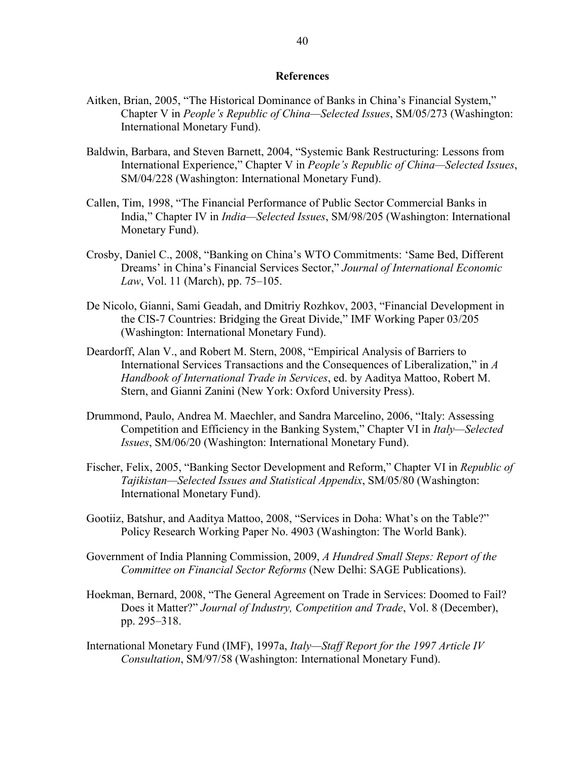## References

Aitken, Brian, 2005, "The Historical Dominance of Banks in China's Financial System," Chapter V in *People's Republic of China—Selected Issues*, SM/05/273 (Washington: International Monetary Fund).

Baldwin, Barbara, and Steven Barnett, 2004, "Systemic Bank Restructuring: Lessons from International Experience," Chapter V in *People's Republic of China—Selected Issues*, SM/04/228 (Washington: International Monetary Fund).

Callen, Tim, 1998, "The Financial Performance of Public Sector Commercial Banks in India," Chapter IV in *India—Selected Issues*, SM/98/205 (Washington: International Monetary Fund).

Crosby, Daniel C., 2008, "Banking on China's WTO Commitments: 'Same Bed, Different Dreams' in China's Financial Services Sector," *Journal of International Economic Law*, Vol. 11 (March), pp. 75–105.

De Nicolo, Gianni, Sami Geadah, and Dmitriy Rozhkov, 2003, "Financial Development in the CIS-7 Countries: Bridging the Great Divide," IMF Working Paper 03/205 (Washington: International Monetary Fund).

Deardorff, Alan V., and Robert M. Stern, 2008, "Empirical Analysis of Barriers to International Services Transactions and the Consequences of Liberalization," in *A Handbook of International Trade in Services*, ed. by Aaditya Mattoo, Robert M. Stern, and Gianni Zanini (New York: Oxford University Press).

Drummond, Paulo, Andrea M. Maechler, and Sandra Marcelino, 2006, "Italy: Assessing Competition and Efficiency in the Banking System," Chapter VI in *Italy—Selected Issues*, SM/06/20 (Washington: International Monetary Fund).

Fischer, Felix, 2005, "Banking Sector Development and Reform," Chapter VI in *Republic of Tajikistan—Selected Issues and Statistical Appendix*, SM/05/80 (Washington: International Monetary Fund).

Gootiiz, Batshur, and Aaditya Mattoo, 2008, "Services in Doha: What's on the Table?" Policy Research Working Paper No. 4903 (Washington: The World Bank).

Government of India Planning Commission, 2009, *A Hundred Small Steps: Report of the Committee on Financial Sector Reforms* (New Delhi: SAGE Publications).

Hoekman, Bernard, 2008, "The General Agreement on Trade in Services: Doomed to Fail? Does it Matter?" *Journal of Industry, Competition and Trade*, Vol. 8 (December), pp. 295–318.

International Monetary Fund (IMF), 1997a, *Italy—Staff Report for the 1997 Article IV Consultation*, SM/97/58 (Washington: International Monetary Fund).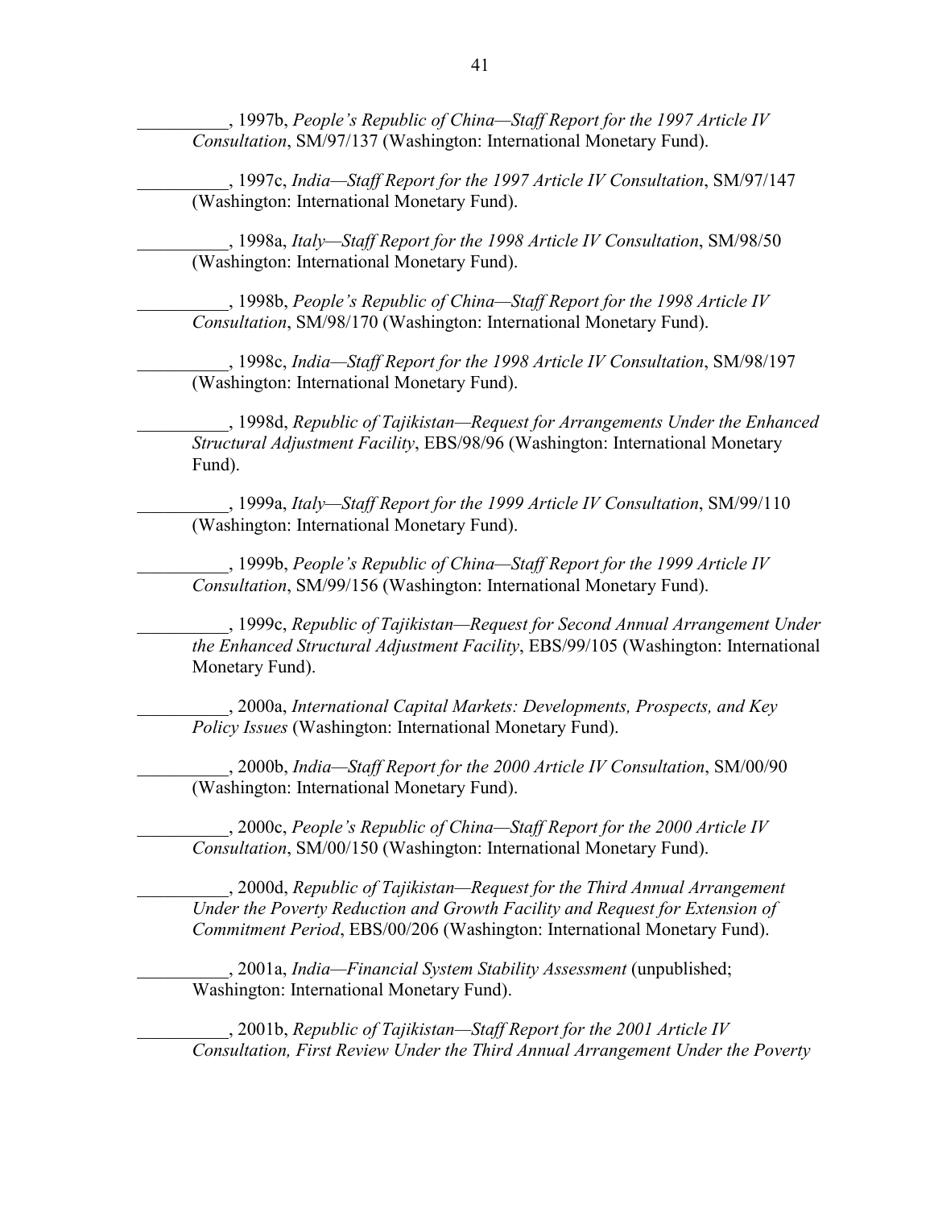__________, 1997b, *People's Republic of China—Staff Report for the 1997 Article IV Consultation*, SM/97/137 (Washington: International Monetary Fund).

__________, 1997c, *India—Staff Report for the 1997 Article IV Consultation*, SM/97/147 (Washington: International Monetary Fund).

__________, 1998a, *Italy—Staff Report for the 1998 Article IV Consultation*, SM/98/50 (Washington: International Monetary Fund).

__________, 1998b, *People's Republic of China—Staff Report for the 1998 Article IV Consultation*, SM/98/170 (Washington: International Monetary Fund).

__________, 1998c, *India—Staff Report for the 1998 Article IV Consultation*, SM/98/197 (Washington: International Monetary Fund).

__________, 1998d, *Republic of Tajikistan—Request for Arrangements Under the Enhanced Structural Adjustment Facility*, EBS/98/96 (Washington: International Monetary Fund).

__________, 1999a, *Italy—Staff Report for the 1999 Article IV Consultation*, SM/99/110 (Washington: International Monetary Fund).

__________, 1999b, *People's Republic of China—Staff Report for the 1999 Article IV Consultation*, SM/99/156 (Washington: International Monetary Fund).

__________, 1999c, *Republic of Tajikistan—Request for Second Annual Arrangement Under the Enhanced Structural Adjustment Facility*, EBS/99/105 (Washington: International Monetary Fund).

__________, 2000a, *International Capital Markets: Developments, Prospects, and Key Policy Issues* (Washington: International Monetary Fund).

__________, 2000b, *India—Staff Report for the 2000 Article IV Consultation*, SM/00/90 (Washington: International Monetary Fund).

__________, 2000c, *People's Republic of China—Staff Report for the 2000 Article IV Consultation*, SM/00/150 (Washington: International Monetary Fund).

__________, 2000d, *Republic of Tajikistan—Request for the Third Annual Arrangement Under the Poverty Reduction and Growth Facility and Request for Extension of Commitment Period*, EBS/00/206 (Washington: International Monetary Fund).

__________, 2001a, *India—Financial System Stability Assessment* (unpublished; Washington: International Monetary Fund).

__________, 2001b, *Republic of Tajikistan—Staff Report for the 2001 Article IV Consultation, First Review Under the Third Annual Arrangement Under the Poverty*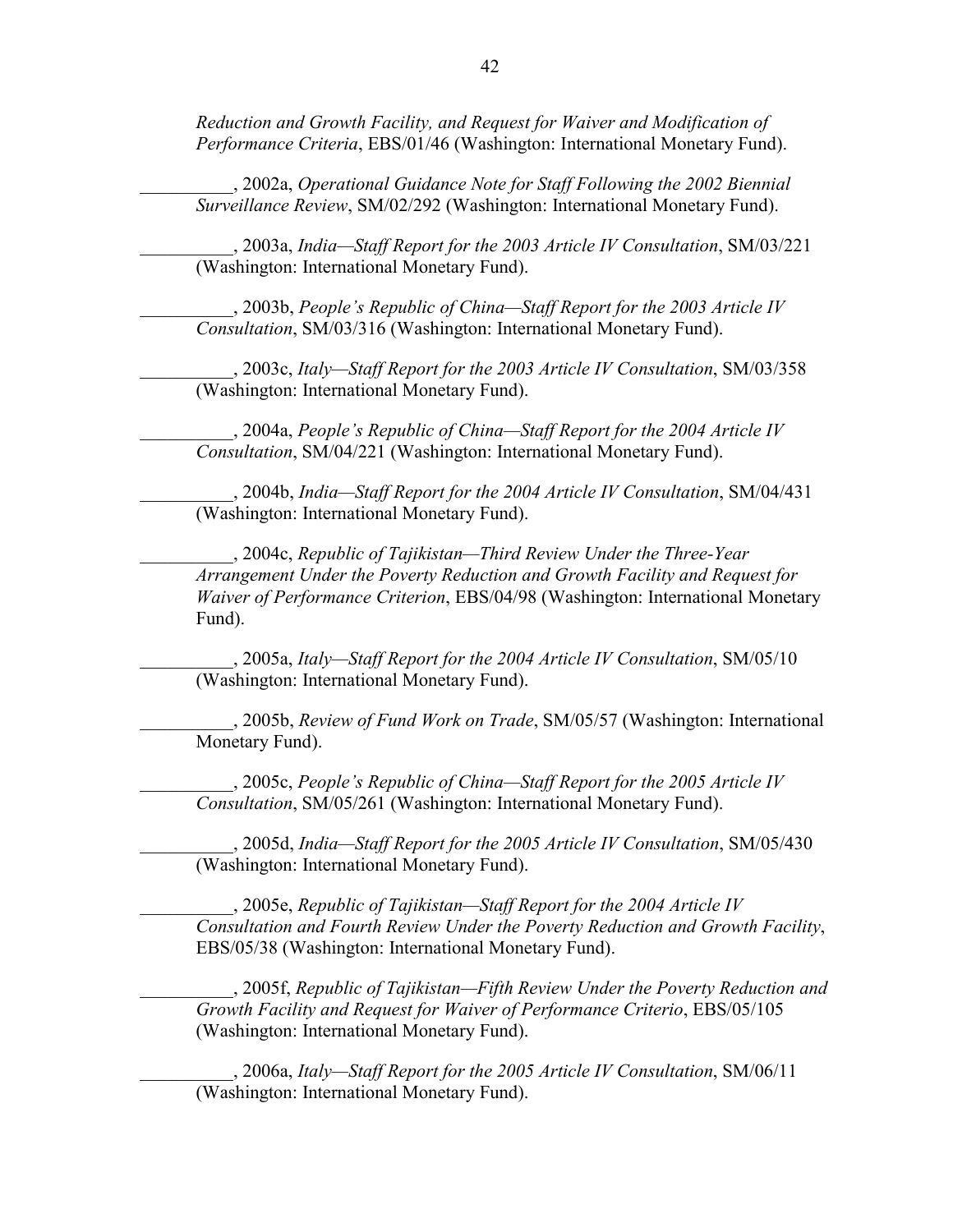*Reduction and Growth Facility, and Request for Waiver and Modification of Performance Criteria*, EBS/01/46 (Washington: International Monetary Fund).

__________, 2002a, *Operational Guidance Note for Staff Following the 2002 Biennial Surveillance Review*, SM/02/292 (Washington: International Monetary Fund).

__________, 2003a, *India—Staff Report for the 2003 Article IV Consultation*, SM/03/221 (Washington: International Monetary Fund).

__________, 2003b, *People's Republic of China—Staff Report for the 2003 Article IV Consultation*, SM/03/316 (Washington: International Monetary Fund).

__________, 2003c, *Italy—Staff Report for the 2003 Article IV Consultation*, SM/03/358 (Washington: International Monetary Fund).

__________, 2004a, *People's Republic of China—Staff Report for the 2004 Article IV Consultation*, SM/04/221 (Washington: International Monetary Fund).

__________, 2004b, *India—Staff Report for the 2004 Article IV Consultation*, SM/04/431 (Washington: International Monetary Fund).

__________, 2004c, *Republic of Tajikistan—Third Review Under the Three-Year Arrangement Under the Poverty Reduction and Growth Facility and Request for Waiver of Performance Criterion*, EBS/04/98 (Washington: International Monetary Fund).

__________, 2005a, *Italy—Staff Report for the 2004 Article IV Consultation*, SM/05/10 (Washington: International Monetary Fund).

__________, 2005b, *Review of Fund Work on Trade*, SM/05/57 (Washington: International Monetary Fund).

__________, 2005c, *People's Republic of China—Staff Report for the 2005 Article IV Consultation*, SM/05/261 (Washington: International Monetary Fund).

__________, 2005d, *India—Staff Report for the 2005 Article IV Consultation*, SM/05/430 (Washington: International Monetary Fund).

__________, 2005e, *Republic of Tajikistan—Staff Report for the 2004 Article IV Consultation and Fourth Review Under the Poverty Reduction and Growth Facility*, EBS/05/38 (Washington: International Monetary Fund).

__________, 2005f, *Republic of Tajikistan—Fifth Review Under the Poverty Reduction and Growth Facility and Request for Waiver of Performance Criterio*, EBS/05/105 (Washington: International Monetary Fund).

__________, 2006a, *Italy—Staff Report for the 2005 Article IV Consultation*, SM/06/11 (Washington: International Monetary Fund).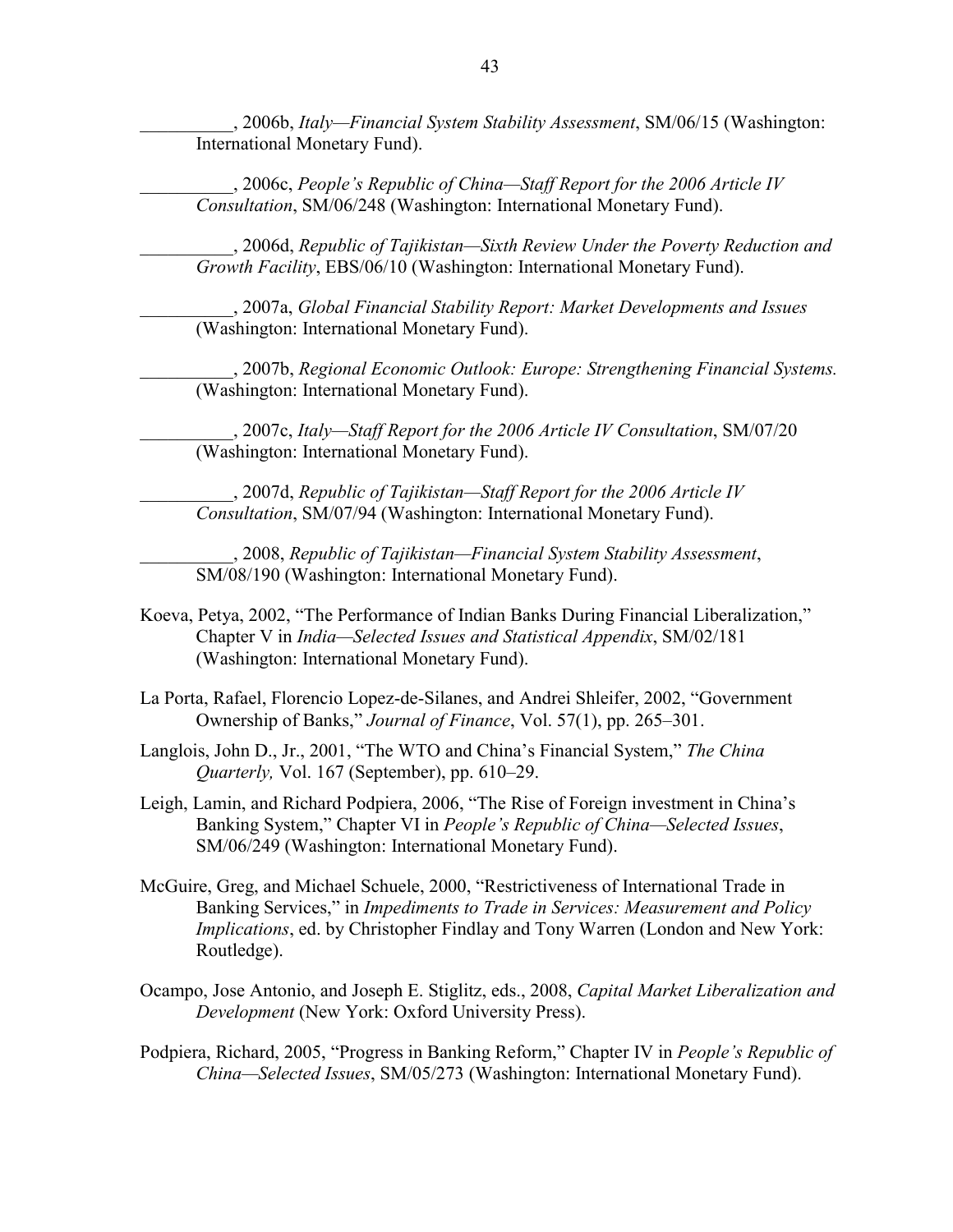__________, 2006b, *Italy—Financial System Stability Assessment*, SM/06/15 (Washington: International Monetary Fund).

__________, 2006c, *People's Republic of China—Staff Report for the 2006 Article IV Consultation*, SM/06/248 (Washington: International Monetary Fund).

__________, 2006d, *Republic of Tajikistan—Sixth Review Under the Poverty Reduction and Growth Facility*, EBS/06/10 (Washington: International Monetary Fund).

__________, 2007a, *Global Financial Stability Report: Market Developments and Issues* (Washington: International Monetary Fund).

__________, 2007b, *Regional Economic Outlook: Europe: Strengthening Financial Systems.* (Washington: International Monetary Fund).

__________, 2007c, *Italy—Staff Report for the 2006 Article IV Consultation*, SM/07/20 (Washington: International Monetary Fund).

__________, 2007d, *Republic of Tajikistan—Staff Report for the 2006 Article IV Consultation*, SM/07/94 (Washington: International Monetary Fund).

__________, 2008, *Republic of Tajikistan—Financial System Stability Assessment*, SM/08/190 (Washington: International Monetary Fund).

Koeva, Petya, 2002, "The Performance of Indian Banks During Financial Liberalization," Chapter V in *India—Selected Issues and Statistical Appendix*, SM/02/181 (Washington: International Monetary Fund).

La Porta, Rafael, Florencio Lopez-de-Silanes, and Andrei Shleifer, 2002, "Government Ownership of Banks," *Journal of Finance*, Vol. 57(1), pp. 265–301.

Langlois, John D., Jr., 2001, "The WTO and China's Financial System," *The China Quarterly,* Vol. 167 (September), pp. 610–29.

Leigh, Lamin, and Richard Podpiera, 2006, "The Rise of Foreign investment in China's Banking System," Chapter VI in *People's Republic of China—Selected Issues*, SM/06/249 (Washington: International Monetary Fund).

McGuire, Greg, and Michael Schuele, 2000, "Restrictiveness of International Trade in Banking Services," in *Impediments to Trade in Services: Measurement and Policy Implications*, ed. by Christopher Findlay and Tony Warren (London and New York: Routledge).

Ocampo, Jose Antonio, and Joseph E. Stiglitz, eds., 2008, *Capital Market Liberalization and Development* (New York: Oxford University Press).

Podpiera, Richard, 2005, "Progress in Banking Reform," Chapter IV in *People's Republic of China—Selected Issues*, SM/05/273 (Washington: International Monetary Fund).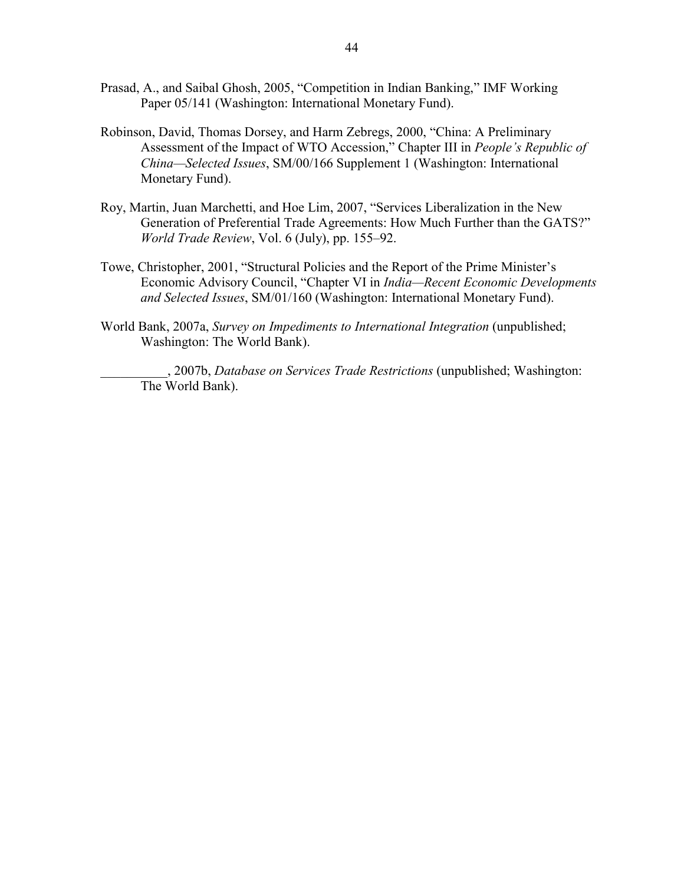Prasad, A., and Saibal Ghosh, 2005, "Competition in Indian Banking," IMF Working Paper 05/141 (Washington: International Monetary Fund).

Robinson, David, Thomas Dorsey, and Harm Zebregs, 2000, "China: A Preliminary Assessment of the Impact of WTO Accession," Chapter III in *People's Republic of China—Selected Issues*, SM/00/166 Supplement 1 (Washington: International Monetary Fund).

Roy, Martin, Juan Marchetti, and Hoe Lim, 2007, "Services Liberalization in the New Generation of Preferential Trade Agreements: How Much Further than the GATS?" *World Trade Review*, Vol. 6 (July), pp. 155–92.

Towe, Christopher, 2001, "Structural Policies and the Report of the Prime Minister's Economic Advisory Council, "Chapter VI in *India—Recent Economic Developments and Selected Issues*, SM/01/160 (Washington: International Monetary Fund).

World Bank, 2007a, *Survey on Impediments to International Integration* (unpublished; Washington: The World Bank).

__________, 2007b, *Database on Services Trade Restrictions* (unpublished; Washington: The World Bank).